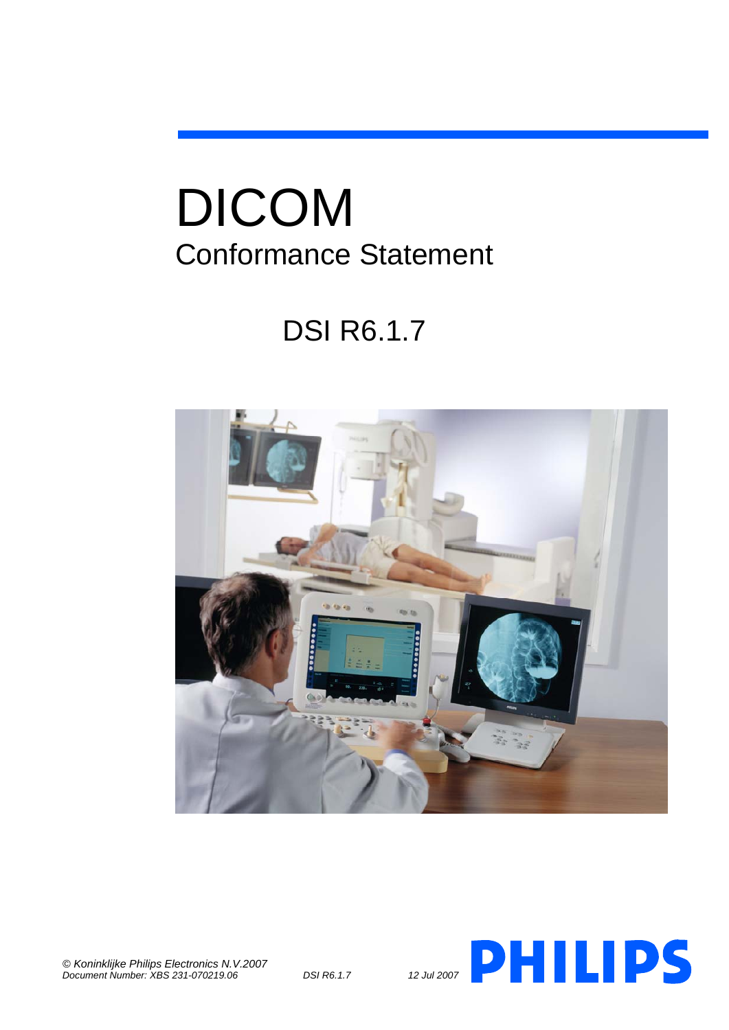# DICOM

## Conformance Statement

## DSI R6.1.7

*© Koninklijke Philips Electronics N.V.2007*
*Document Number: XBS 231-070219.06*　　*DSI R6.1.7*　　*12 Jul 2007*

PHILIPS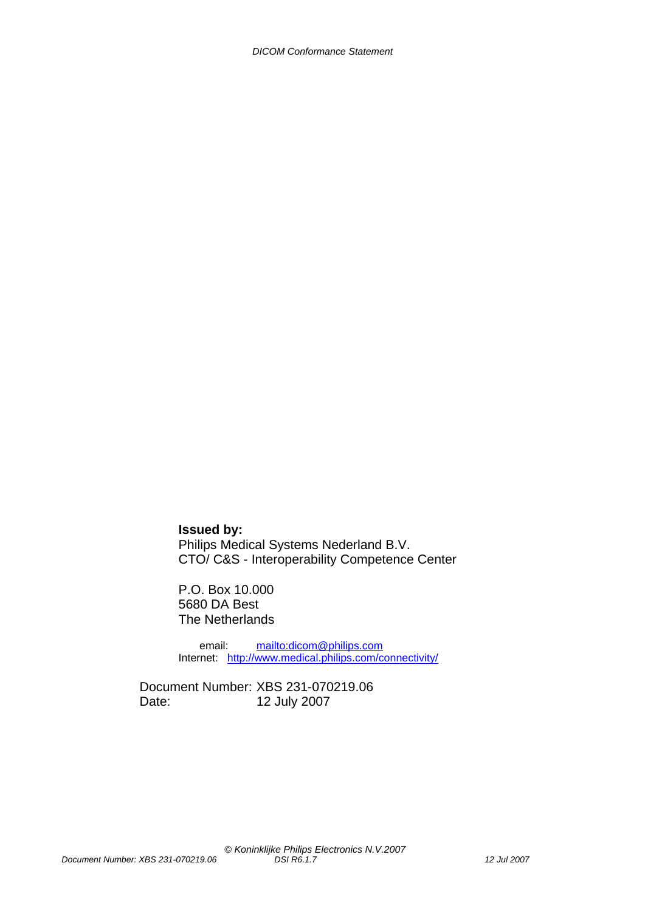**Issued by:**
Philips Medical Systems Nederland B.V.
CTO/ C&S - Interoperability Competence Center

P.O. Box 10.000
5680 DA Best
The Netherlands

email: [mailto:dicom@philips.com](mailto:dicom@philips.com)
Internet: [http://www.medical.philips.com/connectivity/](http://www.medical.philips.com/connectivity/)

Document Number: XBS 231-070219.06
Date: 12 July 2007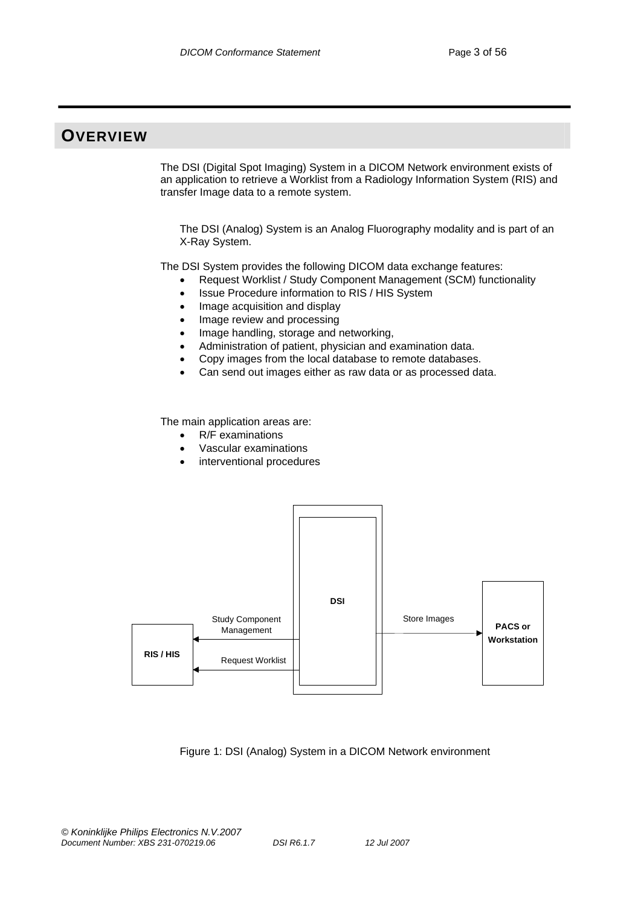# OVERVIEW

The DSI (Digital Spot Imaging) System in a DICOM Network environment exists of an application to retrieve a Worklist from a Radiology Information System (RIS) and transfer Image data to a remote system.

The DSI (Analog) System is an Analog Fluorography modality and is part of an X-Ray System.

The DSI System provides the following DICOM data exchange features:

- Request Worklist / Study Component Management (SCM) functionality
- Issue Procedure information to RIS / HIS System
- Image acquisition and display
- Image review and processing
- Image handling, storage and networking,
- Administration of patient, physician and examination data.
- Copy images from the local database to remote databases.
- Can send out images either as raw data or as processed data.

The main application areas are:

- R/F examinations
- Vascular examinations
- interventional procedures

RIS / HIS | Study Component Management | Request Worklist | DSI | Store Images | PACS or Workstation

Figure 1: DSI (Analog) System in a DICOM Network environment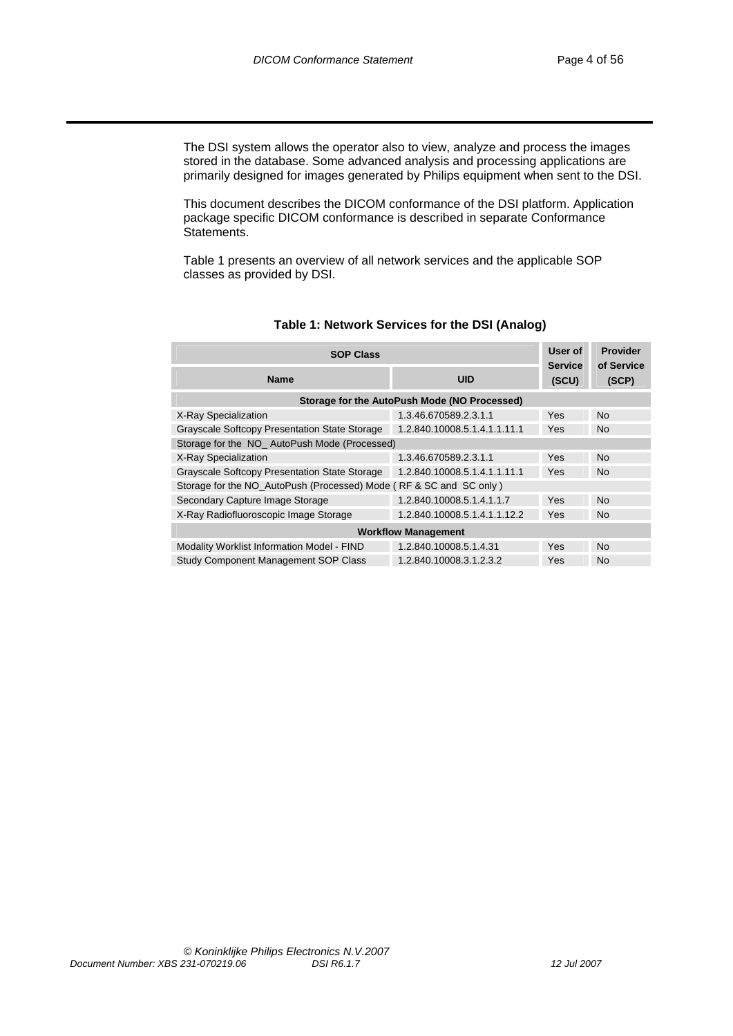The DSI system allows the operator also to view, analyze and process the images stored in the database. Some advanced analysis and processing applications are primarily designed for images generated by Philips equipment when sent to the DSI.

This document describes the DICOM conformance of the DSI platform. Application package specific DICOM conformance is described in separate Conformance Statements.

Table 1 presents an overview of all network services and the applicable SOP classes as provided by DSI.

**Table 1: Network Services for the DSI (Analog)**

| SOP Class | | User of Service (SCU) | Provider of Service (SCP) |
|---|---|---|---|
| **Name** | **UID** | | |
| **Storage for the AutoPush Mode (NO Processed)** | | | |
| X-Ray Specialization | 1.3.46.670589.2.3.1.1 | Yes | No |
| Grayscale Softcopy Presentation State Storage | 1.2.840.10008.5.1.4.1.1.11.1 | Yes | No |
| Storage for the NO_ AutoPush Mode (Processed) | | | |
| X-Ray Specialization | 1.3.46.670589.2.3.1.1 | Yes | No |
| Grayscale Softcopy Presentation State Storage | 1.2.840.10008.5.1.4.1.1.11.1 | Yes | No |
| Storage for the NO_AutoPush (Processed) Mode ( RF & SC and SC only ) | | | |
| Secondary Capture Image Storage | 1.2.840.10008.5.1.4.1.1.7 | Yes | No |
| X-Ray Radiofluoroscopic Image Storage | 1.2.840.10008.5.1.4.1.1.12.2 | Yes | No |
| **Workflow Management** | | | |
| Modality Worklist Information Model - FIND | 1.2.840.10008.5.1.4.31 | Yes | No |
| Study Component Management SOP Class | 1.2.840.10008.3.1.2.3.2 | Yes | No |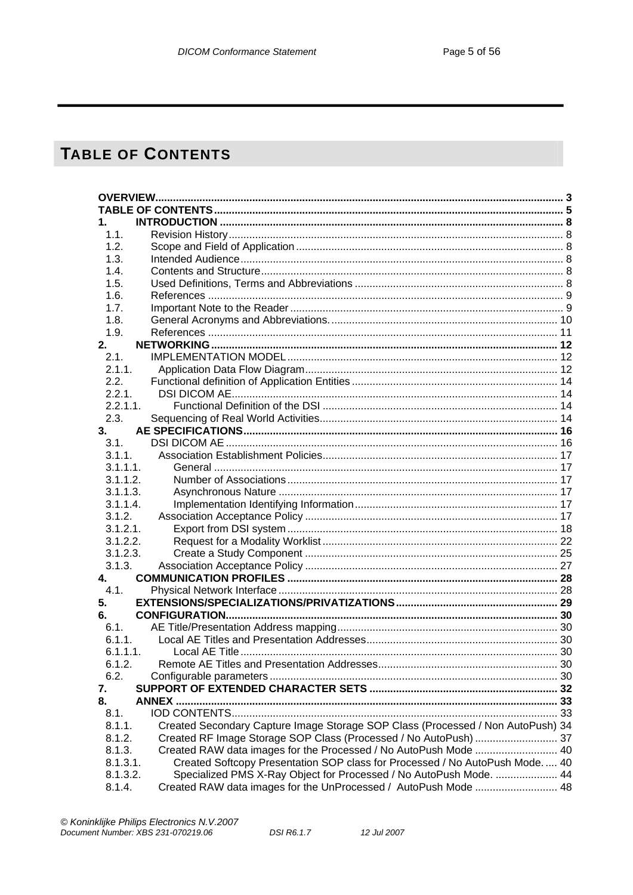# TABLE OF CONTENTS

**OVERVIEW** ..... 3

**TABLE OF CONTENTS** ..... 5

**1. INTRODUCTION** ..... 8

- 1.1. Revision History ..... 8
- 1.2. Scope and Field of Application ..... 8
- 1.3. Intended Audience ..... 8
- 1.4. Contents and Structure ..... 8
- 1.5. Used Definitions, Terms and Abbreviations ..... 8
- 1.6. References ..... 9
- 1.7. Important Note to the Reader ..... 9
- 1.8. General Acronyms and Abbreviations. ..... 10
- 1.9. References ..... 11

**2. NETWORKING** ..... 12

- 2.1. IMPLEMENTATION MODEL ..... 12
- 2.1.1. Application Data Flow Diagram ..... 12
- 2.2. Functional definition of Application Entities ..... 14
- 2.2.1. DSI DICOM AE ..... 14
- 2.2.1.1. Functional Definition of the DSI ..... 14
- 2.3. Sequencing of Real World Activities ..... 14

**3. AE SPECIFICATIONS** ..... 16

- 3.1. DSI DICOM AE ..... 16
- 3.1.1. Association Establishment Policies ..... 17
- 3.1.1.1. General ..... 17
- 3.1.1.2. Number of Associations ..... 17
- 3.1.1.3. Asynchronous Nature ..... 17
- 3.1.1.4. Implementation Identifying Information ..... 17
- 3.1.2. Association Acceptance Policy ..... 17
- 3.1.2.1. Export from DSI system ..... 18
- 3.1.2.2. Request for a Modality Worklist ..... 22
- 3.1.2.3. Create a Study Component ..... 25
- 3.1.3. Association Acceptance Policy ..... 27

**4. COMMUNICATION PROFILES** ..... 28

- 4.1. Physical Network Interface ..... 28

**5. EXTENSIONS/SPECIALIZATIONS/PRIVATIZATIONS** ..... 29

**6. CONFIGURATION** ..... 30

- 6.1. AE Title/Presentation Address mapping ..... 30
- 6.1.1. Local AE Titles and Presentation Addresses ..... 30
- 6.1.1.1. Local AE Title ..... 30
- 6.1.2. Remote AE Titles and Presentation Addresses ..... 30
- 6.2. Configurable parameters ..... 30

**7. SUPPORT OF EXTENDED CHARACTER SETS** ..... 32

**8. ANNEX** ..... 33

- 8.1. IOD CONTENTS ..... 33
- 8.1.1. Created Secondary Capture Image Storage SOP Class (Processed / Non AutoPush) 34
- 8.1.2. Created RF Image Storage SOP Class (Processed / No AutoPush) ..... 37
- 8.1.3. Created RAW data images for the Processed / No AutoPush Mode ..... 40
- 8.1.3.1. Created Softcopy Presentation SOP class for Processed / No AutoPush Mode. ..... 40
- 8.1.3.2. Specialized PMS X-Ray Object for Processed / No AutoPush Mode. ..... 44
- 8.1.4. Created RAW data images for the UnProcessed / AutoPush Mode ..... 48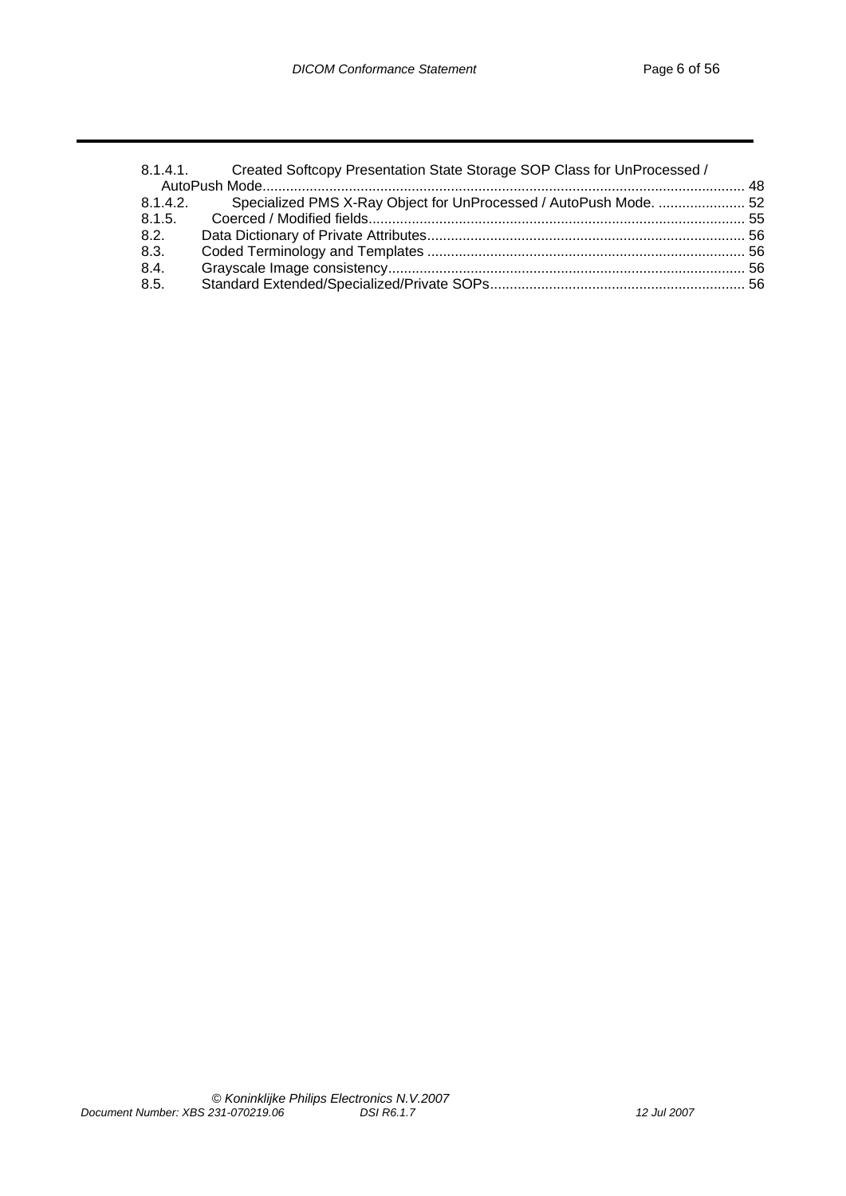8.1.4.1. Created Softcopy Presentation State Storage SOP Class for UnProcessed / AutoPush Mode........................................................................................................................ 48
8.1.4.2. Specialized PMS X-Ray Object for UnProcessed / AutoPush Mode. ...................... 52
8.1.5. Coerced / Modified fields............................................................................................. 55
8.2. Data Dictionary of Private Attributes................................................................................ 56
8.3. Coded Terminology and Templates ................................................................................ 56
8.4. Grayscale Image consistency......................................................................................... 56
8.5. Standard Extended/Specialized/Private SOPs................................................................ 56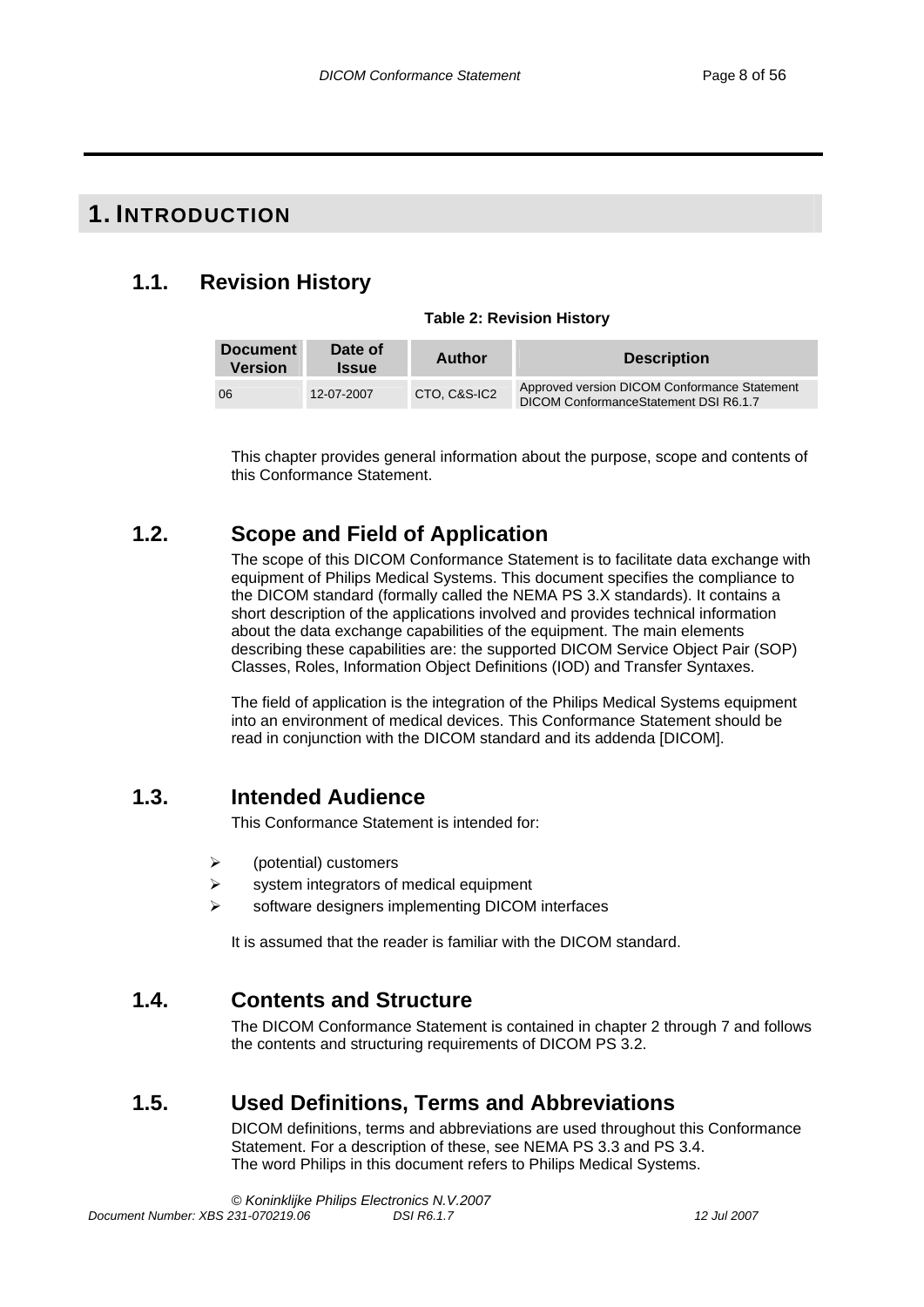# 1. INTRODUCTION

## 1.1. Revision History

**Table 2: Revision History**

| Document Version | Date of Issue | Author | Description |
|---|---|---|---|
| 06 | 12-07-2007 | CTO, C&S-IC2 | Approved version DICOM Conformance Statement DICOM ConformanceStatement DSI R6.1.7 |

This chapter provides general information about the purpose, scope and contents of this Conformance Statement.

## 1.2. Scope and Field of Application

The scope of this DICOM Conformance Statement is to facilitate data exchange with equipment of Philips Medical Systems. This document specifies the compliance to the DICOM standard (formally called the NEMA PS 3.X standards). It contains a short description of the applications involved and provides technical information about the data exchange capabilities of the equipment. The main elements describing these capabilities are: the supported DICOM Service Object Pair (SOP) Classes, Roles, Information Object Definitions (IOD) and Transfer Syntaxes.

The field of application is the integration of the Philips Medical Systems equipment into an environment of medical devices. This Conformance Statement should be read in conjunction with the DICOM standard and its addenda [DICOM].

## 1.3. Intended Audience

This Conformance Statement is intended for:

- (potential) customers
- system integrators of medical equipment
- software designers implementing DICOM interfaces

It is assumed that the reader is familiar with the DICOM standard.

## 1.4. Contents and Structure

The DICOM Conformance Statement is contained in chapter 2 through 7 and follows the contents and structuring requirements of DICOM PS 3.2.

## 1.5. Used Definitions, Terms and Abbreviations

DICOM definitions, terms and abbreviations are used throughout this Conformance Statement. For a description of these, see NEMA PS 3.3 and PS 3.4.
The word Philips in this document refers to Philips Medical Systems.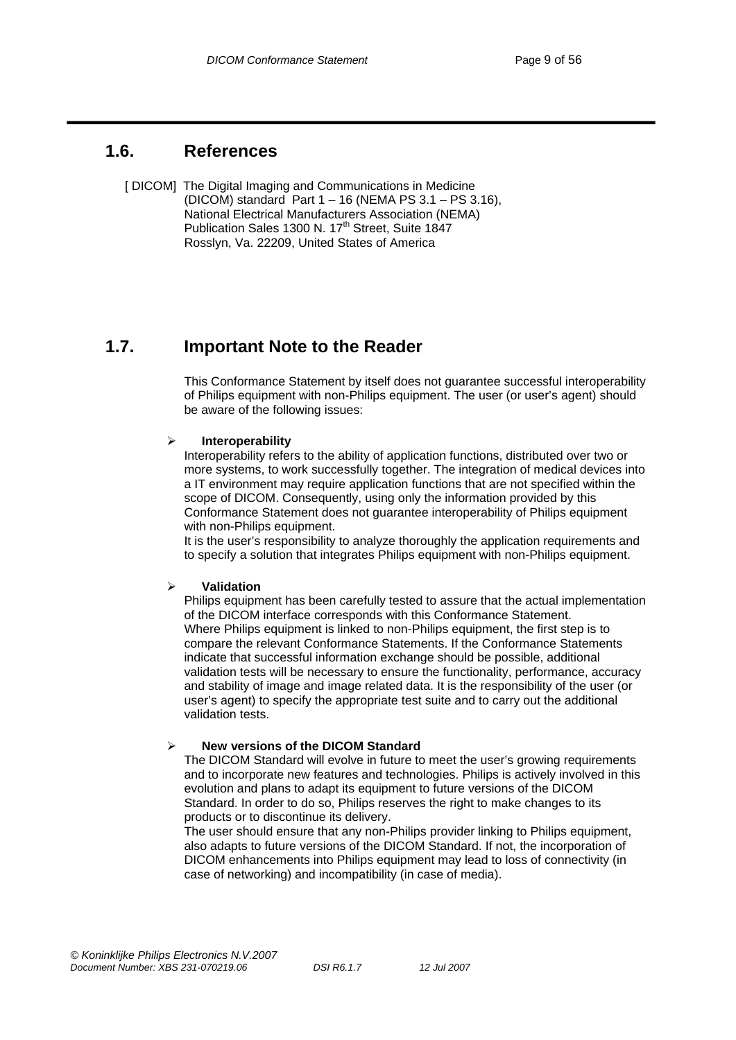## 1.6. References

[ DICOM] The Digital Imaging and Communications in Medicine (DICOM) standard Part 1 – 16 (NEMA PS 3.1 – PS 3.16), National Electrical Manufacturers Association (NEMA) Publication Sales 1300 N. 17th Street, Suite 1847 Rosslyn, Va. 22209, United States of America

## 1.7. Important Note to the Reader

This Conformance Statement by itself does not guarantee successful interoperability of Philips equipment with non-Philips equipment. The user (or user's agent) should be aware of the following issues:

- **Interoperability**
  Interoperability refers to the ability of application functions, distributed over two or more systems, to work successfully together. The integration of medical devices into a IT environment may require application functions that are not specified within the scope of DICOM. Consequently, using only the information provided by this Conformance Statement does not guarantee interoperability of Philips equipment with non-Philips equipment.
  It is the user's responsibility to analyze thoroughly the application requirements and to specify a solution that integrates Philips equipment with non-Philips equipment.

- **Validation**
  Philips equipment has been carefully tested to assure that the actual implementation of the DICOM interface corresponds with this Conformance Statement.
  Where Philips equipment is linked to non-Philips equipment, the first step is to compare the relevant Conformance Statements. If the Conformance Statements indicate that successful information exchange should be possible, additional validation tests will be necessary to ensure the functionality, performance, accuracy and stability of image and image related data. It is the responsibility of the user (or user's agent) to specify the appropriate test suite and to carry out the additional validation tests.

- **New versions of the DICOM Standard**
  The DICOM Standard will evolve in future to meet the user's growing requirements and to incorporate new features and technologies. Philips is actively involved in this evolution and plans to adapt its equipment to future versions of the DICOM Standard. In order to do so, Philips reserves the right to make changes to its products or to discontinue its delivery.
  The user should ensure that any non-Philips provider linking to Philips equipment, also adapts to future versions of the DICOM Standard. If not, the incorporation of DICOM enhancements into Philips equipment may lead to loss of connectivity (in case of networking) and incompatibility (in case of media).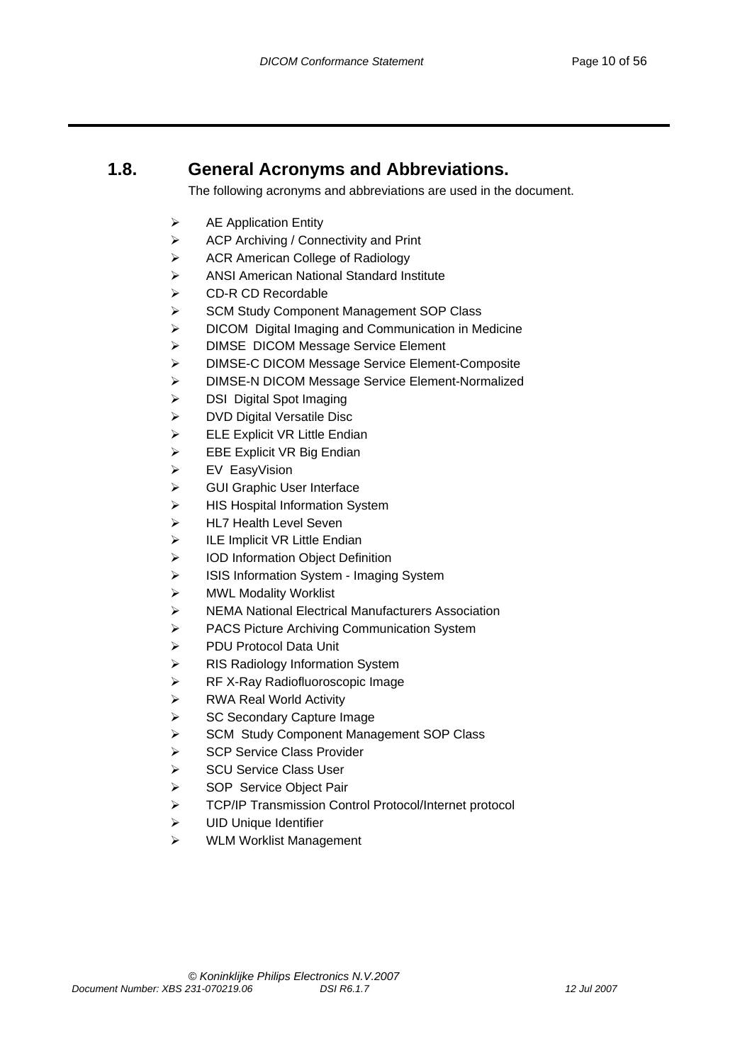## 1.8. General Acronyms and Abbreviations.

The following acronyms and abbreviations are used in the document.

- AE Application Entity
- ACP Archiving / Connectivity and Print
- ACR American College of Radiology
- ANSI American National Standard Institute
- CD-R CD Recordable
- SCM Study Component Management SOP Class
- DICOM Digital Imaging and Communication in Medicine
- DIMSE DICOM Message Service Element
- DIMSE-C DICOM Message Service Element-Composite
- DIMSE-N DICOM Message Service Element-Normalized
- DSI Digital Spot Imaging
- DVD Digital Versatile Disc
- ELE Explicit VR Little Endian
- EBE Explicit VR Big Endian
- EV EasyVision
- GUI Graphic User Interface
- HIS Hospital Information System
- HL7 Health Level Seven
- ILE Implicit VR Little Endian
- IOD Information Object Definition
- ISIS Information System - Imaging System
- MWL Modality Worklist
- NEMA National Electrical Manufacturers Association
- PACS Picture Archiving Communication System
- PDU Protocol Data Unit
- RIS Radiology Information System
- RF X-Ray Radiofluoroscopic Image
- RWA Real World Activity
- SC Secondary Capture Image
- SCM Study Component Management SOP Class
- SCP Service Class Provider
- SCU Service Class User
- SOP Service Object Pair
- TCP/IP Transmission Control Protocol/Internet protocol
- UID Unique Identifier
- WLM Worklist Management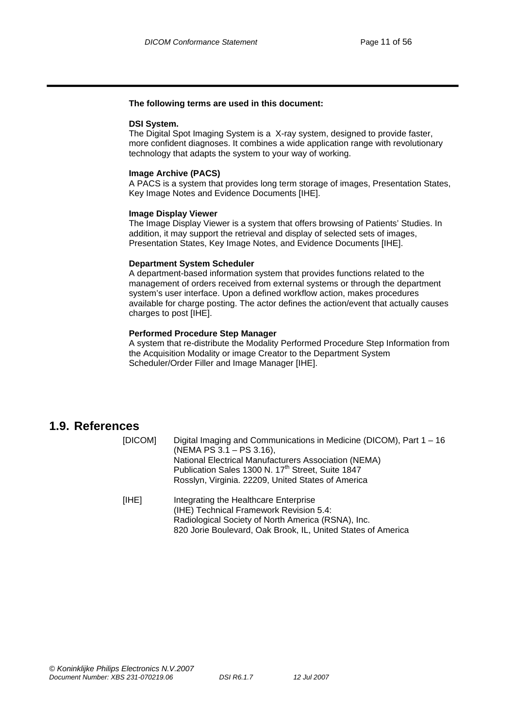**The following terms are used in this document:**

**DSI System.**
The Digital Spot Imaging System is a X-ray system, designed to provide faster, more confident diagnoses. It combines a wide application range with revolutionary technology that adapts the system to your way of working.

**Image Archive (PACS)**
A PACS is a system that provides long term storage of images, Presentation States, Key Image Notes and Evidence Documents [IHE].

**Image Display Viewer**
The Image Display Viewer is a system that offers browsing of Patients' Studies. In addition, it may support the retrieval and display of selected sets of images, Presentation States, Key Image Notes, and Evidence Documents [IHE].

**Department System Scheduler**
A department-based information system that provides functions related to the management of orders received from external systems or through the department system's user interface. Upon a defined workflow action, makes procedures available for charge posting. The actor defines the action/event that actually causes charges to post [IHE].

**Performed Procedure Step Manager**
A system that re-distribute the Modality Performed Procedure Step Information from the Acquisition Modality or image Creator to the Department System Scheduler/Order Filler and Image Manager [IHE].

## 1.9. References

[DICOM] Digital Imaging and Communications in Medicine (DICOM), Part 1 – 16 (NEMA PS 3.1 – PS 3.16),
National Electrical Manufacturers Association (NEMA)
Publication Sales 1300 N. 17th Street, Suite 1847
Rosslyn, Virginia. 22209, United States of America

[IHE] Integrating the Healthcare Enterprise
(IHE) Technical Framework Revision 5.4:
Radiological Society of North America (RSNA), Inc.
820 Jorie Boulevard, Oak Brook, IL, United States of America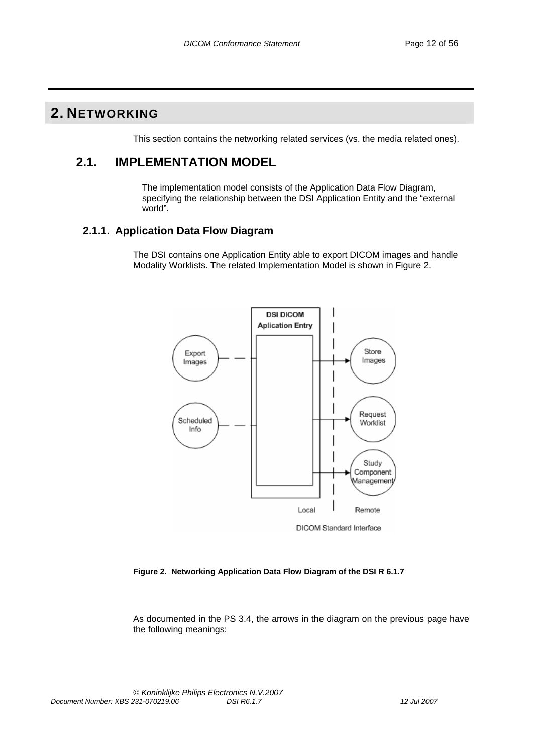# 2. NETWORKING

This section contains the networking related services (vs. the media related ones).

## 2.1. IMPLEMENTATION MODEL

The implementation model consists of the Application Data Flow Diagram, specifying the relationship between the DSI Application Entity and the "external world".

### 2.1.1. Application Data Flow Diagram

The DSI contains one Application Entity able to export DICOM images and handle Modality Worklists. The related Implementation Model is shown in Figure 2.

**Figure 2. Networking Application Data Flow Diagram of the DSI R 6.1.7**

As documented in the PS 3.4, the arrows in the diagram on the previous page have the following meanings: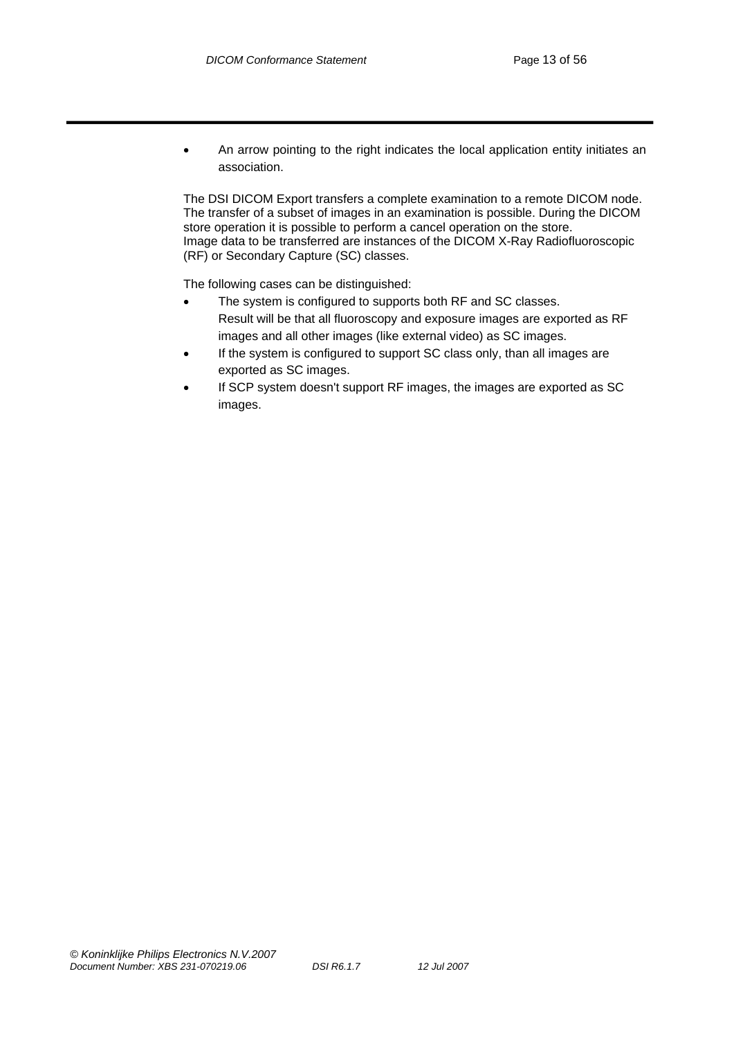- An arrow pointing to the right indicates the local application entity initiates an association.

The DSI DICOM Export transfers a complete examination to a remote DICOM node. The transfer of a subset of images in an examination is possible. During the DICOM store operation it is possible to perform a cancel operation on the store.
Image data to be transferred are instances of the DICOM X-Ray Radiofluoroscopic (RF) or Secondary Capture (SC) classes.

The following cases can be distinguished:

- The system is configured to supports both RF and SC classes.
  Result will be that all fluoroscopy and exposure images are exported as RF images and all other images (like external video) as SC images.
- If the system is configured to support SC class only, than all images are exported as SC images.
- If SCP system doesn't support RF images, the images are exported as SC images.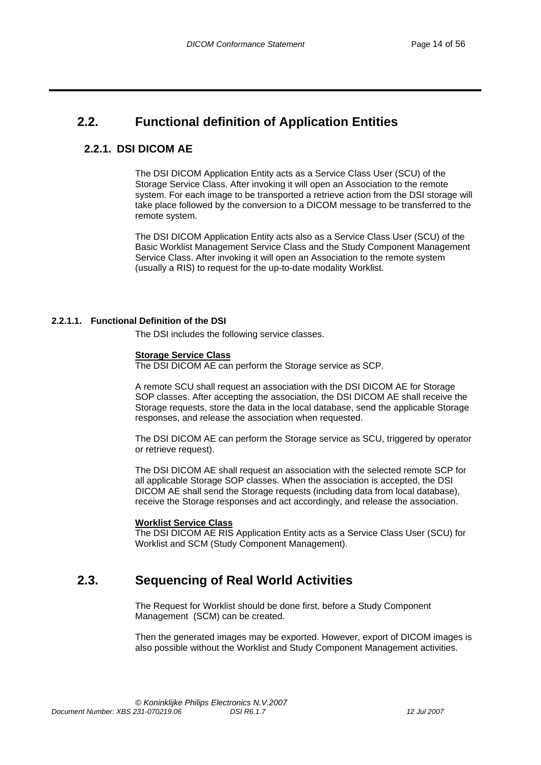## 2.2. Functional definition of Application Entities

### 2.2.1. DSI DICOM AE

The DSI DICOM Application Entity acts as a Service Class User (SCU) of the Storage Service Class. After invoking it will open an Association to the remote system. For each image to be transported a retrieve action from the DSI storage will take place followed by the conversion to a DICOM message to be transferred to the remote system.

The DSI DICOM Application Entity acts also as a Service Class User (SCU) of the Basic Worklist Management Service Class and the Study Component Management Service Class. After invoking it will open an Association to the remote system (usually a RIS) to request for the up-to-date modality Worklist.

#### 2.2.1.1. Functional Definition of the DSI

The DSI includes the following service classes.

**Storage Service Class**
The DSI DICOM AE can perform the Storage service as SCP.

A remote SCU shall request an association with the DSI DICOM AE for Storage SOP classes. After accepting the association, the DSI DICOM AE shall receive the Storage requests, store the data in the local database, send the applicable Storage responses, and release the association when requested.

The DSI DICOM AE can perform the Storage service as SCU, triggered by operator or retrieve request).

The DSI DICOM AE shall request an association with the selected remote SCP for all applicable Storage SOP classes. When the association is accepted, the DSI DICOM AE shall send the Storage requests (including data from local database), receive the Storage responses and act accordingly, and release the association.

**Worklist Service Class**
The DSI DICOM AE RIS Application Entity acts as a Service Class User (SCU) for Worklist and SCM (Study Component Management).

## 2.3. Sequencing of Real World Activities

The Request for Worklist should be done first, before a Study Component Management (SCM) can be created.

Then the generated images may be exported. However, export of DICOM images is also possible without the Worklist and Study Component Management activities.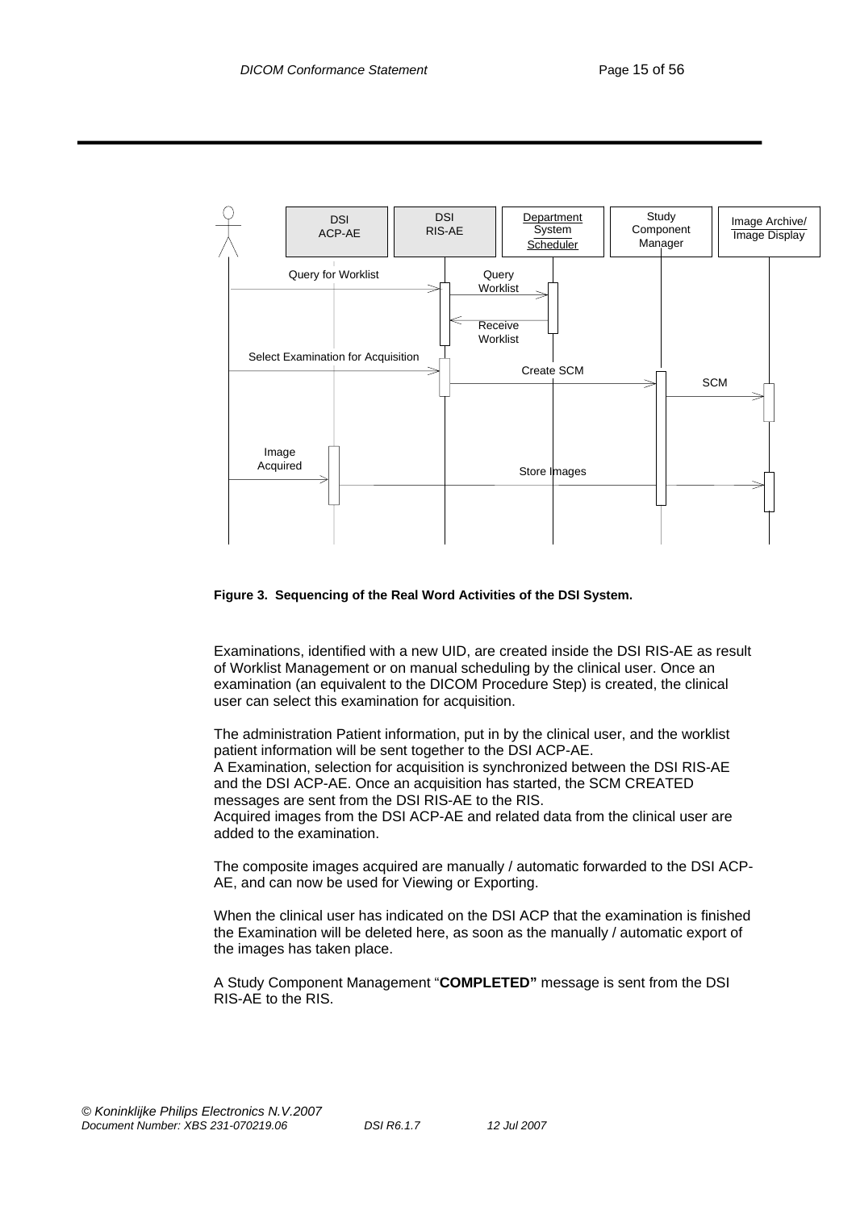**Figure 3. Sequencing of the Real Word Activities of the DSI System.**

Examinations, identified with a new UID, are created inside the DSI RIS-AE as result of Worklist Management or on manual scheduling by the clinical user. Once an examination (an equivalent to the DICOM Procedure Step) is created, the clinical user can select this examination for acquisition.

The administration Patient information, put in by the clinical user, and the worklist patient information will be sent together to the DSI ACP-AE.
A Examination, selection for acquisition is synchronized between the DSI RIS-AE and the DSI ACP-AE. Once an acquisition has started, the SCM CREATED messages are sent from the DSI RIS-AE to the RIS.
Acquired images from the DSI ACP-AE and related data from the clinical user are added to the examination.

The composite images acquired are manually / automatic forwarded to the DSI ACP-AE, and can now be used for Viewing or Exporting.

When the clinical user has indicated on the DSI ACP that the examination is finished the Examination will be deleted here, as soon as the manually / automatic export of the images has taken place.

A Study Component Management "**COMPLETED"** message is sent from the DSI RIS-AE to the RIS.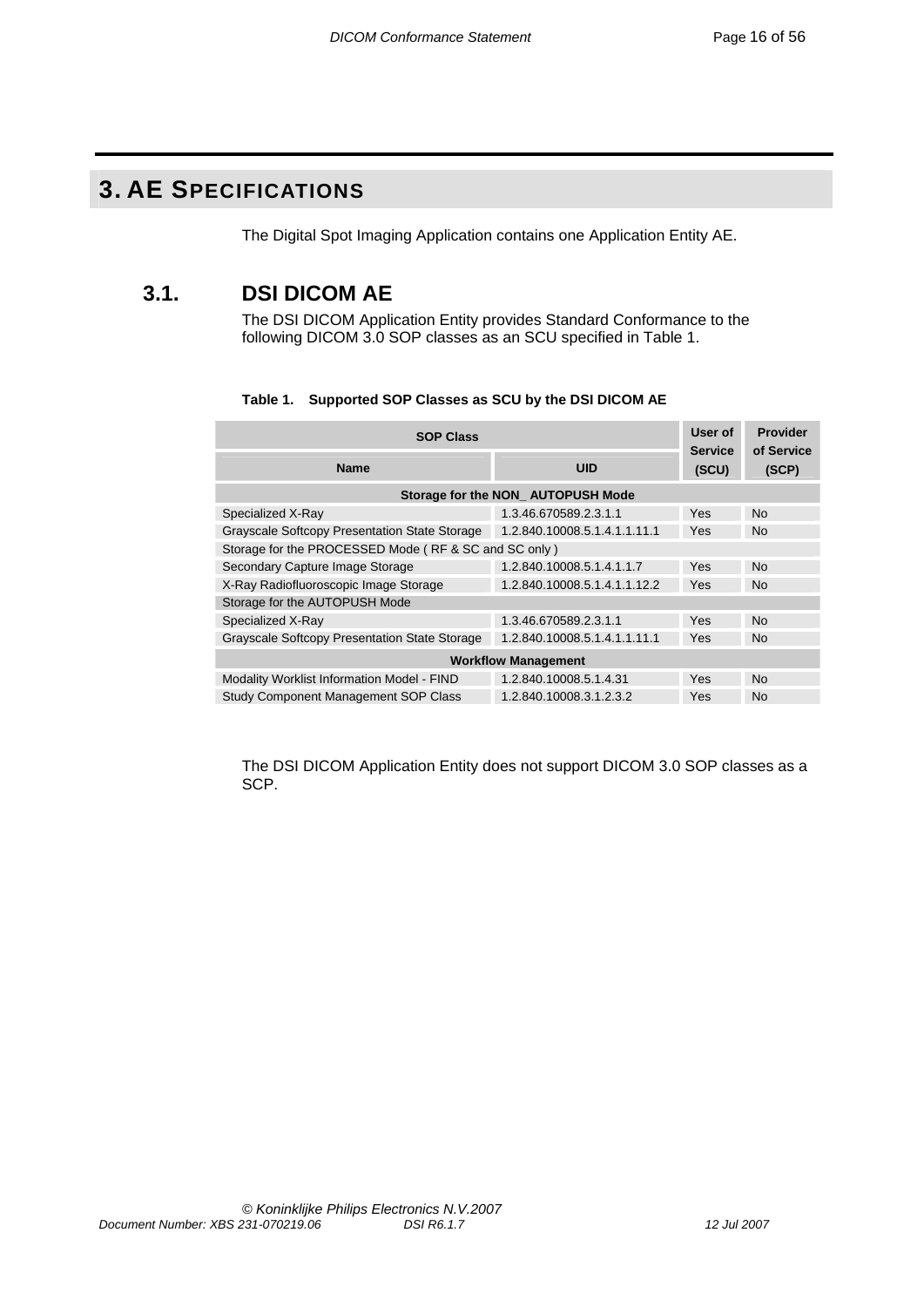# 3. AE SPECIFICATIONS

The Digital Spot Imaging Application contains one Application Entity AE.

## 3.1. DSI DICOM AE

The DSI DICOM Application Entity provides Standard Conformance to the following DICOM 3.0 SOP classes as an SCU specified in Table 1.

**Table 1. Supported SOP Classes as SCU by the DSI DICOM AE**

| SOP Class | | User of Service (SCU) | Provider of Service (SCP) |
|---|---|---|---|
| **Name** | **UID** | | |
| **Storage for the NON_ AUTOPUSH Mode** | | | |
| Specialized X-Ray | 1.3.46.670589.2.3.1.1 | Yes | No |
| Grayscale Softcopy Presentation State Storage | 1.2.840.10008.5.1.4.1.1.11.1 | Yes | No |
| Storage for the PROCESSED Mode ( RF & SC only ) | | | |
| Secondary Capture Image Storage | 1.2.840.10008.5.1.4.1.1.7 | Yes | No |
| X-Ray Radiofluoroscopic Image Storage | 1.2.840.10008.5.1.4.1.1.12.2 | Yes | No |
| Storage for the AUTOPUSH Mode | | | |
| Specialized X-Ray | 1.3.46.670589.2.3.1.1 | Yes | No |
| Grayscale Softcopy Presentation State Storage | 1.2.840.10008.5.1.4.1.1.11.1 | Yes | No |
| **Workflow Management** | | | |
| Modality Worklist Information Model - FIND | 1.2.840.10008.5.1.4.31 | Yes | No |
| Study Component Management SOP Class | 1.2.840.10008.3.1.2.3.2 | Yes | No |

The DSI DICOM Application Entity does not support DICOM 3.0 SOP classes as a SCP.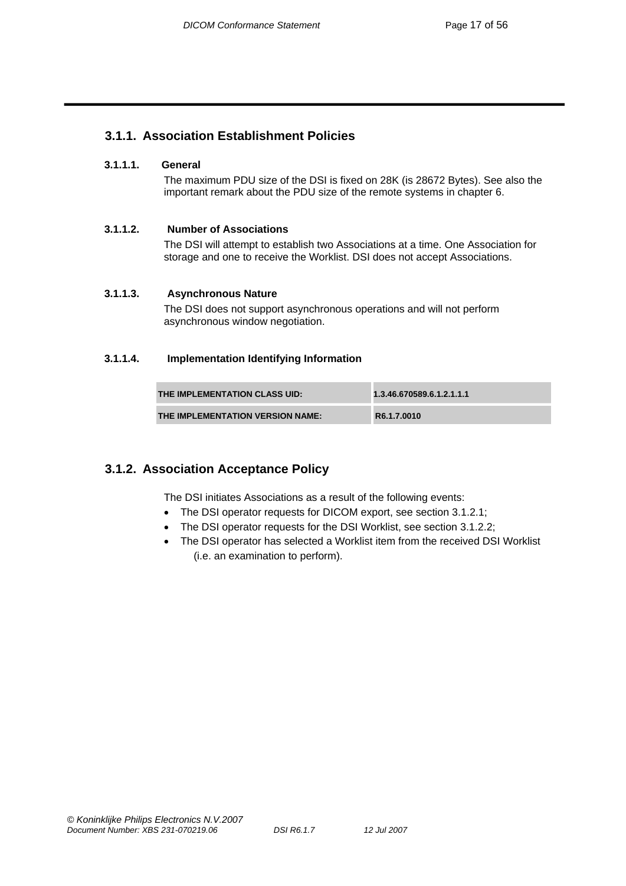### 3.1.1. Association Establishment Policies

#### 3.1.1.1. General

The maximum PDU size of the DSI is fixed on 28K (is 28672 Bytes). See also the important remark about the PDU size of the remote systems in chapter 6.

#### 3.1.1.2. Number of Associations

The DSI will attempt to establish two Associations at a time. One Association for storage and one to receive the Worklist. DSI does not accept Associations.

#### 3.1.1.3. Asynchronous Nature

The DSI does not support asynchronous operations and will not perform asynchronous window negotiation.

#### 3.1.1.4. Implementation Identifying Information

| | |
|---|---|
| **THE IMPLEMENTATION CLASS UID:** | **1.3.46.670589.6.1.2.1.1.1** |
| **THE IMPLEMENTATION VERSION NAME:** | **R6.1.7.0010** |

### 3.1.2. Association Acceptance Policy

The DSI initiates Associations as a result of the following events:

- The DSI operator requests for DICOM export, see section 3.1.2.1;
- The DSI operator requests for the DSI Worklist, see section 3.1.2.2;
- The DSI operator has selected a Worklist item from the received DSI Worklist (i.e. an examination to perform).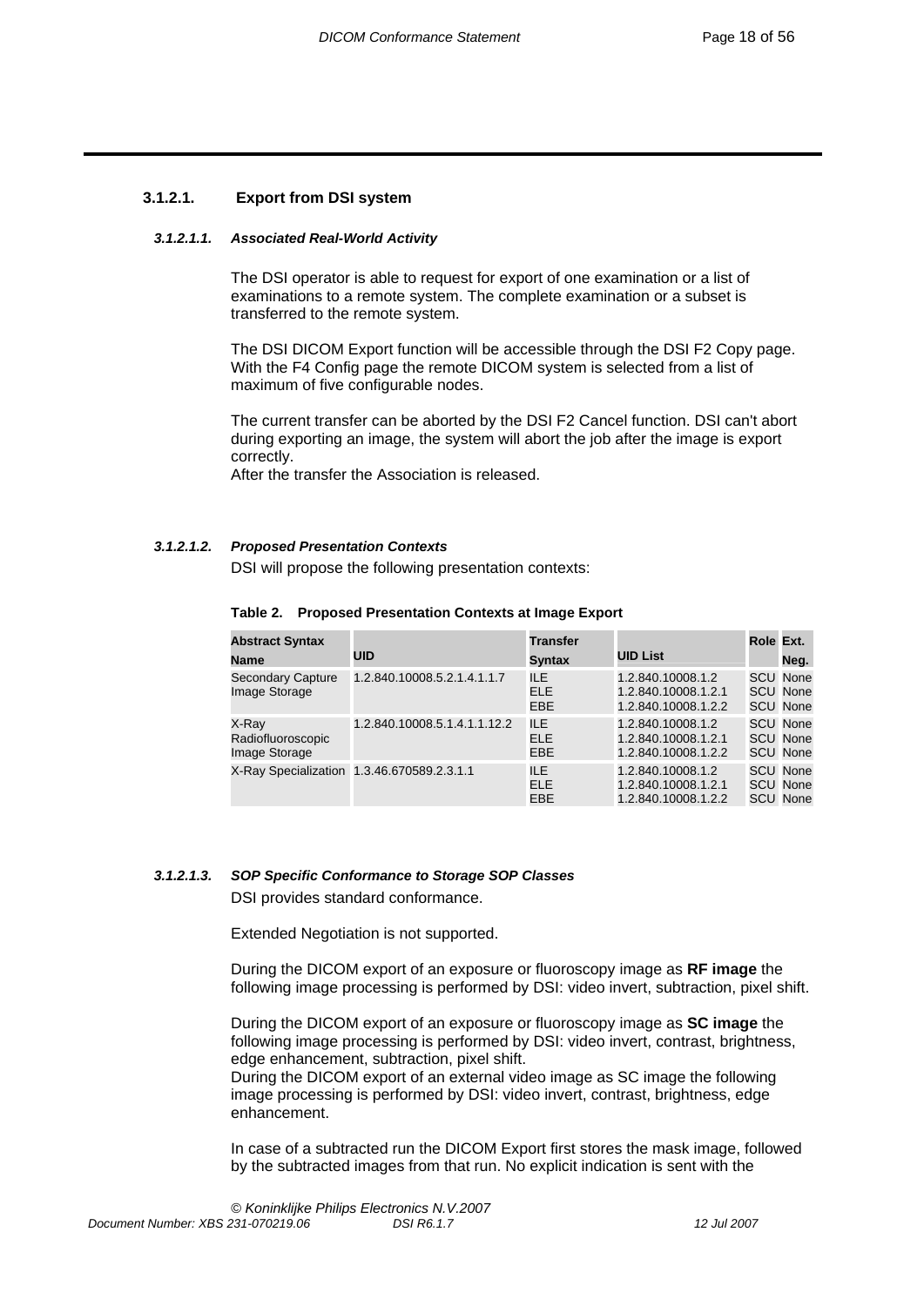### 3.1.2.1. Export from DSI system

#### *3.1.2.1.1. Associated Real-World Activity*

The DSI operator is able to request for export of one examination or a list of examinations to a remote system. The complete examination or a subset is transferred to the remote system.

The DSI DICOM Export function will be accessible through the DSI F2 Copy page. With the F4 Config page the remote DICOM system is selected from a list of maximum of five configurable nodes.

The current transfer can be aborted by the DSI F2 Cancel function. DSI can't abort during exporting an image, the system will abort the job after the image is export correctly.
After the transfer the Association is released.

#### *3.1.2.1.2. Proposed Presentation Contexts*

DSI will propose the following presentation contexts:

**Table 2. Proposed Presentation Contexts at Image Export**

| Abstract Syntax Name | UID | Transfer Syntax | UID List | Role | Ext. Neg. |
|---|---|---|---|---|---|
| Secondary Capture Image Storage | 1.2.840.10008.5.2.1.4.1.1.7 | ILE<br>ELE<br>EBE | 1.2.840.10008.1.2<br>1.2.840.10008.1.2.1<br>1.2.840.10008.1.2.2 | SCU<br>SCU<br>SCU | None<br>None<br>None |
| X-Ray Radiofluoroscopic Image Storage | 1.2.840.10008.5.1.4.1.1.12.2 | ILE<br>ELE<br>EBE | 1.2.840.10008.1.2<br>1.2.840.10008.1.2.1<br>1.2.840.10008.1.2.2 | SCU<br>SCU<br>SCU | None<br>None<br>None |
| X-Ray Specialization | 1.3.46.670589.2.3.1.1 | ILE<br>ELE<br>EBE | 1.2.840.10008.1.2<br>1.2.840.10008.1.2.1<br>1.2.840.10008.1.2.2 | SCU<br>SCU<br>SCU | None<br>None<br>None |

#### *3.1.2.1.3. SOP Specific Conformance to Storage SOP Classes*

DSI provides standard conformance.

Extended Negotiation is not supported.

During the DICOM export of an exposure or fluoroscopy image as **RF image** the following image processing is performed by DSI: video invert, subtraction, pixel shift.

During the DICOM export of an exposure or fluoroscopy image as **SC image** the following image processing is performed by DSI: video invert, contrast, brightness, edge enhancement, subtraction, pixel shift.
During the DICOM export of an external video image as SC image the following image processing is performed by DSI: video invert, contrast, brightness, edge enhancement.

In case of a subtracted run the DICOM Export first stores the mask image, followed by the subtracted images from that run. No explicit indication is sent with the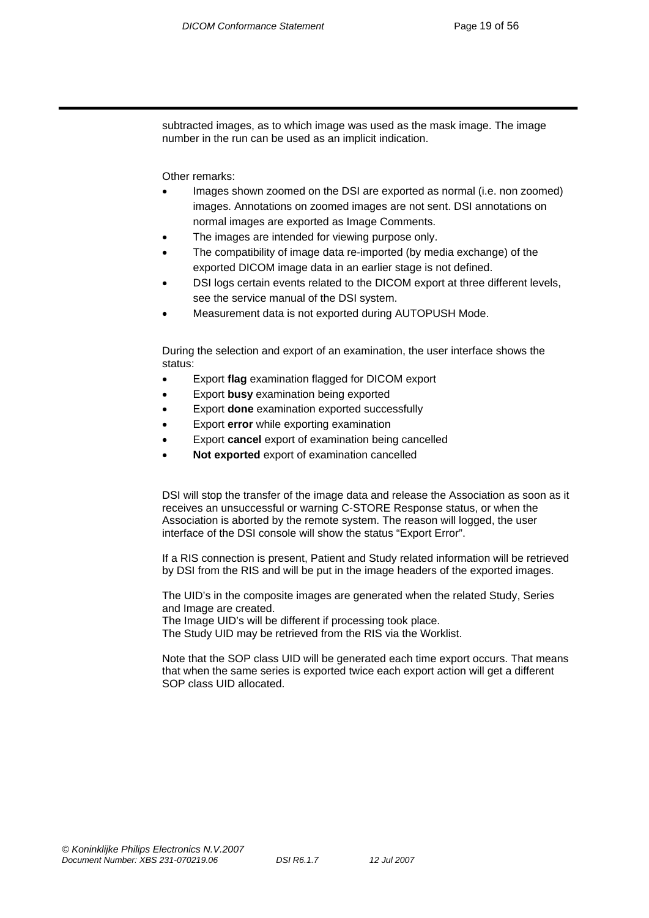subtracted images, as to which image was used as the mask image. The image number in the run can be used as an implicit indication.

Other remarks:

- Images shown zoomed on the DSI are exported as normal (i.e. non zoomed) images. Annotations on zoomed images are not sent. DSI annotations on normal images are exported as Image Comments.
- The images are intended for viewing purpose only.
- The compatibility of image data re-imported (by media exchange) of the exported DICOM image data in an earlier stage is not defined.
- DSI logs certain events related to the DICOM export at three different levels, see the service manual of the DSI system.
- Measurement data is not exported during AUTOPUSH Mode.

During the selection and export of an examination, the user interface shows the status:

- Export **flag** examination flagged for DICOM export
- Export **busy** examination being exported
- Export **done** examination exported successfully
- Export **error** while exporting examination
- Export **cancel** export of examination being cancelled
- **Not exported** export of examination cancelled

DSI will stop the transfer of the image data and release the Association as soon as it receives an unsuccessful or warning C-STORE Response status, or when the Association is aborted by the remote system. The reason will logged, the user interface of the DSI console will show the status “Export Error”.

If a RIS connection is present, Patient and Study related information will be retrieved by DSI from the RIS and will be put in the image headers of the exported images.

The UID’s in the composite images are generated when the related Study, Series and Image are created.
The Image UID’s will be different if processing took place.
The Study UID may be retrieved from the RIS via the Worklist.

Note that the SOP class UID will be generated each time export occurs. That means that when the same series is exported twice each export action will get a different SOP class UID allocated.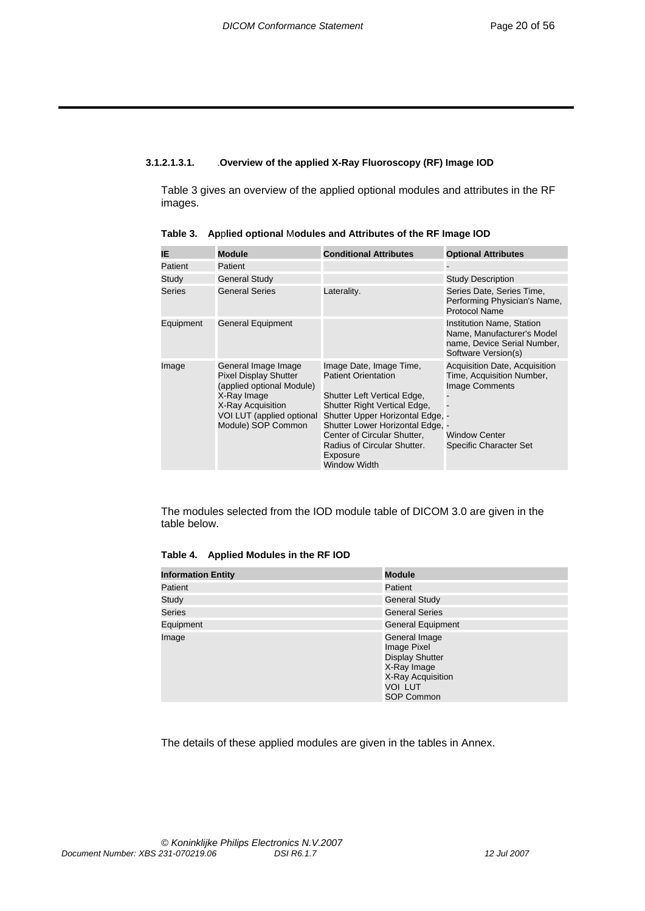#### 3.1.2.1.3.1. .Overview of the applied X-Ray Fluoroscopy (RF) Image IOD

Table 3 gives an overview of the applied optional modules and attributes in the RF images.

**Table 3. Applied optional Modules and Attributes of the RF Image IOD**

| IE | Module | Conditional Attributes | Optional Attributes |
|---|---|---|---|
| Patient | Patient | | - |
| Study | General Study | | Study Description |
| Series | General Series | Laterality. | Series Date, Series Time, Performing Physician's Name, Protocol Name |
| Equipment | General Equipment | | Institution Name, Station Name, Manufacturer's Model name, Device Serial Number, Software Version(s) |
| Image | General Image Image Pixel Display Shutter (applied optional Module) X-Ray Image X-Ray Acquisition VOI LUT (applied optional Module) SOP Common | Image Date, Image Time, Patient Orientation<br><br>Shutter Left Vertical Edge, Shutter Right Vertical Edge, Shutter Upper Horizontal Edge, Shutter Lower Horizontal Edge, Center of Circular Shutter, Radius of Circular Shutter. Exposure Window Width | Acquisition Date, Acquisition Time, Acquisition Number, Image Comments<br>-<br>-<br>-<br>-<br>Window Center Specific Character Set |

The modules selected from the IOD module table of DICOM 3.0 are given in the table below.

**Table 4. Applied Modules in the RF IOD**

| Information Entity | Module |
|---|---|
| Patient | Patient |
| Study | General Study |
| Series | General Series |
| Equipment | General Equipment |
| Image | General Image<br>Image Pixel<br>Display Shutter<br>X-Ray Image<br>X-Ray Acquisition<br>VOI LUT<br>SOP Common |

The details of these applied modules are given in the tables in Annex.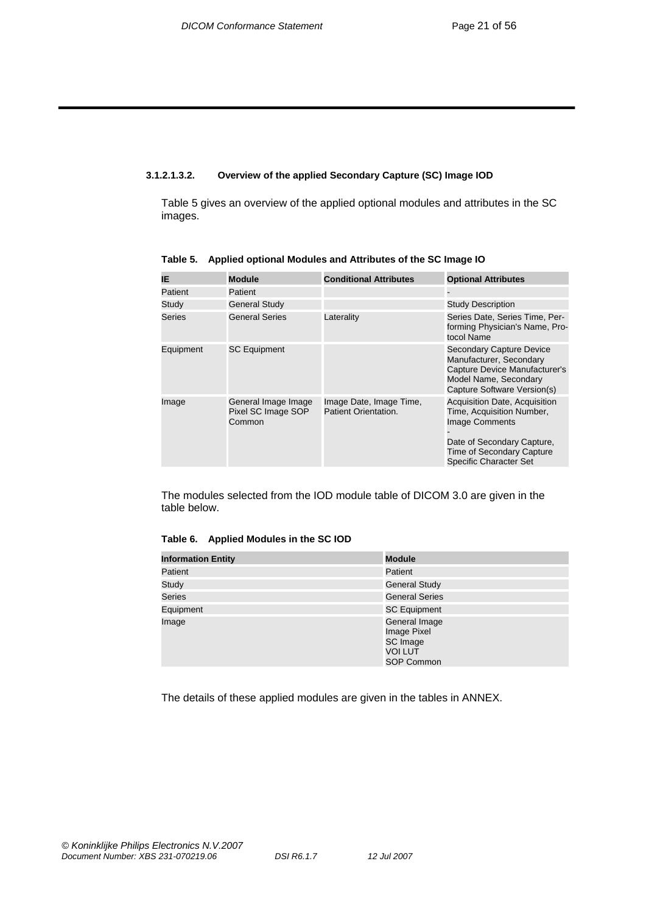#### 3.1.2.1.3.2. Overview of the applied Secondary Capture (SC) Image IOD

Table 5 gives an overview of the applied optional modules and attributes in the SC images.

**Table 5. Applied optional Modules and Attributes of the SC Image IO**

| IE | Module | Conditional Attributes | Optional Attributes |
|---|---|---|---|
| Patient | Patient | | - |
| Study | General Study | | Study Description |
| Series | General Series | Laterality | Series Date, Series Time, Performing Physician's Name, Protocol Name |
| Equipment | SC Equipment | | Secondary Capture Device Manufacturer, Secondary Capture Device Manufacturer's Model Name, Secondary Capture Software Version(s) |
| Image | General Image Image Pixel SC Image SOP Common | Image Date, Image Time, Patient Orientation. | Acquisition Date, Acquisition Time, Acquisition Number, Image Comments<br>-<br>Date of Secondary Capture, Time of Secondary Capture Specific Character Set |

The modules selected from the IOD module table of DICOM 3.0 are given in the table below.

**Table 6. Applied Modules in the SC IOD**

| Information Entity | Module |
|---|---|
| Patient | Patient |
| Study | General Study |
| Series | General Series |
| Equipment | SC Equipment |
| Image | General Image<br>Image Pixel<br>SC Image<br>VOI LUT<br>SOP Common |

The details of these applied modules are given in the tables in ANNEX.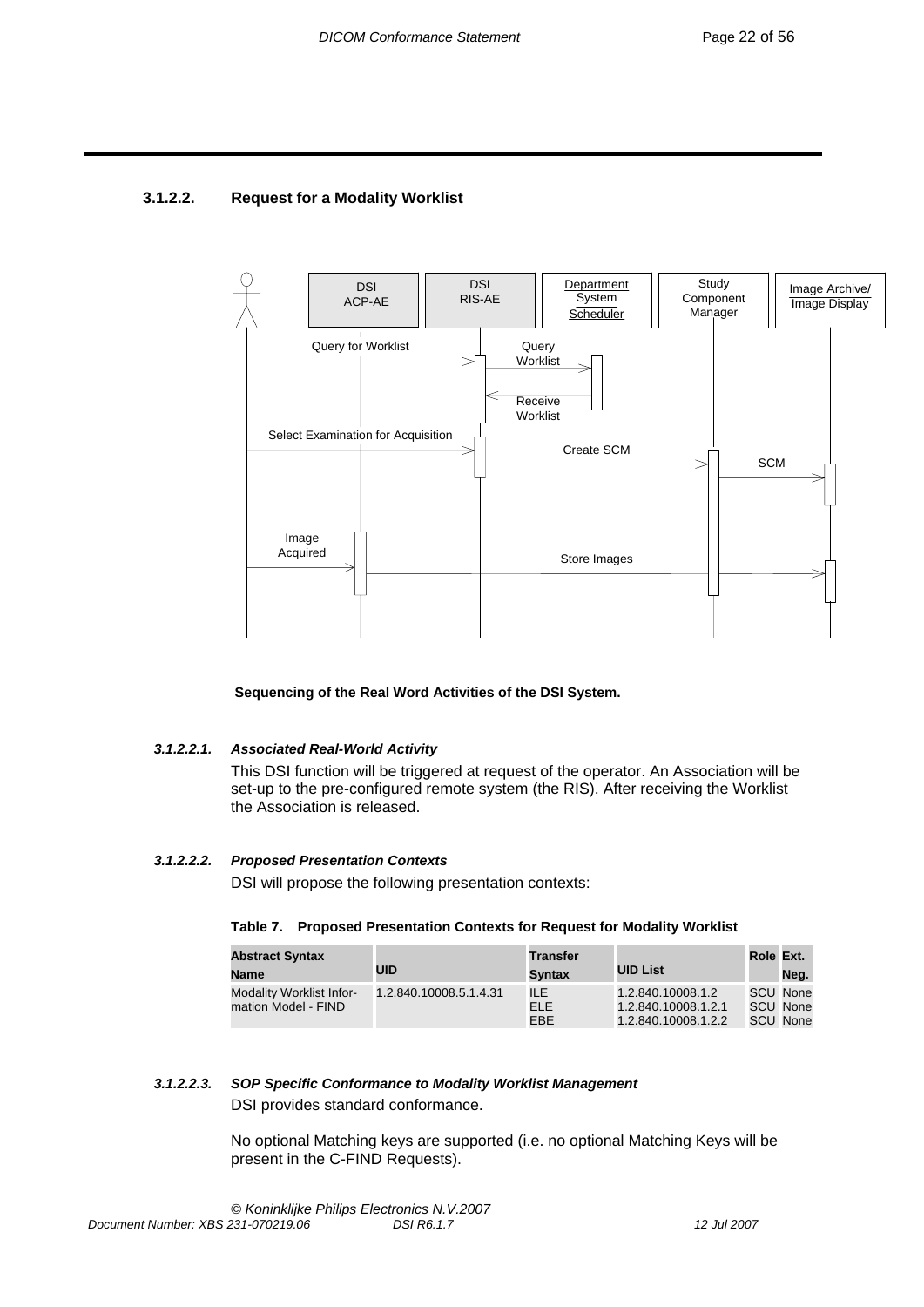### 3.1.2.2. Request for a Modality Worklist

**Sequencing of the Real Word Activities of the DSI System.**

#### *3.1.2.2.1. Associated Real-World Activity*

This DSI function will be triggered at request of the operator. An Association will be set-up to the pre-configured remote system (the RIS). After receiving the Worklist the Association is released.

#### *3.1.2.2.2. Proposed Presentation Contexts*

DSI will propose the following presentation contexts:

**Table 7. Proposed Presentation Contexts for Request for Modality Worklist**

| Abstract Syntax Name | UID | Transfer Syntax | UID List | Role | Ext. Neg. |
|---|---|---|---|---|---|
| Modality Worklist Information Model - FIND | 1.2.840.10008.5.1.4.31 | ILE | 1.2.840.10008.1.2 | SCU | None |
| | | ELE | 1.2.840.10008.1.2.1 | SCU | None |
| | | EBE | 1.2.840.10008.1.2.2 | SCU | None |

#### *3.1.2.2.3. SOP Specific Conformance to Modality Worklist Management*

DSI provides standard conformance.

No optional Matching keys are supported (i.e. no optional Matching Keys will be present in the C-FIND Requests).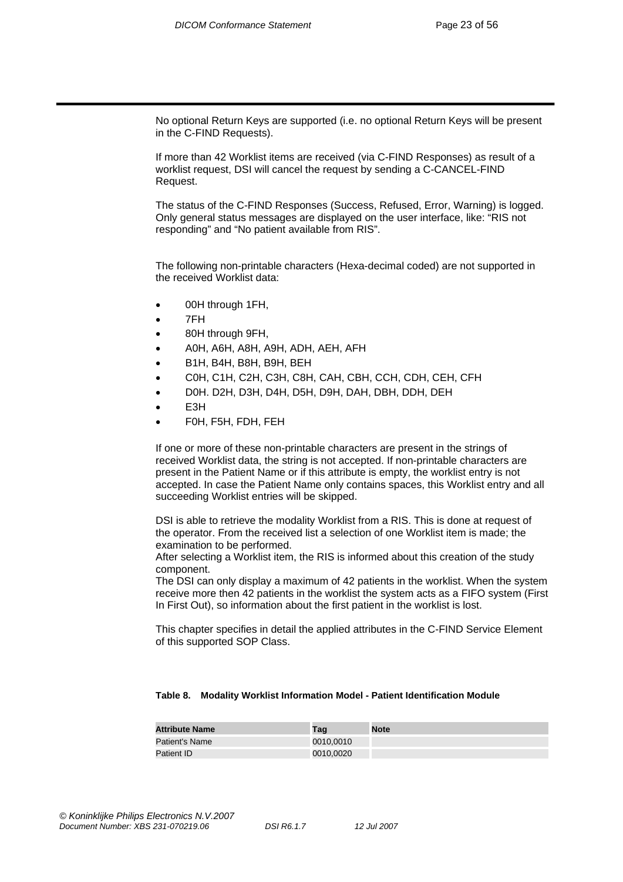No optional Return Keys are supported (i.e. no optional Return Keys will be present in the C-FIND Requests).

If more than 42 Worklist items are received (via C-FIND Responses) as result of a worklist request, DSI will cancel the request by sending a C-CANCEL-FIND Request.

The status of the C-FIND Responses (Success, Refused, Error, Warning) is logged. Only general status messages are displayed on the user interface, like: “RIS not responding” and “No patient available from RIS”.

The following non-printable characters (Hexa-decimal coded) are not supported in the received Worklist data:

- 00H through 1FH,
- 7FH
- 80H through 9FH,
- A0H, A6H, A8H, A9H, ADH, AEH, AFH
- B1H, B4H, B8H, B9H, BEH
- C0H, C1H, C2H, C3H, C8H, CAH, CBH, CCH, CDH, CEH, CFH
- D0H. D2H, D3H, D4H, D5H, D9H, DAH, DBH, DDH, DEH
- E3H
- F0H, F5H, FDH, FEH

If one or more of these non-printable characters are present in the strings of received Worklist data, the string is not accepted. If non-printable characters are present in the Patient Name or if this attribute is empty, the worklist entry is not accepted. In case the Patient Name only contains spaces, this Worklist entry and all succeeding Worklist entries will be skipped.

DSI is able to retrieve the modality Worklist from a RIS. This is done at request of the operator. From the received list a selection of one Worklist item is made; the examination to be performed.
After selecting a Worklist item, the RIS is informed about this creation of the study component.
The DSI can only display a maximum of 42 patients in the worklist. When the system receive more then 42 patients in the worklist the system acts as a FIFO system (First In First Out), so information about the first patient in the worklist is lost.

This chapter specifies in detail the applied attributes in the C-FIND Service Element of this supported SOP Class.

**Table 8. Modality Worklist Information Model - Patient Identification Module**

| Attribute Name | Tag | Note |
|---|---|---|
| Patient's Name | 0010,0010 | |
| Patient ID | 0010,0020 | |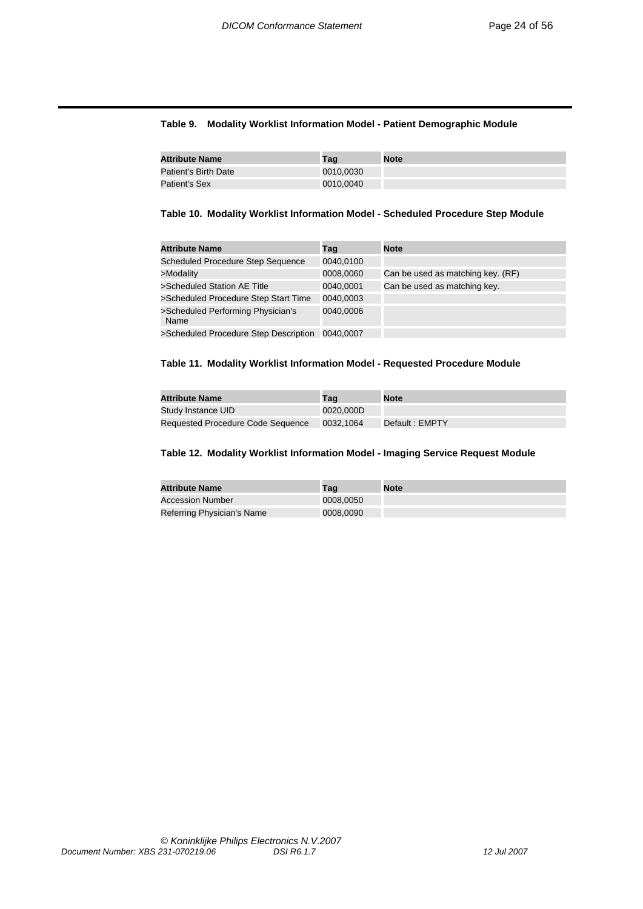**Table 9. Modality Worklist Information Model - Patient Demographic Module**

| Attribute Name | Tag | Note |
| --- | --- | --- |
| Patient's Birth Date | 0010,0030 | |
| Patient's Sex | 0010,0040 | |

**Table 10. Modality Worklist Information Model - Scheduled Procedure Step Module**

| Attribute Name | Tag | Note |
| --- | --- | --- |
| Scheduled Procedure Step Sequence | 0040,0100 | |
| >Modality | 0008,0060 | Can be used as matching key. (RF) |
| >Scheduled Station AE Title | 0040,0001 | Can be used as matching key. |
| >Scheduled Procedure Step Start Time | 0040,0003 | |
| >Scheduled Performing Physician's Name | 0040,0006 | |
| >Scheduled Procedure Step Description | 0040,0007 | |

**Table 11. Modality Worklist Information Model - Requested Procedure Module**

| Attribute Name | Tag | Note |
| --- | --- | --- |
| Study Instance UID | 0020,000D | |
| Requested Procedure Code Sequence | 0032,1064 | Default : EMPTY |

**Table 12. Modality Worklist Information Model - Imaging Service Request Module**

| Attribute Name | Tag | Note |
| --- | --- | --- |
| Accession Number | 0008,0050 | |
| Referring Physician's Name | 0008,0090 | |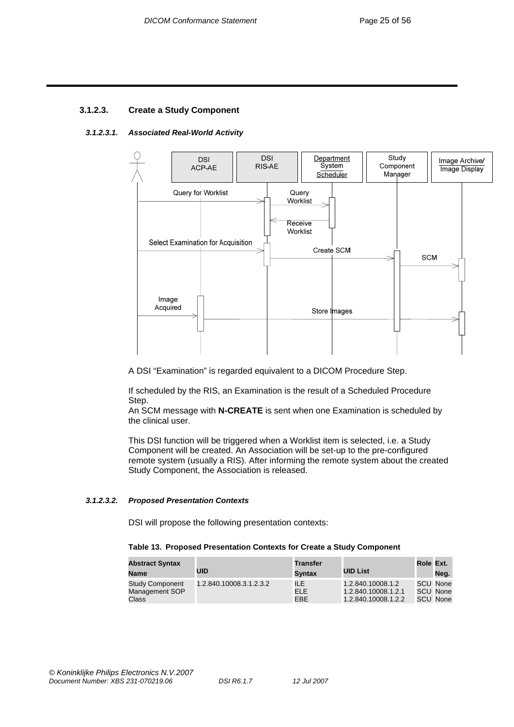### 3.1.2.3. Create a Study Component

#### *3.1.2.3.1. Associated Real-World Activity*

A DSI "Examination" is regarded equivalent to a DICOM Procedure Step.

If scheduled by the RIS, an Examination is the result of a Scheduled Procedure Step.
An SCM message with **N-CREATE** is sent when one Examination is scheduled by the clinical user.

This DSI function will be triggered when a Worklist item is selected, i.e. a Study Component will be created. An Association will be set-up to the pre-configured remote system (usually a RIS). After informing the remote system about the created Study Component, the Association is released.

#### *3.1.2.3.2. Proposed Presentation Contexts*

DSI will propose the following presentation contexts:

**Table 13. Proposed Presentation Contexts for Create a Study Component**

| Abstract Syntax Name | UID | Transfer Syntax | UID List | Role | Ext. Neg. |
|---|---|---|---|---|---|
| Study Component Management SOP Class | 1.2.840.10008.3.1.2.3.2 | ILE<br>ELE<br>EBE | 1.2.840.10008.1.2<br>1.2.840.10008.1.2.1<br>1.2.840.10008.1.2.2 | SCU<br>SCU<br>SCU | None<br>None<br>None |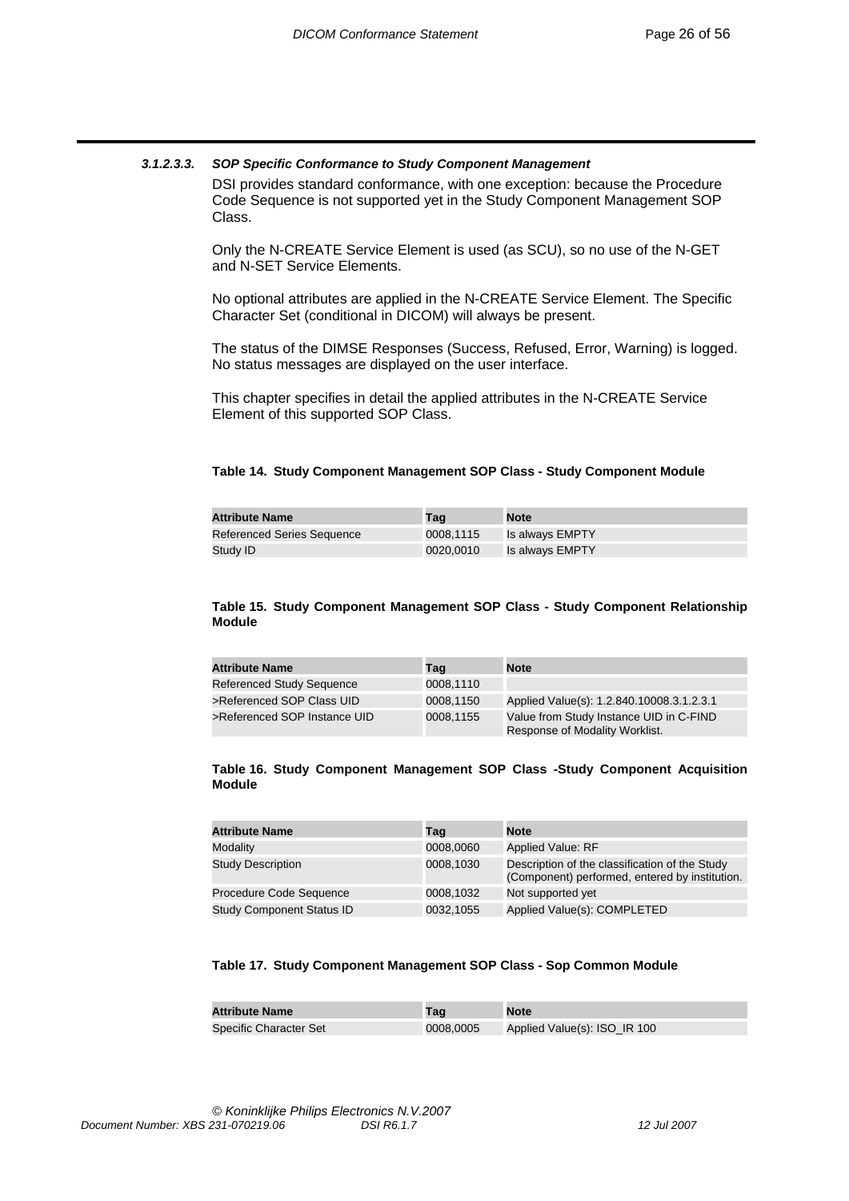#### 3.1.2.3.3. *SOP Specific Conformance to Study Component Management*

DSI provides standard conformance, with one exception: because the Procedure Code Sequence is not supported yet in the Study Component Management SOP Class.

Only the N-CREATE Service Element is used (as SCU), so no use of the N-GET and N-SET Service Elements.

No optional attributes are applied in the N-CREATE Service Element. The Specific Character Set (conditional in DICOM) will always be present.

The status of the DIMSE Responses (Success, Refused, Error, Warning) is logged. No status messages are displayed on the user interface.

This chapter specifies in detail the applied attributes in the N-CREATE Service Element of this supported SOP Class.

**Table 14. Study Component Management SOP Class - Study Component Module**

| Attribute Name | Tag | Note |
|---|---|---|
| Referenced Series Sequence | 0008,1115 | Is always EMPTY |
| Study ID | 0020,0010 | Is always EMPTY |

**Table 15. Study Component Management SOP Class - Study Component Relationship Module**

| Attribute Name | Tag | Note |
|---|---|---|
| Referenced Study Sequence | 0008,1110 | |
| >Referenced SOP Class UID | 0008,1150 | Applied Value(s): 1.2.840.10008.3.1.2.3.1 |
| >Referenced SOP Instance UID | 0008,1155 | Value from Study Instance UID in C-FIND Response of Modality Worklist. |

**Table 16. Study Component Management SOP Class -Study Component Acquisition Module**

| Attribute Name | Tag | Note |
|---|---|---|
| Modality | 0008,0060 | Applied Value: RF |
| Study Description | 0008,1030 | Description of the classification of the Study (Component) performed, entered by institution. |
| Procedure Code Sequence | 0008,1032 | Not supported yet |
| Study Component Status ID | 0032,1055 | Applied Value(s): COMPLETED |

**Table 17. Study Component Management SOP Class - Sop Common Module**

| Attribute Name | Tag | Note |
|---|---|---|
| Specific Character Set | 0008,0005 | Applied Value(s): ISO_IR 100 |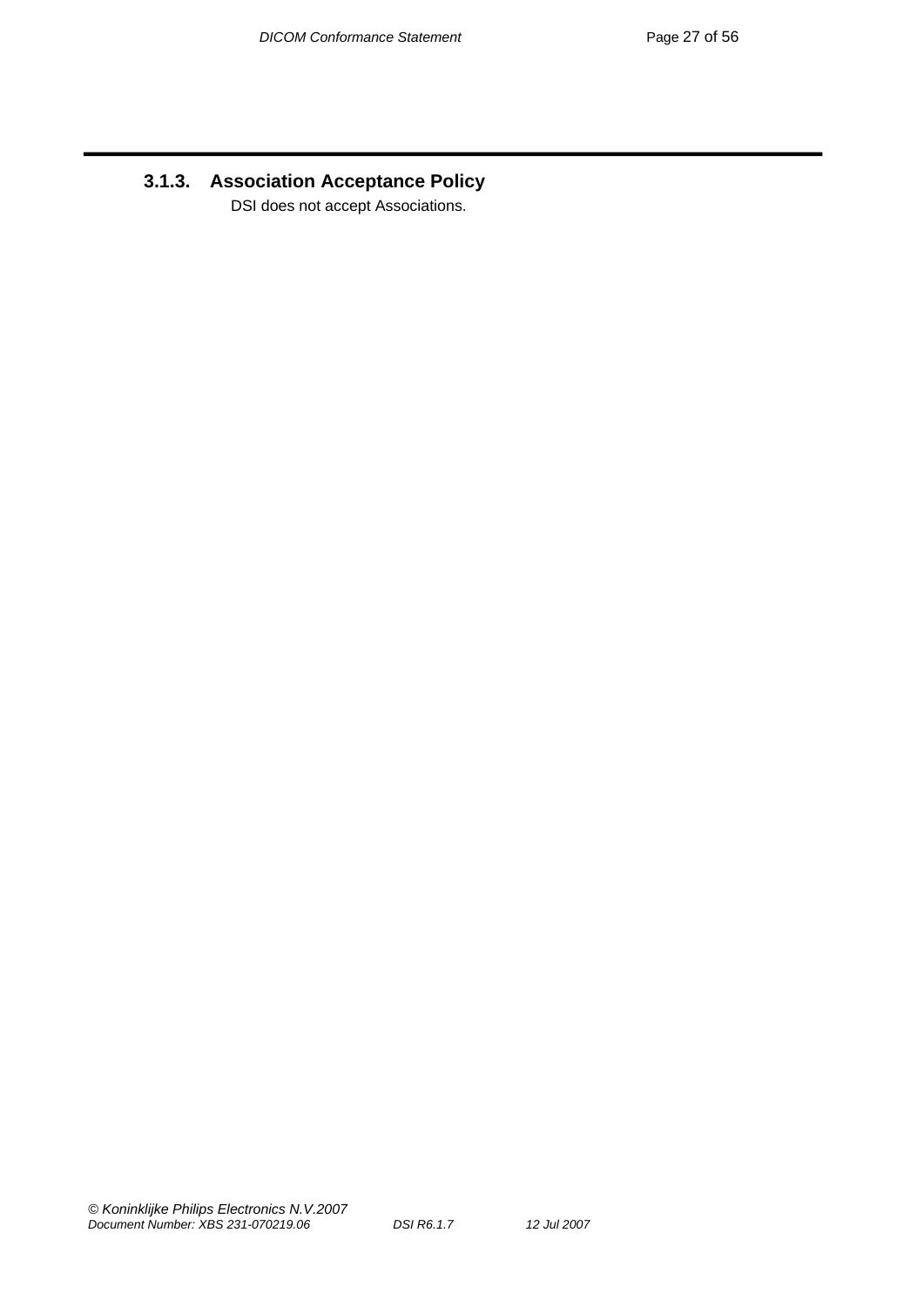### 3.1.3. Association Acceptance Policy

DSI does not accept Associations.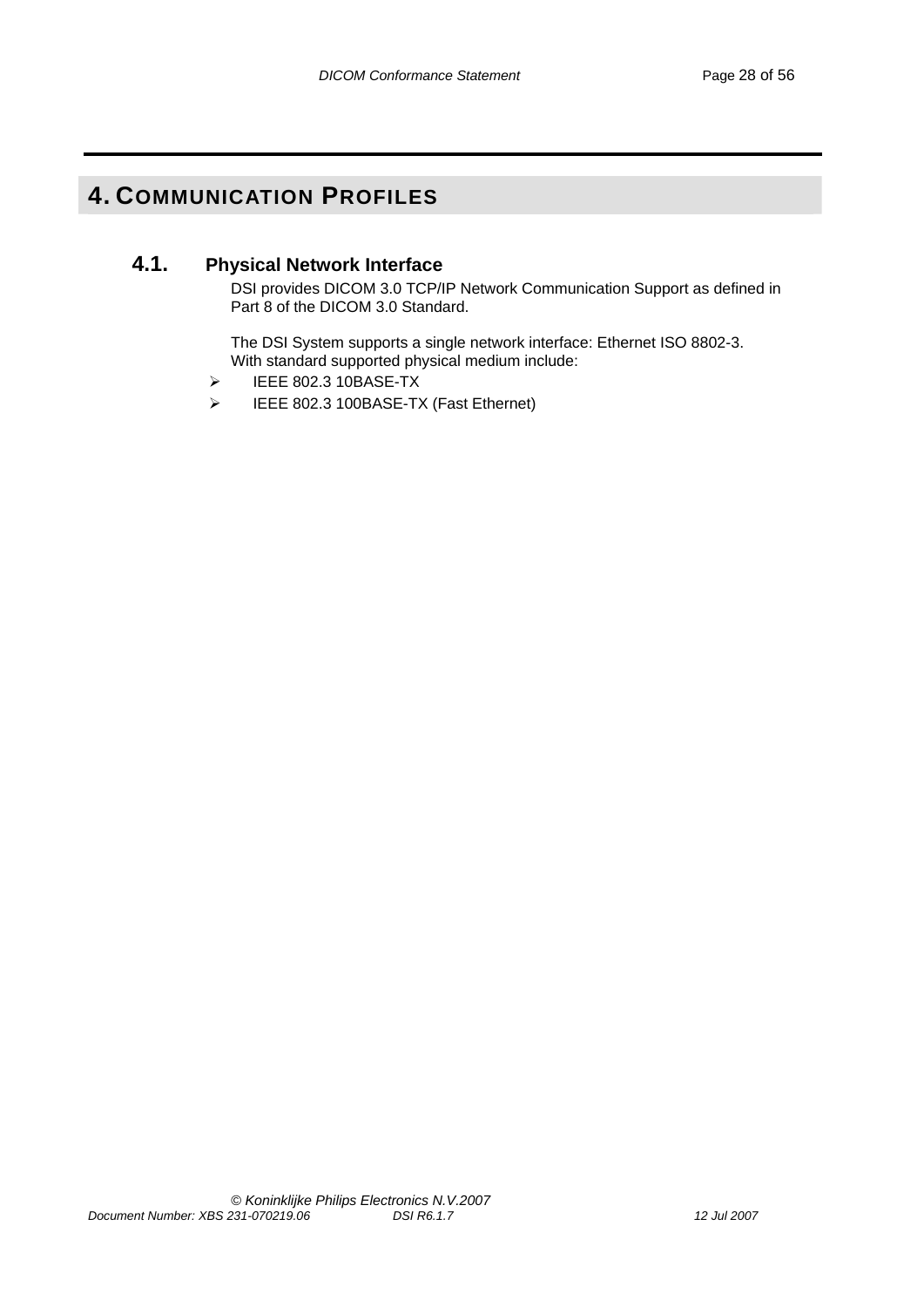# 4. COMMUNICATION PROFILES

## 4.1. Physical Network Interface

DSI provides DICOM 3.0 TCP/IP Network Communication Support as defined in Part 8 of the DICOM 3.0 Standard.

The DSI System supports a single network interface: Ethernet ISO 8802-3. With standard supported physical medium include:

- IEEE 802.3 10BASE-TX
- IEEE 802.3 100BASE-TX (Fast Ethernet)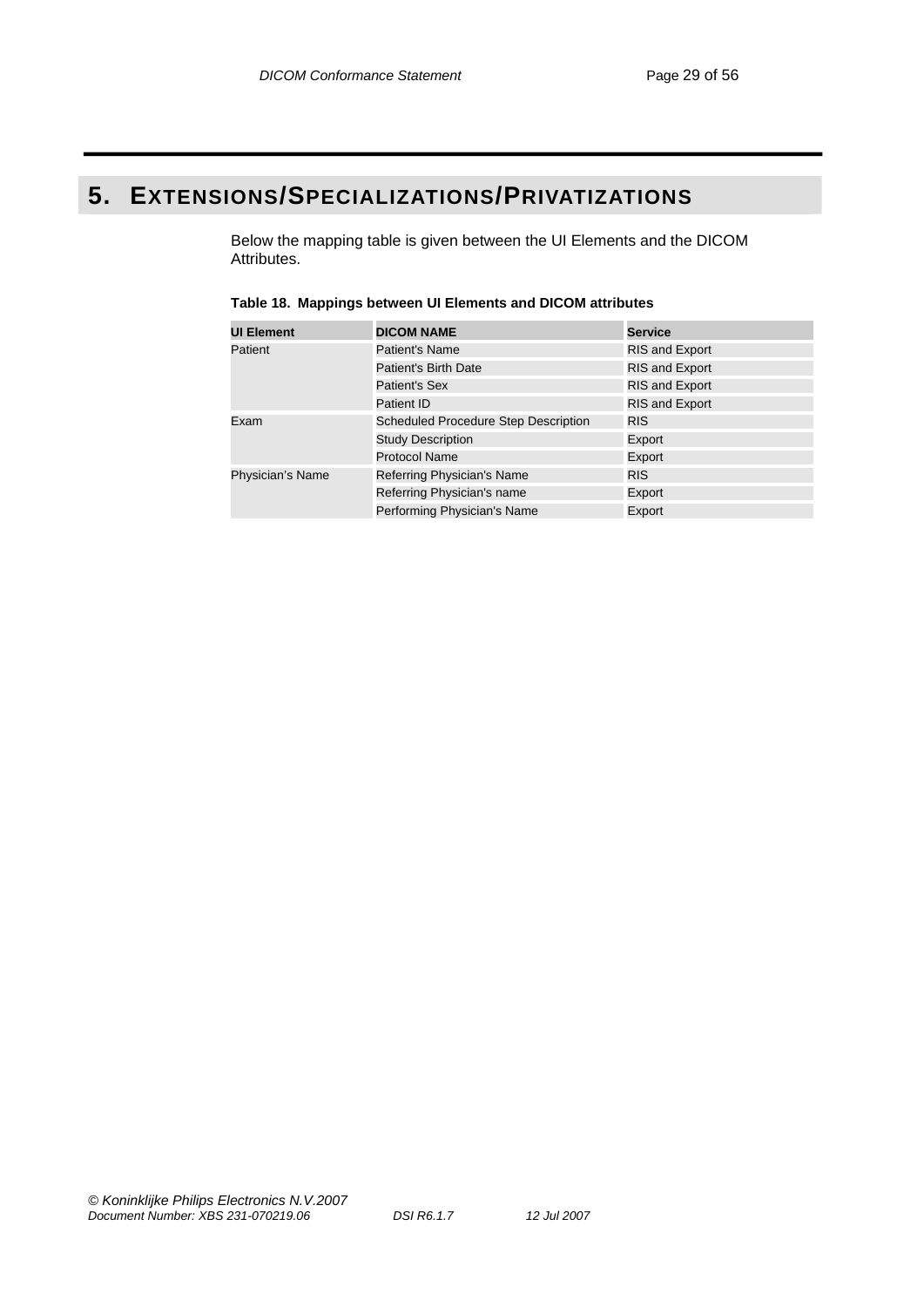# 5. EXTENSIONS/SPECIALIZATIONS/PRIVATIZATIONS

Below the mapping table is given between the UI Elements and the DICOM Attributes.

**Table 18. Mappings between UI Elements and DICOM attributes**

| UI Element | DICOM NAME | Service |
|---|---|---|
| Patient | Patient's Name | RIS and Export |
| | Patient's Birth Date | RIS and Export |
| | Patient's Sex | RIS and Export |
| | Patient ID | RIS and Export |
| Exam | Scheduled Procedure Step Description | RIS |
| | Study Description | Export |
| | Protocol Name | Export |
| Physician's Name | Referring Physician's Name | RIS |
| | Referring Physician's name | Export |
| | Performing Physician's Name | Export |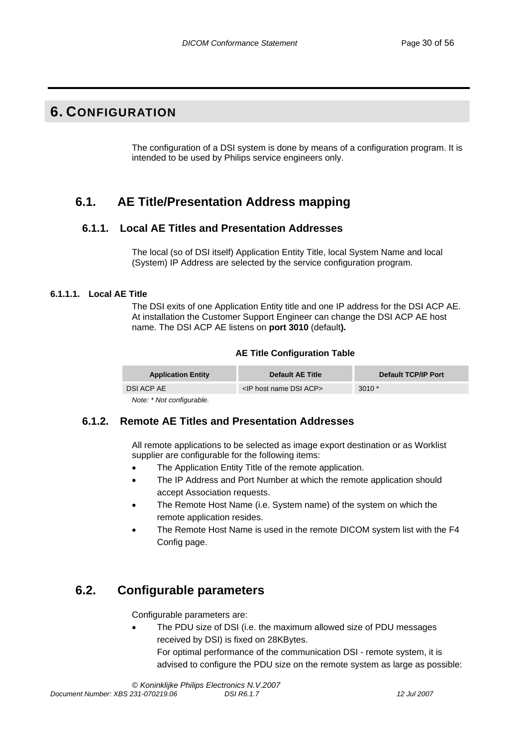# 6. CONFIGURATION

The configuration of a DSI system is done by means of a configuration program. It is intended to be used by Philips service engineers only.

## 6.1. AE Title/Presentation Address mapping

### 6.1.1. Local AE Titles and Presentation Addresses

The local (so of DSI itself) Application Entity Title, local System Name and local (System) IP Address are selected by the service configuration program.

#### 6.1.1.1. Local AE Title

The DSI exits of one Application Entity title and one IP address for the DSI ACP AE. At installation the Customer Support Engineer can change the DSI ACP AE host name. The DSI ACP AE listens on **port 3010** (default**).**

**AE Title Configuration Table**

| Application Entity | Default AE Title | Default TCP/IP Port |
|---|---|---|
| DSI ACP AE | <IP host name DSI ACP> | 3010 * |

*Note: * Not configurable.*

### 6.1.2. Remote AE Titles and Presentation Addresses

All remote applications to be selected as image export destination or as Worklist supplier are configurable for the following items:

- The Application Entity Title of the remote application.
- The IP Address and Port Number at which the remote application should accept Association requests.
- The Remote Host Name (i.e. System name) of the system on which the remote application resides.
- The Remote Host Name is used in the remote DICOM system list with the F4 Config page.

## 6.2. Configurable parameters

Configurable parameters are:

- The PDU size of DSI (i.e. the maximum allowed size of PDU messages received by DSI) is fixed on 28KBytes.
  For optimal performance of the communication DSI - remote system, it is advised to configure the PDU size on the remote system as large as possible: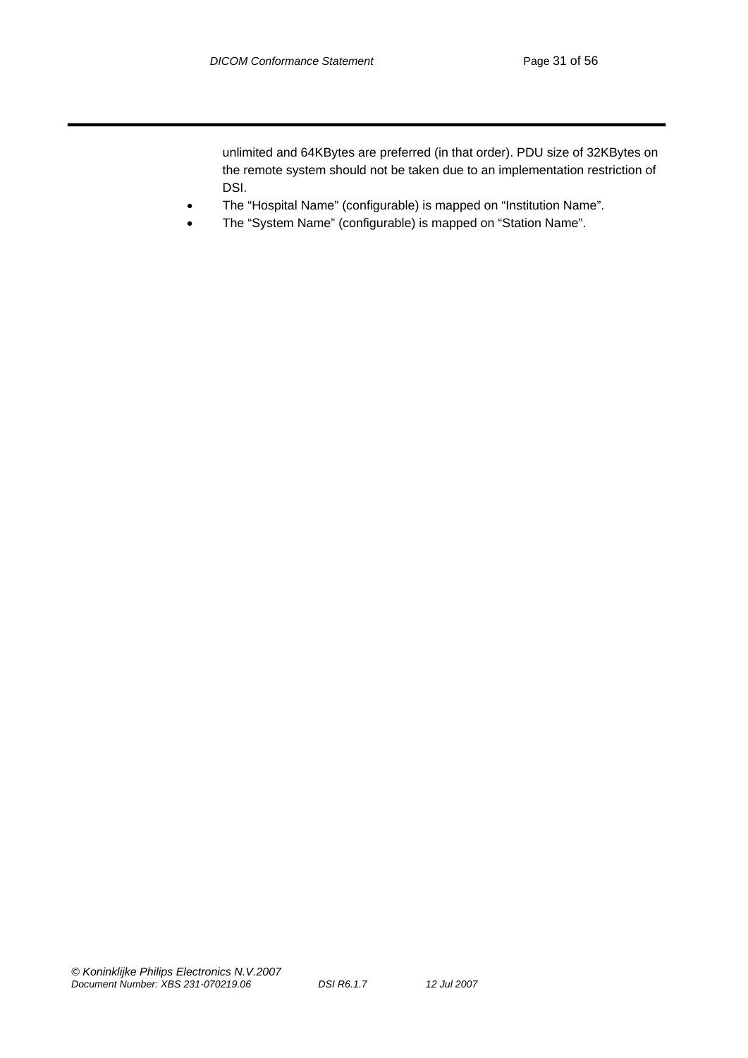unlimited and 64KBytes are preferred (in that order). PDU size of 32KBytes on the remote system should not be taken due to an implementation restriction of DSI.

- The “Hospital Name” (configurable) is mapped on “Institution Name”.
- The “System Name” (configurable) is mapped on “Station Name”.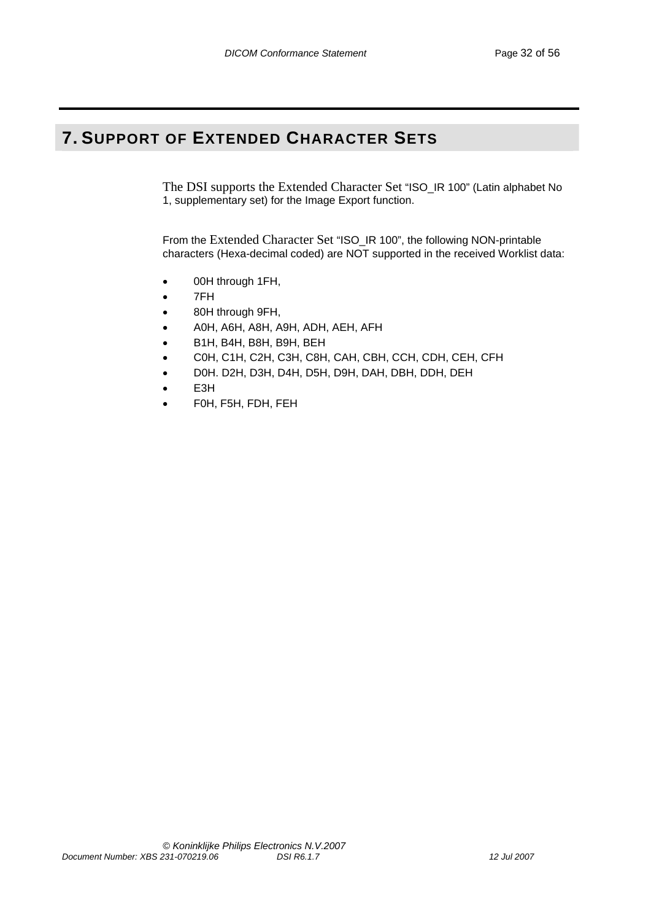# 7. SUPPORT OF EXTENDED CHARACTER SETS

The DSI supports the Extended Character Set "ISO_IR 100" (Latin alphabet No 1, supplementary set) for the Image Export function.

From the Extended Character Set "ISO_IR 100", the following NON-printable characters (Hexa-decimal coded) are NOT supported in the received Worklist data:

- 00H through 1FH,
- 7FH
- 80H through 9FH,
- A0H, A6H, A8H, A9H, ADH, AEH, AFH
- B1H, B4H, B8H, B9H, BEH
- C0H, C1H, C2H, C3H, C8H, CAH, CBH, CCH, CDH, CEH, CFH
- D0H. D2H, D3H, D4H, D5H, D9H, DAH, DBH, DDH, DEH
- E3H
- F0H, F5H, FDH, FEH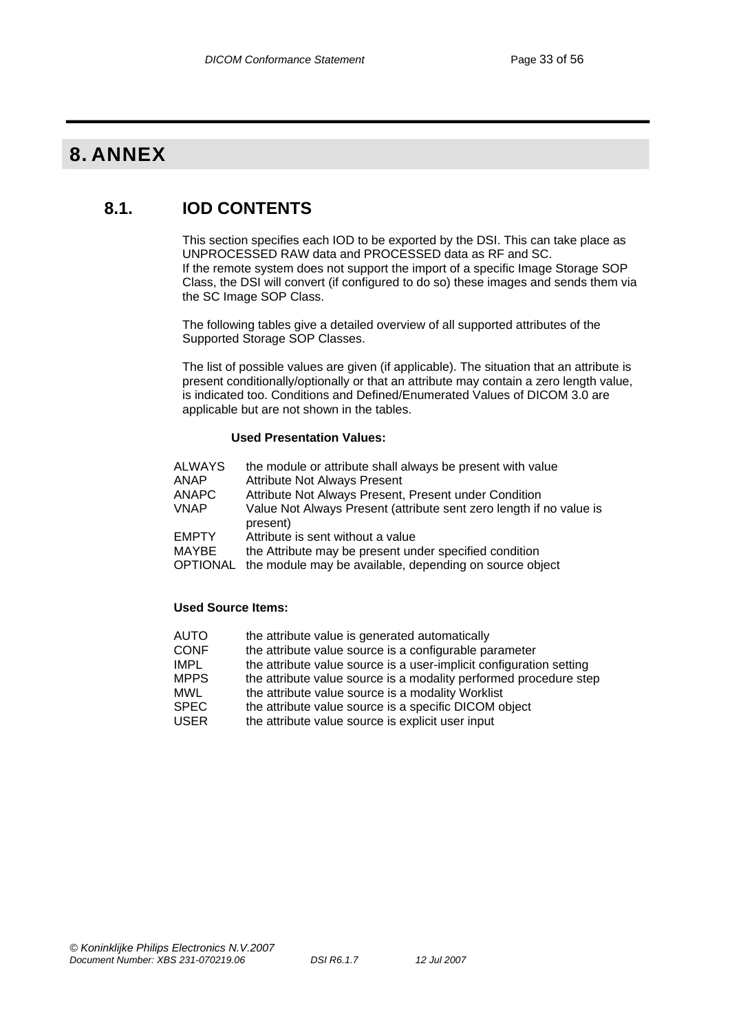# 8. ANNEX

## 8.1. IOD CONTENTS

This section specifies each IOD to be exported by the DSI. This can take place as UNPROCESSED RAW data and PROCESSED data as RF and SC.
If the remote system does not support the import of a specific Image Storage SOP Class, the DSI will convert (if configured to do so) these images and sends them via the SC Image SOP Class.

The following tables give a detailed overview of all supported attributes of the Supported Storage SOP Classes.

The list of possible values are given (if applicable). The situation that an attribute is present conditionally/optionally or that an attribute may contain a zero length value, is indicated too. Conditions and Defined/Enumerated Values of DICOM 3.0 are applicable but are not shown in the tables.

**Used Presentation Values:**

| | |
|---|---|
| ALWAYS | the module or attribute shall always be present with value |
| ANAP | Attribute Not Always Present |
| ANAPC | Attribute Not Always Present, Present under Condition |
| VNAP | Value Not Always Present (attribute sent zero length if no value is present) |
| EMPTY | Attribute is sent without a value |
| MAYBE | the Attribute may be present under specified condition |
| OPTIONAL | the module may be available, depending on source object |

**Used Source Items:**

| | |
|---|---|
| AUTO | the attribute value is generated automatically |
| CONF | the attribute value source is a configurable parameter |
| IMPL | the attribute value source is a user-implicit configuration setting |
| MPPS | the attribute value source is a modality performed procedure step |
| MWL | the attribute value source is a modality Worklist |
| SPEC | the attribute value source is a specific DICOM object |
| USER | the attribute value source is explicit user input |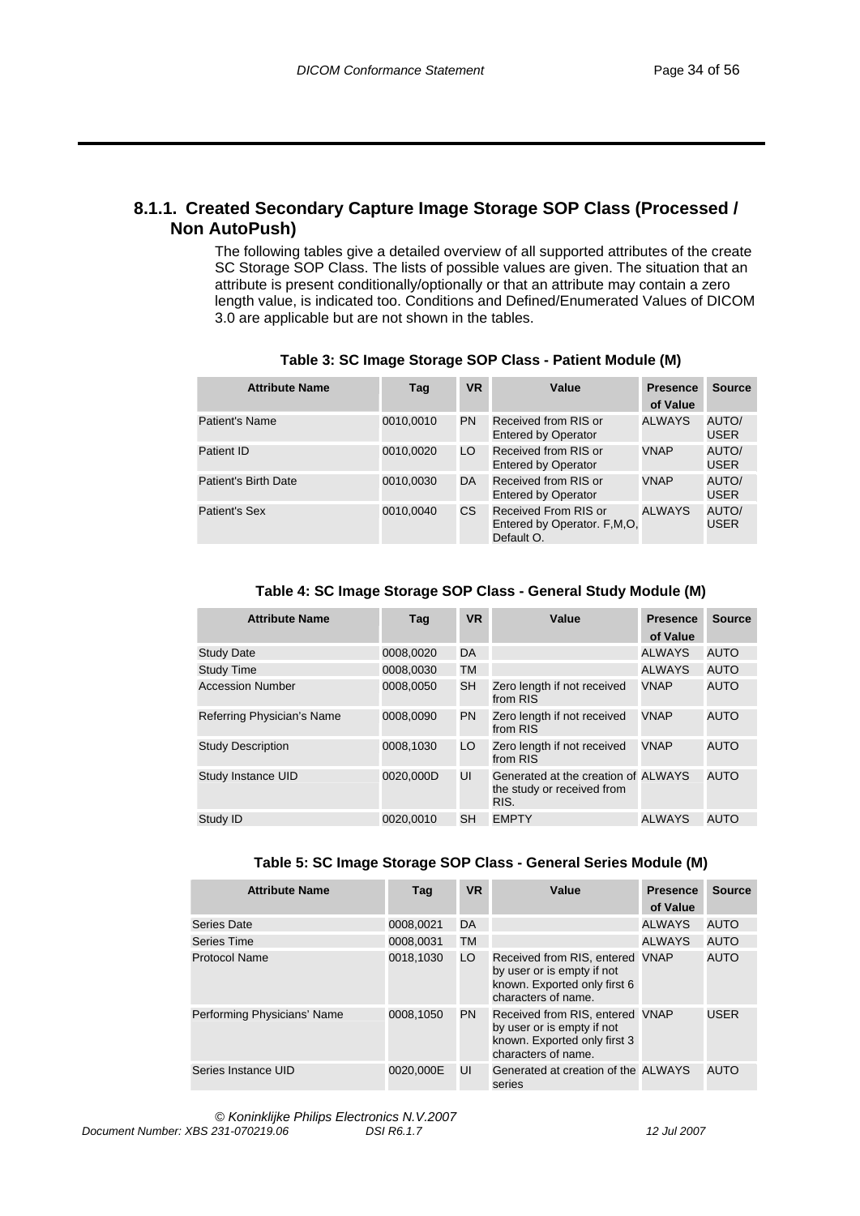### 8.1.1. Created Secondary Capture Image Storage SOP Class (Processed / Non AutoPush)

The following tables give a detailed overview of all supported attributes of the create SC Storage SOP Class. The lists of possible values are given. The situation that an attribute is present conditionally/optionally or that an attribute may contain a zero length value, is indicated too. Conditions and Defined/Enumerated Values of DICOM 3.0 are applicable but are not shown in the tables.

**Table 3: SC Image Storage SOP Class - Patient Module (M)**

| Attribute Name | Tag | VR | Value | Presence of Value | Source |
|---|---|---|---|---|---|
| Patient's Name | 0010,0010 | PN | Received from RIS or Entered by Operator | ALWAYS | AUTO/ USER |
| Patient ID | 0010,0020 | LO | Received from RIS or Entered by Operator | VNAP | AUTO/ USER |
| Patient's Birth Date | 0010,0030 | DA | Received from RIS or Entered by Operator | VNAP | AUTO/ USER |
| Patient's Sex | 0010,0040 | CS | Received From RIS or Entered by Operator. F,M,O, Default O. | ALWAYS | AUTO/ USER |

**Table 4: SC Image Storage SOP Class - General Study Module (M)**

| Attribute Name | Tag | VR | Value | Presence of Value | Source |
|---|---|---|---|---|---|
| Study Date | 0008,0020 | DA | | ALWAYS | AUTO |
| Study Time | 0008,0030 | TM | | ALWAYS | AUTO |
| Accession Number | 0008,0050 | SH | Zero length if not received from RIS | VNAP | AUTO |
| Referring Physician's Name | 0008,0090 | PN | Zero length if not received from RIS | VNAP | AUTO |
| Study Description | 0008,1030 | LO | Zero length if not received from RIS | VNAP | AUTO |
| Study Instance UID | 0020,000D | UI | Generated at the creation of the study or received from RIS. | ALWAYS | AUTO |
| Study ID | 0020,0010 | SH | EMPTY | ALWAYS | AUTO |

**Table 5: SC Image Storage SOP Class - General Series Module (M)**

| Attribute Name | Tag | VR | Value | Presence of Value | Source |
|---|---|---|---|---|---|
| Series Date | 0008,0021 | DA | | ALWAYS | AUTO |
| Series Time | 0008,0031 | TM | | ALWAYS | AUTO |
| Protocol Name | 0018,1030 | LO | Received from RIS, entered by user or is empty if not known. Exported only first 6 characters of name. | VNAP | AUTO |
| Performing Physicians' Name | 0008,1050 | PN | Received from RIS, entered by user or is empty if not known. Exported only first 3 characters of name. | VNAP | USER |
| Series Instance UID | 0020,000E | UI | Generated at creation of the series | ALWAYS | AUTO |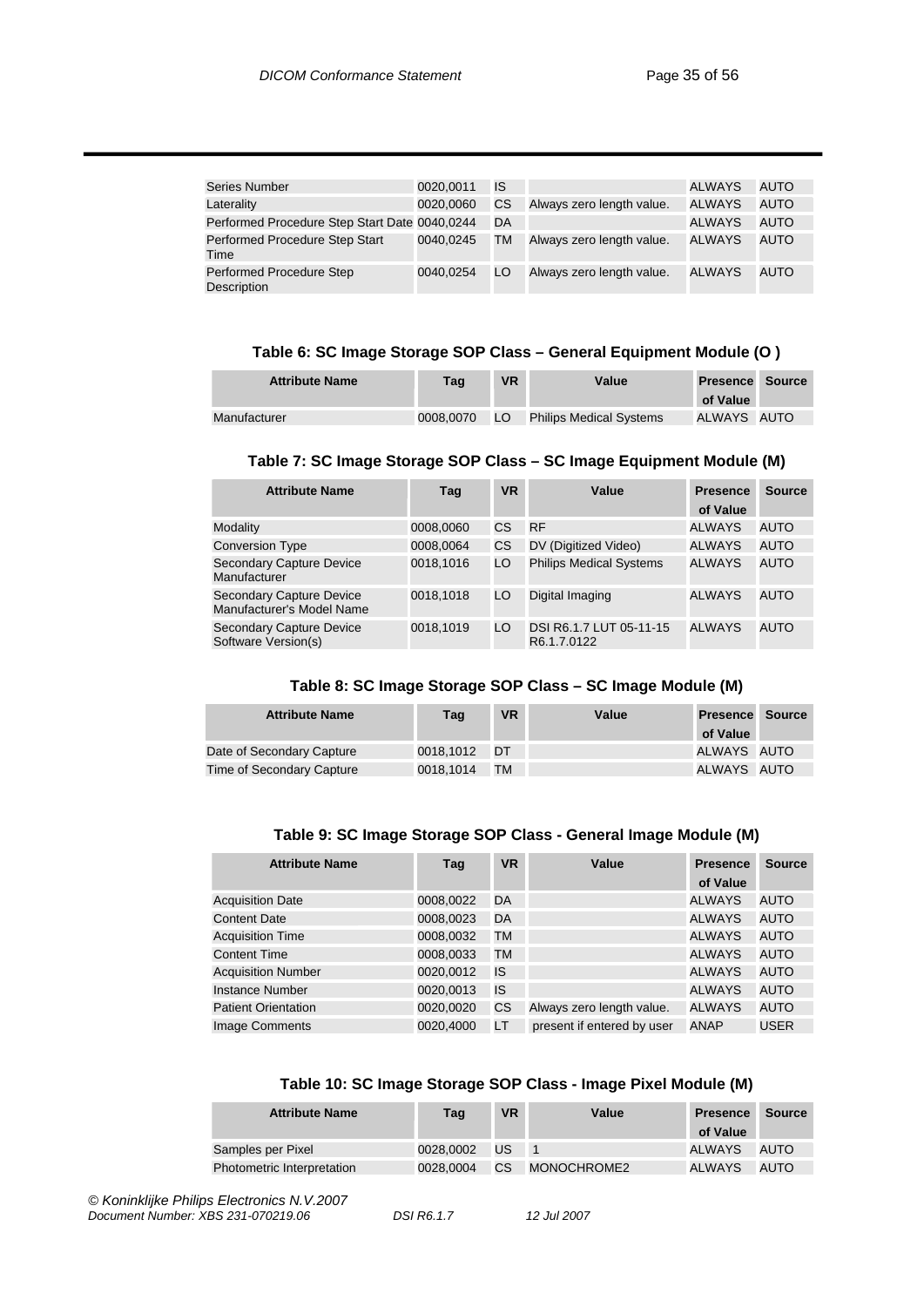| Series Number | 0020,0011 | IS | | ALWAYS | AUTO |
|---|---|---|---|---|---|
| Laterality | 0020,0060 | CS | Always zero length value. | ALWAYS | AUTO |
| Performed Procedure Step Start Date | 0040,0244 | DA | | ALWAYS | AUTO |
| Performed Procedure Step Start Time | 0040,0245 | TM | Always zero length value. | ALWAYS | AUTO |
| Performed Procedure Step Description | 0040,0254 | LO | Always zero length value. | ALWAYS | AUTO |

### Table 6: SC Image Storage SOP Class – General Equipment Module (O )

| Attribute Name | Tag | VR | Value | Presence of Value | Source |
|---|---|---|---|---|---|
| Manufacturer | 0008,0070 | LO | Philips Medical Systems | ALWAYS | AUTO |

### Table 7: SC Image Storage SOP Class – SC Image Equipment Module (M)

| Attribute Name | Tag | VR | Value | Presence of Value | Source |
|---|---|---|---|---|---|
| Modality | 0008,0060 | CS | RF | ALWAYS | AUTO |
| Conversion Type | 0008,0064 | CS | DV (Digitized Video) | ALWAYS | AUTO |
| Secondary Capture Device Manufacturer | 0018,1016 | LO | Philips Medical Systems | ALWAYS | AUTO |
| Secondary Capture Device Manufacturer's Model Name | 0018,1018 | LO | Digital Imaging | ALWAYS | AUTO |
| Secondary Capture Device Software Version(s) | 0018,1019 | LO | DSI R6.1.7 LUT 05-11-15 R6.1.7.0122 | ALWAYS | AUTO |

### Table 8: SC Image Storage SOP Class – SC Image Module (M)

| Attribute Name | Tag | VR | Value | Presence of Value | Source |
|---|---|---|---|---|---|
| Date of Secondary Capture | 0018,1012 | DT | | ALWAYS | AUTO |
| Time of Secondary Capture | 0018,1014 | TM | | ALWAYS | AUTO |

### Table 9: SC Image Storage SOP Class - General Image Module (M)

| Attribute Name | Tag | VR | Value | Presence of Value | Source |
|---|---|---|---|---|---|
| Acquisition Date | 0008,0022 | DA | | ALWAYS | AUTO |
| Content Date | 0008,0023 | DA | | ALWAYS | AUTO |
| Acquisition Time | 0008,0032 | TM | | ALWAYS | AUTO |
| Content Time | 0008,0033 | TM | | ALWAYS | AUTO |
| Acquisition Number | 0020,0012 | IS | | ALWAYS | AUTO |
| Instance Number | 0020,0013 | IS | | ALWAYS | AUTO |
| Patient Orientation | 0020,0020 | CS | Always zero length value. | ALWAYS | AUTO |
| Image Comments | 0020,4000 | LT | present if entered by user | ANAP | USER |

### Table 10: SC Image Storage SOP Class - Image Pixel Module (M)

| Attribute Name | Tag | VR | Value | Presence of Value | Source |
|---|---|---|---|---|---|
| Samples per Pixel | 0028,0002 | US | 1 | ALWAYS | AUTO |
| Photometric Interpretation | 0028,0004 | CS | MONOCHROME2 | ALWAYS | AUTO |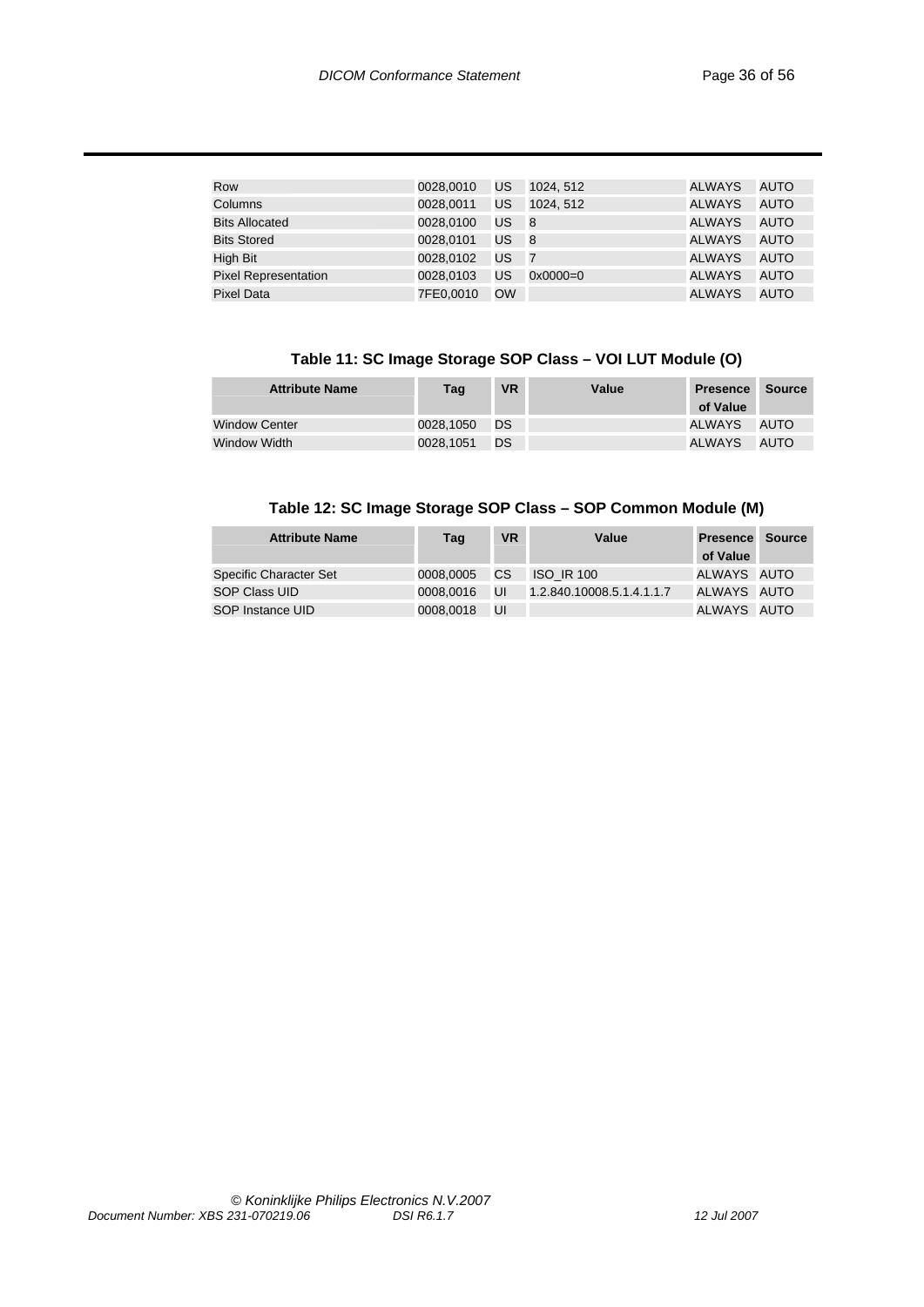| Row | 0028,0010 | US | 1024, 512 | ALWAYS | AUTO |
|---|---|---|---|---|---|
| Columns | 0028,0011 | US | 1024, 512 | ALWAYS | AUTO |
| Bits Allocated | 0028,0100 | US | 8 | ALWAYS | AUTO |
| Bits Stored | 0028,0101 | US | 8 | ALWAYS | AUTO |
| High Bit | 0028,0102 | US | 7 | ALWAYS | AUTO |
| Pixel Representation | 0028,0103 | US | 0x0000=0 | ALWAYS | AUTO |
| Pixel Data | 7FE0,0010 | OW | | ALWAYS | AUTO |

### Table 11: SC Image Storage SOP Class – VOI LUT Module (O)

| Attribute Name | Tag | VR | Value | Presence of Value | Source |
|---|---|---|---|---|---|
| Window Center | 0028,1050 | DS | | ALWAYS | AUTO |
| Window Width | 0028,1051 | DS | | ALWAYS | AUTO |

### Table 12: SC Image Storage SOP Class – SOP Common Module (M)

| Attribute Name | Tag | VR | Value | Presence of Value | Source |
|---|---|---|---|---|---|
| Specific Character Set | 0008,0005 | CS | ISO_IR 100 | ALWAYS | AUTO |
| SOP Class UID | 0008,0016 | UI | 1.2.840.10008.5.1.4.1.1.7 | ALWAYS | AUTO |
| SOP Instance UID | 0008,0018 | UI | | ALWAYS | AUTO |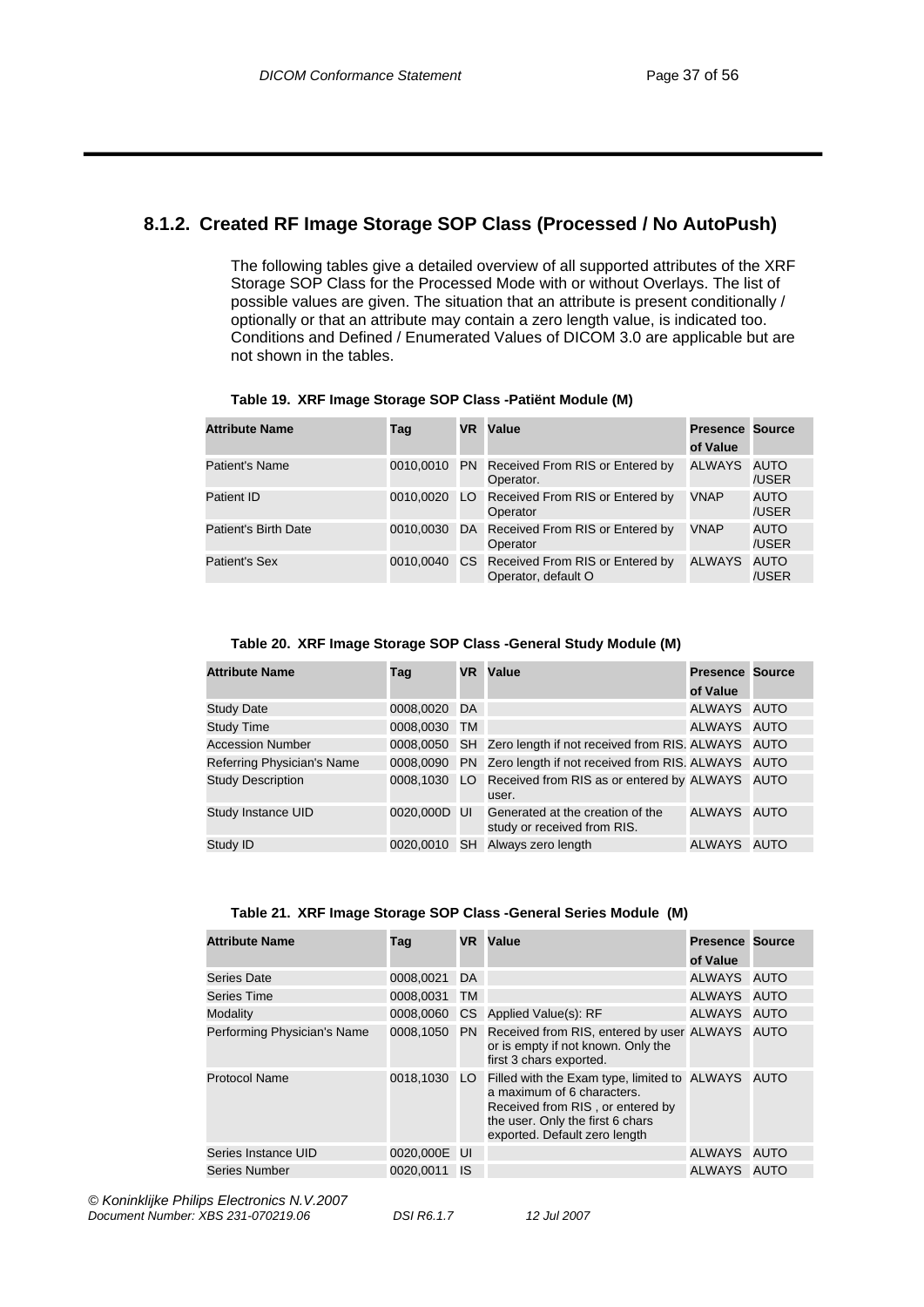## 8.1.2. Created RF Image Storage SOP Class (Processed / No AutoPush)

The following tables give a detailed overview of all supported attributes of the XRF Storage SOP Class for the Processed Mode with or without Overlays. The list of possible values are given. The situation that an attribute is present conditionally / optionally or that an attribute may contain a zero length value, is indicated too. Conditions and Defined / Enumerated Values of DICOM 3.0 are applicable but are not shown in the tables.

**Table 19. XRF Image Storage SOP Class -Patiënt Module (M)**

| Attribute Name | Tag | VR | Value | Presence of Value | Source |
|---|---|---|---|---|---|
| Patient's Name | 0010,0010 | PN | Received From RIS or Entered by Operator. | ALWAYS | AUTO /USER |
| Patient ID | 0010,0020 | LO | Received From RIS or Entered by Operator | VNAP | AUTO /USER |
| Patient's Birth Date | 0010,0030 | DA | Received From RIS or Entered by Operator | VNAP | AUTO /USER |
| Patient's Sex | 0010,0040 | CS | Received From RIS or Entered by Operator, default O | ALWAYS | AUTO /USER |

**Table 20. XRF Image Storage SOP Class -General Study Module (M)**

| Attribute Name | Tag | VR | Value | Presence of Value | Source |
|---|---|---|---|---|---|
| Study Date | 0008,0020 | DA | | ALWAYS | AUTO |
| Study Time | 0008,0030 | TM | | ALWAYS | AUTO |
| Accession Number | 0008,0050 | SH | Zero length if not received from RIS. | ALWAYS | AUTO |
| Referring Physician's Name | 0008,0090 | PN | Zero length if not received from RIS. | ALWAYS | AUTO |
| Study Description | 0008,1030 | LO | Received from RIS as or entered by user. | ALWAYS | AUTO |
| Study Instance UID | 0020,000D | UI | Generated at the creation of the study or received from RIS. | ALWAYS | AUTO |
| Study ID | 0020,0010 | SH | Always zero length | ALWAYS | AUTO |

**Table 21. XRF Image Storage SOP Class -General Series Module (M)**

| Attribute Name | Tag | VR | Value | Presence of Value | Source |
|---|---|---|---|---|---|
| Series Date | 0008,0021 | DA | | ALWAYS | AUTO |
| Series Time | 0008,0031 | TM | | ALWAYS | AUTO |
| Modality | 0008,0060 | CS | Applied Value(s): RF | ALWAYS | AUTO |
| Performing Physician's Name | 0008,1050 | PN | Received from RIS, entered by user or is empty if not known. Only the first 3 chars exported. | ALWAYS | AUTO |
| Protocol Name | 0018,1030 | LO | Filled with the Exam type, limited to a maximum of 6 characters. Received from RIS , or entered by the user. Only the first 6 chars exported. Default zero length | ALWAYS | AUTO |
| Series Instance UID | 0020,000E | UI | | ALWAYS | AUTO |
| Series Number | 0020,0011 | IS | | ALWAYS | AUTO |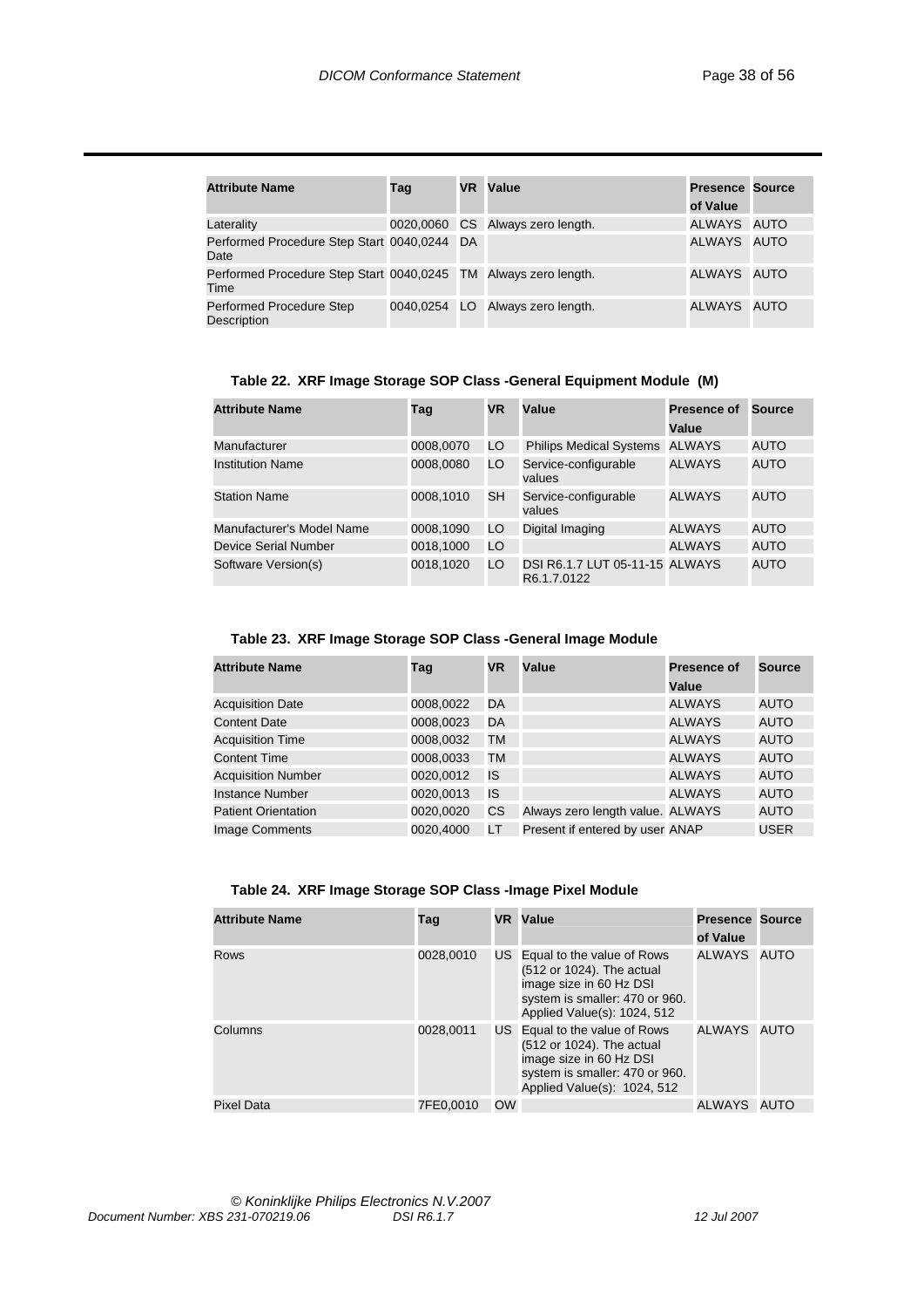| Attribute Name | Tag | VR | Value | Presence of Value | Source |
|---|---|---|---|---|---|
| Laterality | 0020,0060 | CS | Always zero length. | ALWAYS | AUTO |
| Performed Procedure Step Start Date | 0040,0244 | DA | | ALWAYS | AUTO |
| Performed Procedure Step Start Time | 0040,0245 | TM | Always zero length. | ALWAYS | AUTO |
| Performed Procedure Step Description | 0040,0254 | LO | Always zero length. | ALWAYS | AUTO |

**Table 22. XRF Image Storage SOP Class -General Equipment Module (M)**

| Attribute Name | Tag | VR | Value | Presence of Value | Source |
|---|---|---|---|---|---|
| Manufacturer | 0008,0070 | LO | Philips Medical Systems | ALWAYS | AUTO |
| Institution Name | 0008,0080 | LO | Service-configurable values | ALWAYS | AUTO |
| Station Name | 0008,1010 | SH | Service-configurable values | ALWAYS | AUTO |
| Manufacturer's Model Name | 0008,1090 | LO | Digital Imaging | ALWAYS | AUTO |
| Device Serial Number | 0018,1000 | LO | | ALWAYS | AUTO |
| Software Version(s) | 0018,1020 | LO | DSI R6.1.7 LUT 05-11-15 R6.1.7.0122 | ALWAYS | AUTO |

**Table 23. XRF Image Storage SOP Class -General Image Module**

| Attribute Name | Tag | VR | Value | Presence of Value | Source |
|---|---|---|---|---|---|
| Acquisition Date | 0008,0022 | DA | | ALWAYS | AUTO |
| Content Date | 0008,0023 | DA | | ALWAYS | AUTO |
| Acquisition Time | 0008,0032 | TM | | ALWAYS | AUTO |
| Content Time | 0008,0033 | TM | | ALWAYS | AUTO |
| Acquisition Number | 0020,0012 | IS | | ALWAYS | AUTO |
| Instance Number | 0020,0013 | IS | | ALWAYS | AUTO |
| Patient Orientation | 0020,0020 | CS | Always zero length value. | ALWAYS | AUTO |
| Image Comments | 0020,4000 | LT | Present if entered by user | ANAP | USER |

**Table 24. XRF Image Storage SOP Class -Image Pixel Module**

| Attribute Name | Tag | VR | Value | Presence of Value | Source |
|---|---|---|---|---|---|
| Rows | 0028,0010 | US | Equal to the value of Rows (512 or 1024). The actual image size in 60 Hz DSI system is smaller: 470 or 960. Applied Value(s): 1024, 512 | ALWAYS | AUTO |
| Columns | 0028,0011 | US | Equal to the value of Rows (512 or 1024). The actual image size in 60 Hz DSI system is smaller: 470 or 960. Applied Value(s): 1024, 512 | ALWAYS | AUTO |
| Pixel Data | 7FE0,0010 | OW | | ALWAYS | AUTO |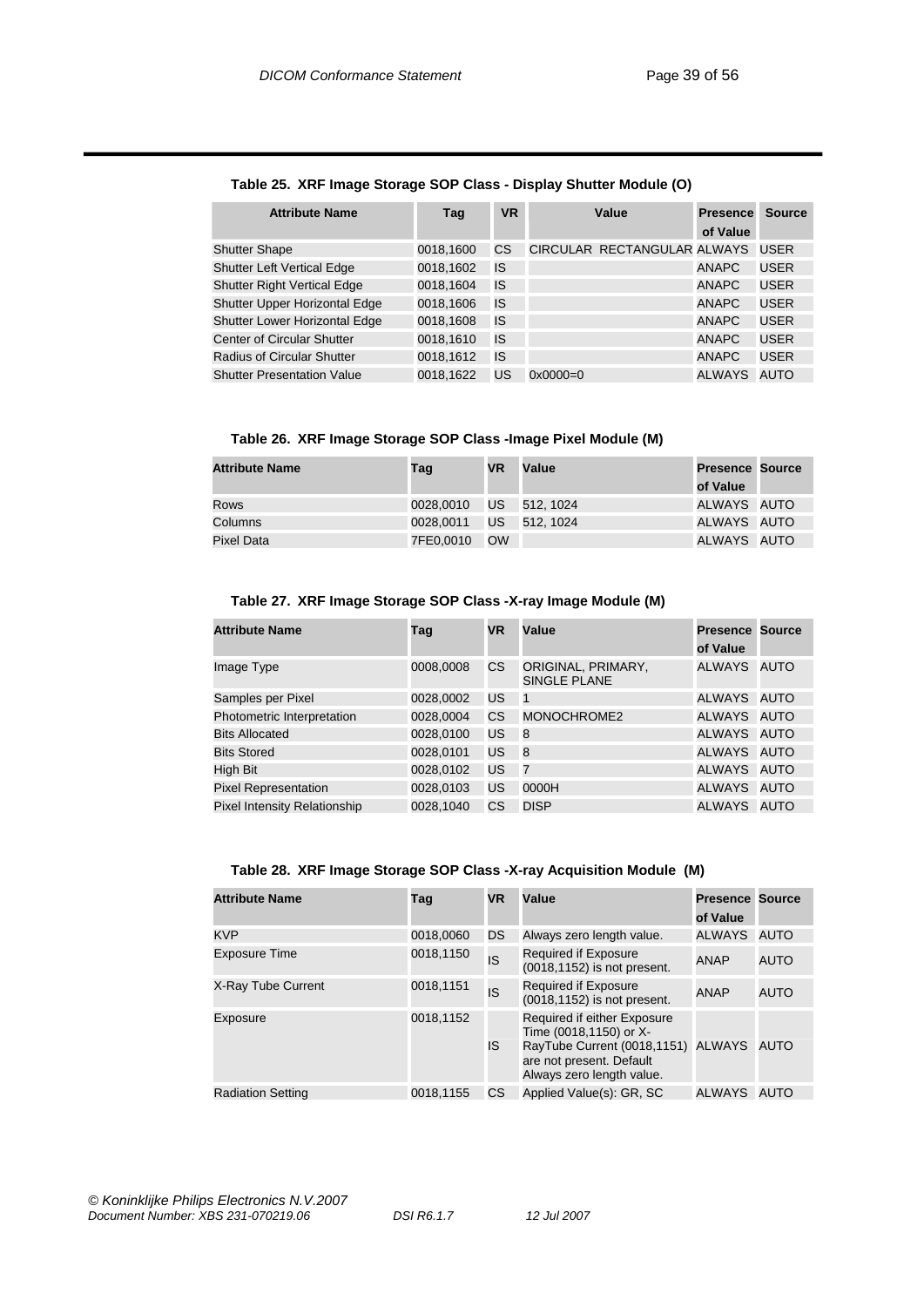**Table 25. XRF Image Storage SOP Class - Display Shutter Module (O)**

| Attribute Name | Tag | VR | Value | Presence of Value | Source |
|---|---|---|---|---|---|
| Shutter Shape | 0018,1600 | CS | CIRCULAR RECTANGULAR | ALWAYS | USER |
| Shutter Left Vertical Edge | 0018,1602 | IS | | ANAPC | USER |
| Shutter Right Vertical Edge | 0018,1604 | IS | | ANAPC | USER |
| Shutter Upper Horizontal Edge | 0018,1606 | IS | | ANAPC | USER |
| Shutter Lower Horizontal Edge | 0018,1608 | IS | | ANAPC | USER |
| Center of Circular Shutter | 0018,1610 | IS | | ANAPC | USER |
| Radius of Circular Shutter | 0018,1612 | IS | | ANAPC | USER |
| Shutter Presentation Value | 0018,1622 | US | 0x0000=0 | ALWAYS | AUTO |

**Table 26. XRF Image Storage SOP Class -Image Pixel Module (M)**

| Attribute Name | Tag | VR | Value | Presence of Value | Source |
|---|---|---|---|---|---|
| Rows | 0028,0010 | US | 512, 1024 | ALWAYS | AUTO |
| Columns | 0028,0011 | US | 512, 1024 | ALWAYS | AUTO |
| Pixel Data | 7FE0,0010 | OW | | ALWAYS | AUTO |

**Table 27. XRF Image Storage SOP Class -X-ray Image Module (M)**

| Attribute Name | Tag | VR | Value | Presence of Value | Source |
|---|---|---|---|---|---|
| Image Type | 0008,0008 | CS | ORIGINAL, PRIMARY, SINGLE PLANE | ALWAYS | AUTO |
| Samples per Pixel | 0028,0002 | US | 1 | ALWAYS | AUTO |
| Photometric Interpretation | 0028,0004 | CS | MONOCHROME2 | ALWAYS | AUTO |
| Bits Allocated | 0028,0100 | US | 8 | ALWAYS | AUTO |
| Bits Stored | 0028,0101 | US | 8 | ALWAYS | AUTO |
| High Bit | 0028,0102 | US | 7 | ALWAYS | AUTO |
| Pixel Representation | 0028,0103 | US | 0000H | ALWAYS | AUTO |
| Pixel Intensity Relationship | 0028,1040 | CS | DISP | ALWAYS | AUTO |

**Table 28. XRF Image Storage SOP Class -X-ray Acquisition Module (M)**

| Attribute Name | Tag | VR | Value | Presence of Value | Source |
|---|---|---|---|---|---|
| KVP | 0018,0060 | DS | Always zero length value. | ALWAYS | AUTO |
| Exposure Time | 0018,1150 | IS | Required if Exposure (0018,1152) is not present. | ANAP | AUTO |
| X-Ray Tube Current | 0018,1151 | IS | Required if Exposure (0018,1152) is not present. | ANAP | AUTO |
| Exposure | 0018,1152 | IS | Required if either Exposure Time (0018,1150) or X-RayTube Current (0018,1151) are not present. Default Always zero length value. | ALWAYS | AUTO |
| Radiation Setting | 0018,1155 | CS | Applied Value(s): GR, SC | ALWAYS | AUTO |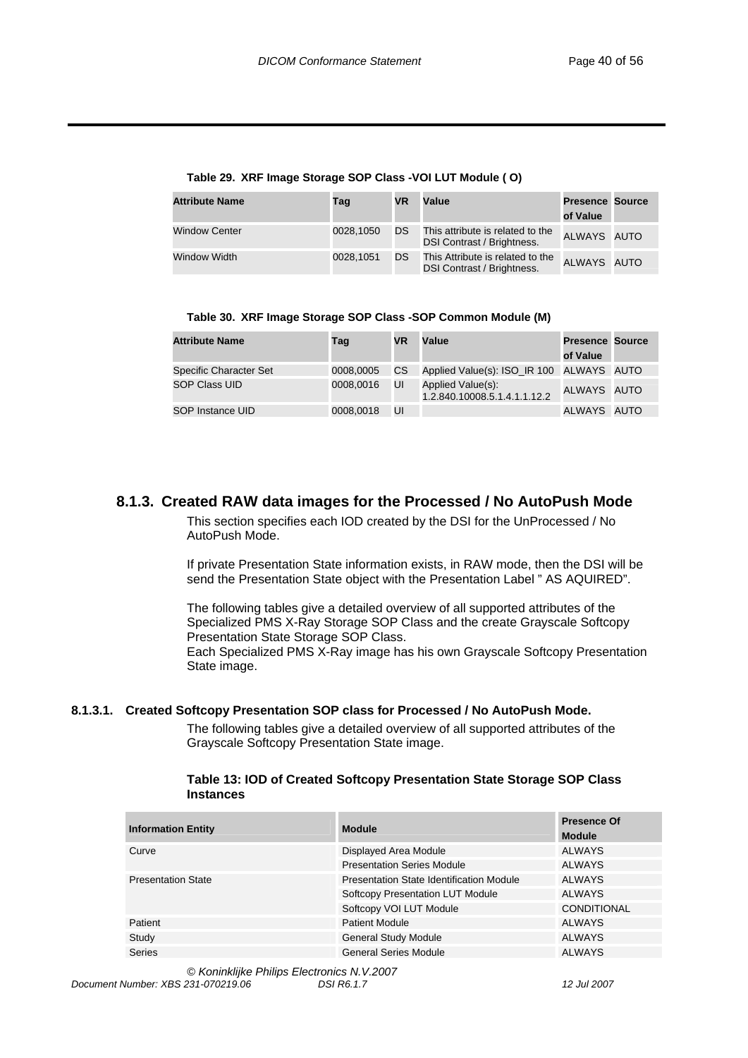**Table 29. XRF Image Storage SOP Class -VOI LUT Module ( O)**

| Attribute Name | Tag | VR | Value | Presence of Value | Source |
|---|---|---|---|---|---|
| Window Center | 0028,1050 | DS | This attribute is related to the DSI Contrast / Brightness. | ALWAYS | AUTO |
| Window Width | 0028,1051 | DS | This Attribute is related to the DSI Contrast / Brightness. | ALWAYS | AUTO |

**Table 30. XRF Image Storage SOP Class -SOP Common Module (M)**

| Attribute Name | Tag | VR | Value | Presence of Value | Source |
|---|---|---|---|---|---|
| Specific Character Set | 0008,0005 | CS | Applied Value(s): ISO_IR 100 | ALWAYS | AUTO |
| SOP Class UID | 0008,0016 | UI | Applied Value(s): 1.2.840.10008.5.1.4.1.1.12.2 | ALWAYS | AUTO |
| SOP Instance UID | 0008,0018 | UI | | ALWAYS | AUTO |

### 8.1.3. Created RAW data images for the Processed / No AutoPush Mode

This section specifies each IOD created by the DSI for the UnProcessed / No AutoPush Mode.

If private Presentation State information exists, in RAW mode, then the DSI will be send the Presentation State object with the Presentation Label " AS AQUIRED".

The following tables give a detailed overview of all supported attributes of the Specialized PMS X-Ray Storage SOP Class and the create Grayscale Softcopy Presentation State Storage SOP Class.
Each Specialized PMS X-Ray image has his own Grayscale Softcopy Presentation State image.

#### 8.1.3.1. Created Softcopy Presentation SOP class for Processed / No AutoPush Mode.

The following tables give a detailed overview of all supported attributes of the Grayscale Softcopy Presentation State image.

**Table 13: IOD of Created Softcopy Presentation State Storage SOP Class Instances**

| Information Entity | Module | Presence Of Module |
|---|---|---|
| Curve | Displayed Area Module | ALWAYS |
| | Presentation Series Module | ALWAYS |
| Presentation State | Presentation State Identification Module | ALWAYS |
| | Softcopy Presentation LUT Module | ALWAYS |
| | Softcopy VOI LUT Module | CONDITIONAL |
| Patient | Patient Module | ALWAYS |
| Study | General Study Module | ALWAYS |
| Series | General Series Module | ALWAYS |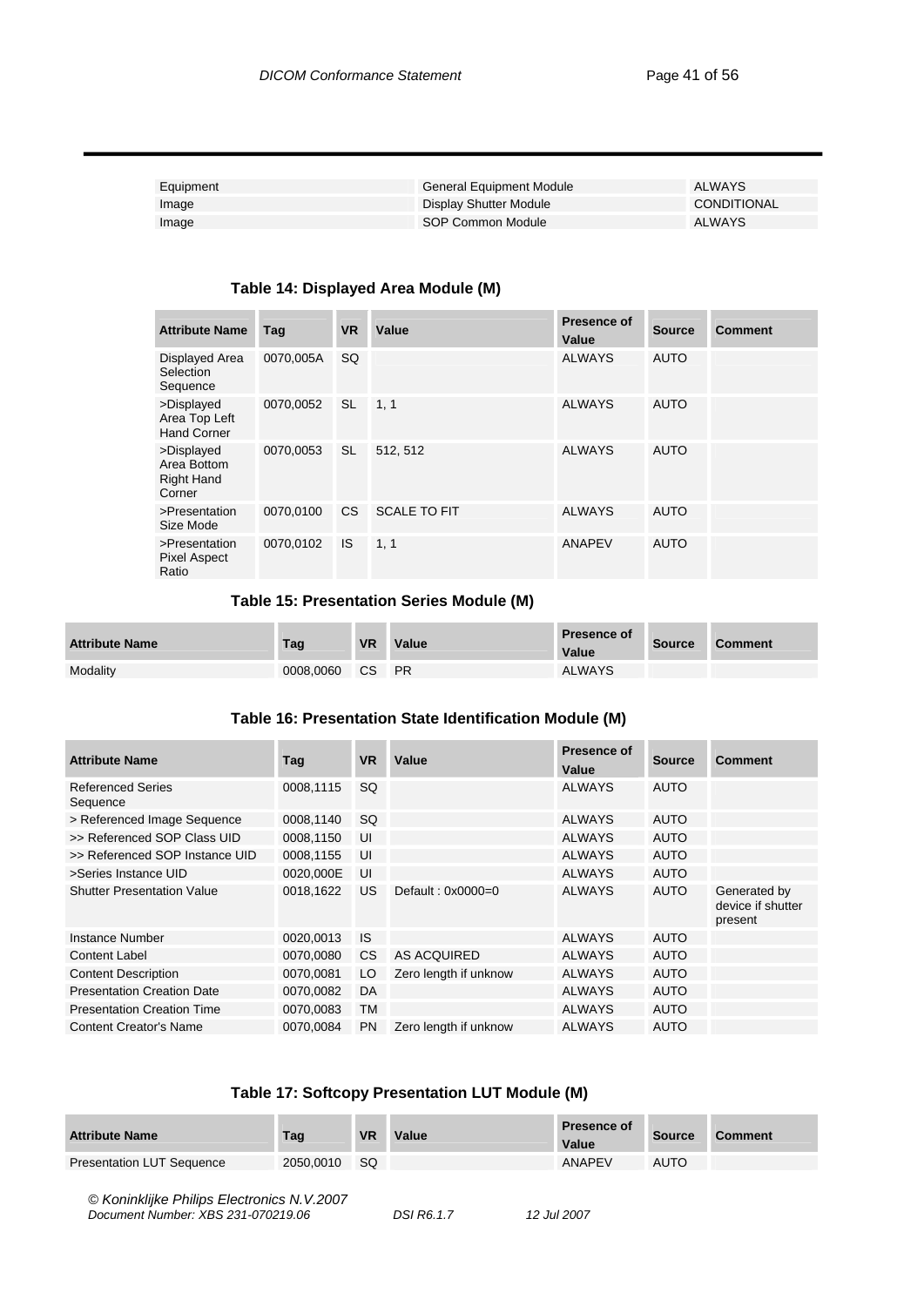| | | |
|---|---|---|
| Equipment | General Equipment Module | ALWAYS |
| Image | Display Shutter Module | CONDITIONAL |
| Image | SOP Common Module | ALWAYS |

**Table 14: Displayed Area Module (M)**

| Attribute Name | Tag | VR | Value | Presence of Value | Source | Comment |
|---|---|---|---|---|---|---|
| Displayed Area Selection Sequence | 0070,005A | SQ | | ALWAYS | AUTO | |
| >Displayed Area Top Left Hand Corner | 0070,0052 | SL | 1, 1 | ALWAYS | AUTO | |
| >Displayed Area Bottom Right Hand Corner | 0070,0053 | SL | 512, 512 | ALWAYS | AUTO | |
| >Presentation Size Mode | 0070,0100 | CS | SCALE TO FIT | ALWAYS | AUTO | |
| >Presentation Pixel Aspect Ratio | 0070,0102 | IS | 1, 1 | ANAPEV | AUTO | |

**Table 15: Presentation Series Module (M)**

| Attribute Name | Tag | VR | Value | Presence of Value | Source | Comment |
|---|---|---|---|---|---|---|
| Modality | 0008,0060 | CS | PR | ALWAYS | | |

**Table 16: Presentation State Identification Module (M)**

| Attribute Name | Tag | VR | Value | Presence of Value | Source | Comment |
|---|---|---|---|---|---|---|
| Referenced Series Sequence | 0008,1115 | SQ | | ALWAYS | AUTO | |
| > Referenced Image Sequence | 0008,1140 | SQ | | ALWAYS | AUTO | |
| >> Referenced SOP Class UID | 0008,1150 | UI | | ALWAYS | AUTO | |
| >> Referenced SOP Instance UID | 0008,1155 | UI | | ALWAYS | AUTO | |
| >Series Instance UID | 0020,000E | UI | | ALWAYS | AUTO | |
| Shutter Presentation Value | 0018,1622 | US | Default : 0x0000=0 | ALWAYS | AUTO | Generated by device if shutter present |
| Instance Number | 0020,0013 | IS | | ALWAYS | AUTO | |
| Content Label | 0070,0080 | CS | AS ACQUIRED | ALWAYS | AUTO | |
| Content Description | 0070,0081 | LO | Zero length if unknow | ALWAYS | AUTO | |
| Presentation Creation Date | 0070,0082 | DA | | ALWAYS | AUTO | |
| Presentation Creation Time | 0070,0083 | TM | | ALWAYS | AUTO | |
| Content Creator's Name | 0070,0084 | PN | Zero length if unknow | ALWAYS | AUTO | |

**Table 17: Softcopy Presentation LUT Module (M)**

| Attribute Name | Tag | VR | Value | Presence of Value | Source | Comment |
|---|---|---|---|---|---|---|
| Presentation LUT Sequence | 2050,0010 | SQ | | ANAPEV | AUTO | |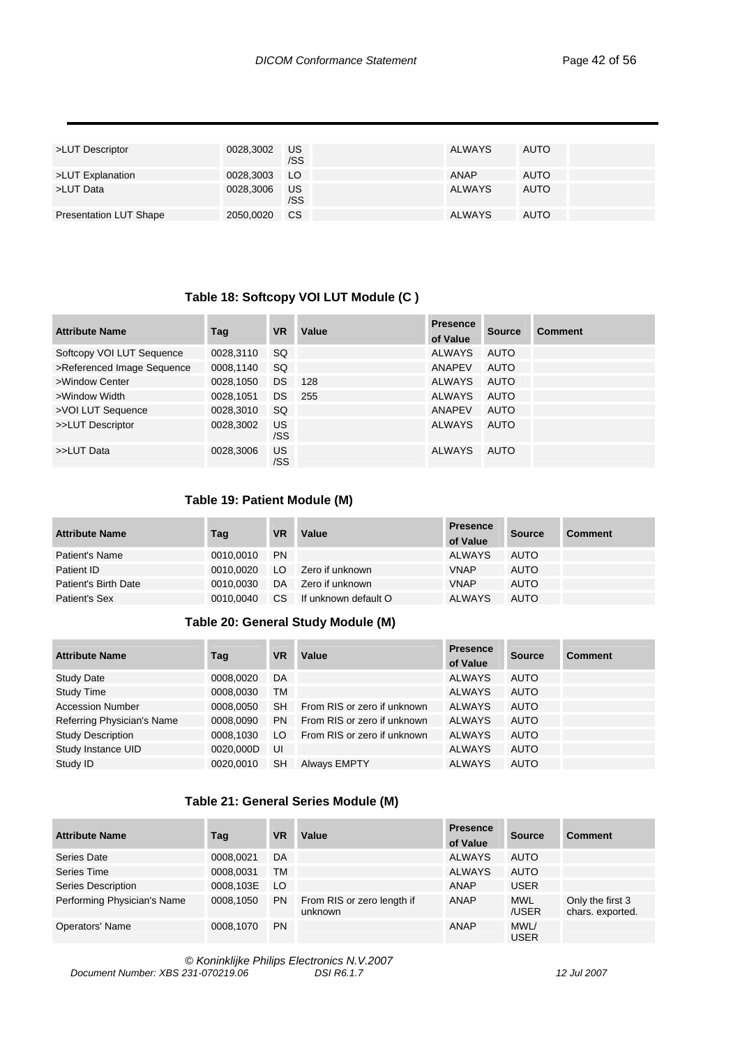| >LUT Descriptor | 0028,3002 | US /SS | | ALWAYS | AUTO | |
|---|---|---|---|---|---|---|
| >LUT Explanation | 0028,3003 | LO | | ANAP | AUTO | |
| >LUT Data | 0028,3006 | US /SS | | ALWAYS | AUTO | |
| Presentation LUT Shape | 2050,0020 | CS | | ALWAYS | AUTO | |

### Table 18: Softcopy VOI LUT Module (C )

| Attribute Name | Tag | VR | Value | Presence of Value | Source | Comment |
|---|---|---|---|---|---|---|
| Softcopy VOI LUT Sequence | 0028,3110 | SQ | | ALWAYS | AUTO | |
| >Referenced Image Sequence | 0008,1140 | SQ | | ANAPEV | AUTO | |
| >Window Center | 0028,1050 | DS | 128 | ALWAYS | AUTO | |
| >Window Width | 0028,1051 | DS | 255 | ALWAYS | AUTO | |
| >VOI LUT Sequence | 0028,3010 | SQ | | ANAPEV | AUTO | |
| >>LUT Descriptor | 0028,3002 | US /SS | | ALWAYS | AUTO | |
| >>LUT Data | 0028,3006 | US /SS | | ALWAYS | AUTO | |

### Table 19: Patient Module (M)

| Attribute Name | Tag | VR | Value | Presence of Value | Source | Comment |
|---|---|---|---|---|---|---|
| Patient's Name | 0010,0010 | PN | | ALWAYS | AUTO | |
| Patient ID | 0010,0020 | LO | Zero if unknown | VNAP | AUTO | |
| Patient's Birth Date | 0010,0030 | DA | Zero if unknown | VNAP | AUTO | |
| Patient's Sex | 0010,0040 | CS | If unknown default O | ALWAYS | AUTO | |

### Table 20: General Study Module (M)

| Attribute Name | Tag | VR | Value | Presence of Value | Source | Comment |
|---|---|---|---|---|---|---|
| Study Date | 0008,0020 | DA | | ALWAYS | AUTO | |
| Study Time | 0008,0030 | TM | | ALWAYS | AUTO | |
| Accession Number | 0008,0050 | SH | From RIS or zero if unknown | ALWAYS | AUTO | |
| Referring Physician's Name | 0008,0090 | PN | From RIS or zero if unknown | ALWAYS | AUTO | |
| Study Description | 0008,1030 | LO | From RIS or zero if unknown | ALWAYS | AUTO | |
| Study Instance UID | 0020,000D | UI | | ALWAYS | AUTO | |
| Study ID | 0020,0010 | SH | Always EMPTY | ALWAYS | AUTO | |

### Table 21: General Series Module (M)

| Attribute Name | Tag | VR | Value | Presence of Value | Source | Comment |
|---|---|---|---|---|---|---|
| Series Date | 0008,0021 | DA | | ALWAYS | AUTO | |
| Series Time | 0008,0031 | TM | | ALWAYS | AUTO | |
| Series Description | 0008,103E | LO | | ANAP | USER | |
| Performing Physician's Name | 0008,1050 | PN | From RIS or zero length if unknown | ANAP | MWL /USER | Only the first 3 chars. exported. |
| Operators' Name | 0008,1070 | PN | | ANAP | MWL/ USER | |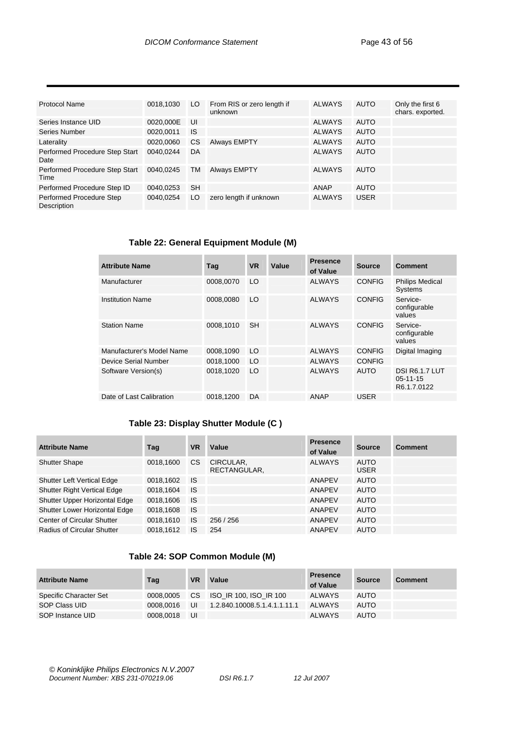| Protocol Name | 0018,1030 | LO | From RIS or zero length if unknown | ALWAYS | AUTO | Only the first 6 chars. exported. |
|---|---|---|---|---|---|---|
| Series Instance UID | 0020,000E | UI | | ALWAYS | AUTO | |
| Series Number | 0020,0011 | IS | | ALWAYS | AUTO | |
| Laterality | 0020,0060 | CS | Always EMPTY | ALWAYS | AUTO | |
| Performed Procedure Step Start Date | 0040,0244 | DA | | ALWAYS | AUTO | |
| Performed Procedure Step Start Time | 0040,0245 | TM | Always EMPTY | ALWAYS | AUTO | |
| Performed Procedure Step ID | 0040,0253 | SH | | ANAP | AUTO | |
| Performed Procedure Step Description | 0040,0254 | LO | zero length if unknown | ALWAYS | USER | |

### Table 22: General Equipment Module (M)

| Attribute Name | Tag | VR | Value | Presence of Value | Source | Comment |
|---|---|---|---|---|---|---|
| Manufacturer | 0008,0070 | LO | | ALWAYS | CONFIG | Philips Medical Systems |
| Institution Name | 0008,0080 | LO | | ALWAYS | CONFIG | Service-configurable values |
| Station Name | 0008,1010 | SH | | ALWAYS | CONFIG | Service-configurable values |
| Manufacturer's Model Name | 0008,1090 | LO | | ALWAYS | CONFIG | Digital Imaging |
| Device Serial Number | 0018,1000 | LO | | ALWAYS | CONFIG | |
| Software Version(s) | 0018,1020 | LO | | ALWAYS | AUTO | DSI R6.1.7 LUT 05-11-15 R6.1.7.0122 |
| Date of Last Calibration | 0018,1200 | DA | | ANAP | USER | |

### Table 23: Display Shutter Module (C )

| Attribute Name | Tag | VR | Value | Presence of Value | Source | Comment |
|---|---|---|---|---|---|---|
| Shutter Shape | 0018,1600 | CS | CIRCULAR, RECTANGULAR, | ALWAYS | AUTO USER | |
| Shutter Left Vertical Edge | 0018,1602 | IS | | ANAPEV | AUTO | |
| Shutter Right Vertical Edge | 0018,1604 | IS | | ANAPEV | AUTO | |
| Shutter Upper Horizontal Edge | 0018,1606 | IS | | ANAPEV | AUTO | |
| Shutter Lower Horizontal Edge | 0018,1608 | IS | | ANAPEV | AUTO | |
| Center of Circular Shutter | 0018,1610 | IS | 256 / 256 | ANAPEV | AUTO | |
| Radius of Circular Shutter | 0018,1612 | IS | 254 | ANAPEV | AUTO | |

### Table 24: SOP Common Module (M)

| Attribute Name | Tag | VR | Value | Presence of Value | Source | Comment |
|---|---|---|---|---|---|---|
| Specific Character Set | 0008,0005 | CS | ISO_IR 100, ISO_IR 100 | ALWAYS | AUTO | |
| SOP Class UID | 0008,0016 | UI | 1.2.840.10008.5.1.4.1.1.11.1 | ALWAYS | AUTO | |
| SOP Instance UID | 0008,0018 | UI | | ALWAYS | AUTO | |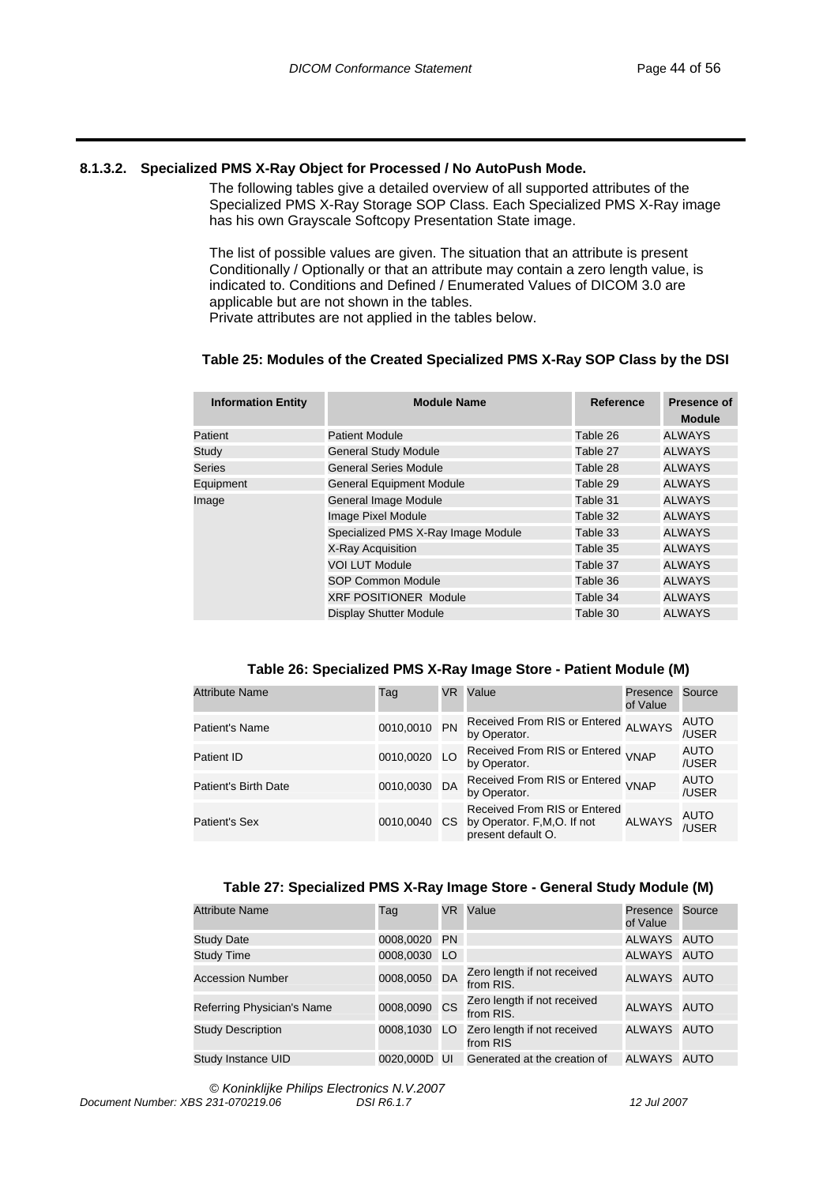### 8.1.3.2. Specialized PMS X-Ray Object for Processed / No AutoPush Mode.

The following tables give a detailed overview of all supported attributes of the Specialized PMS X-Ray Storage SOP Class. Each Specialized PMS X-Ray image has his own Grayscale Softcopy Presentation State image.

The list of possible values are given. The situation that an attribute is present Conditionally / Optionally or that an attribute may contain a zero length value, is indicated to. Conditions and Defined / Enumerated Values of DICOM 3.0 are applicable but are not shown in the tables.
Private attributes are not applied in the tables below.

**Table 25: Modules of the Created Specialized PMS X-Ray SOP Class by the DSI**

| Information Entity | Module Name | Reference | Presence of Module |
|---|---|---|---|
| Patient | Patient Module | Table 26 | ALWAYS |
| Study | General Study Module | Table 27 | ALWAYS |
| Series | General Series Module | Table 28 | ALWAYS |
| Equipment | General Equipment Module | Table 29 | ALWAYS |
| Image | General Image Module | Table 31 | ALWAYS |
| | Image Pixel Module | Table 32 | ALWAYS |
| | Specialized PMS X-Ray Image Module | Table 33 | ALWAYS |
| | X-Ray Acquisition | Table 35 | ALWAYS |
| | VOI LUT Module | Table 37 | ALWAYS |
| | SOP Common Module | Table 36 | ALWAYS |
| | XRF POSITIONER Module | Table 34 | ALWAYS |
| | Display Shutter Module | Table 30 | ALWAYS |

**Table 26: Specialized PMS X-Ray Image Store - Patient Module (M)**

| Attribute Name | Tag | VR | Value | Presence of Value | Source |
|---|---|---|---|---|---|
| Patient's Name | 0010,0010 | PN | Received From RIS or Entered by Operator. | ALWAYS | AUTO /USER |
| Patient ID | 0010,0020 | LO | Received From RIS or Entered by Operator. | VNAP | AUTO /USER |
| Patient's Birth Date | 0010,0030 | DA | Received From RIS or Entered by Operator. | VNAP | AUTO /USER |
| Patient's Sex | 0010,0040 | CS | Received From RIS or Entered by Operator. F,M,O. If not present default O. | ALWAYS | AUTO /USER |

**Table 27: Specialized PMS X-Ray Image Store - General Study Module (M)**

| Attribute Name | Tag | VR | Value | Presence of Value | Source |
|---|---|---|---|---|---|
| Study Date | 0008,0020 | PN | | ALWAYS | AUTO |
| Study Time | 0008,0030 | LO | | ALWAYS | AUTO |
| Accession Number | 0008,0050 | DA | Zero length if not received from RIS. | ALWAYS | AUTO |
| Referring Physician's Name | 0008,0090 | CS | Zero length if not received from RIS. | ALWAYS | AUTO |
| Study Description | 0008,1030 | LO | Zero length if not received from RIS | ALWAYS | AUTO |
| Study Instance UID | 0020,000D | UI | Generated at the creation of | ALWAYS | AUTO |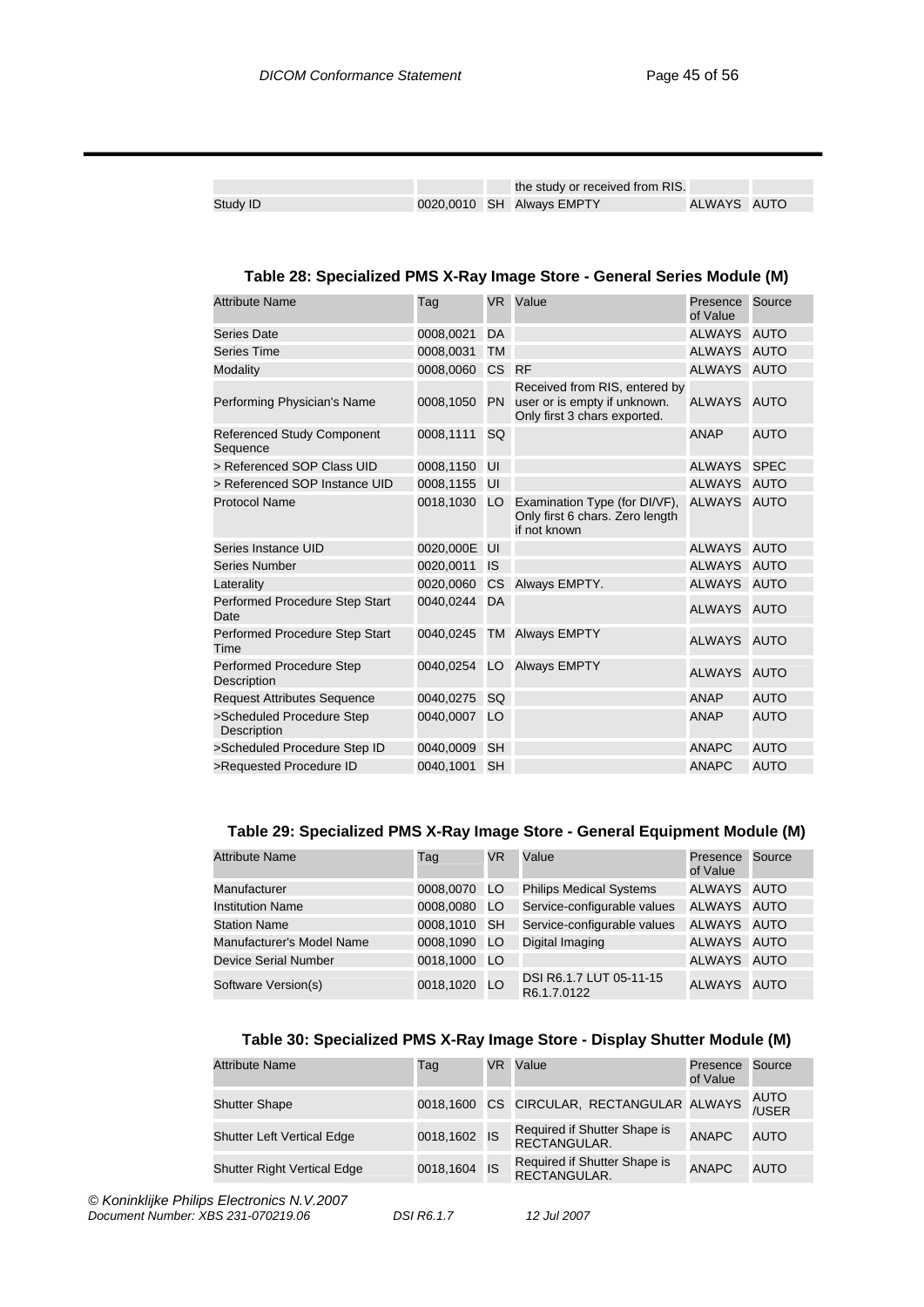| | | | the study or received from RIS. | | |
|---|---|---|---|---|---|
| Study ID | 0020,0010 | SH | Always EMPTY | ALWAYS | AUTO |

**Table 28: Specialized PMS X-Ray Image Store - General Series Module (M)**

| Attribute Name | Tag | VR | Value | Presence of Value | Source |
|---|---|---|---|---|---|
| Series Date | 0008,0021 | DA | | ALWAYS | AUTO |
| Series Time | 0008,0031 | TM | | ALWAYS | AUTO |
| Modality | 0008,0060 | CS | RF | ALWAYS | AUTO |
| Performing Physician's Name | 0008,1050 | PN | Received from RIS, entered by user or is empty if unknown. Only first 3 chars exported. | ALWAYS | AUTO |
| Referenced Study Component Sequence | 0008,1111 | SQ | | ANAP | AUTO |
| > Referenced SOP Class UID | 0008,1150 | UI | | ALWAYS | SPEC |
| > Referenced SOP Instance UID | 0008,1155 | UI | | ALWAYS | AUTO |
| Protocol Name | 0018,1030 | LO | Examination Type (for DI/VF), Only first 6 chars. Zero length if not known | ALWAYS | AUTO |
| Series Instance UID | 0020,000E | UI | | ALWAYS | AUTO |
| Series Number | 0020,0011 | IS | | ALWAYS | AUTO |
| Laterality | 0020,0060 | CS | Always EMPTY. | ALWAYS | AUTO |
| Performed Procedure Step Start Date | 0040,0244 | DA | | ALWAYS | AUTO |
| Performed Procedure Step Start Time | 0040,0245 | TM | Always EMPTY | ALWAYS | AUTO |
| Performed Procedure Step Description | 0040,0254 | LO | Always EMPTY | ALWAYS | AUTO |
| Request Attributes Sequence | 0040,0275 | SQ | | ANAP | AUTO |
| >Scheduled Procedure Step Description | 0040,0007 | LO | | ANAP | AUTO |
| >Scheduled Procedure Step ID | 0040,0009 | SH | | ANAPC | AUTO |
| >Requested Procedure ID | 0040,1001 | SH | | ANAPC | AUTO |

**Table 29: Specialized PMS X-Ray Image Store - General Equipment Module (M)**

| Attribute Name | Tag | VR | Value | Presence of Value | Source |
|---|---|---|---|---|---|
| Manufacturer | 0008,0070 | LO | Philips Medical Systems | ALWAYS | AUTO |
| Institution Name | 0008,0080 | LO | Service-configurable values | ALWAYS | AUTO |
| Station Name | 0008,1010 | SH | Service-configurable values | ALWAYS | AUTO |
| Manufacturer's Model Name | 0008,1090 | LO | Digital Imaging | ALWAYS | AUTO |
| Device Serial Number | 0018,1000 | LO | | ALWAYS | AUTO |
| Software Version(s) | 0018,1020 | LO | DSI R6.1.7 LUT 05-11-15 R6.1.7.0122 | ALWAYS | AUTO |

**Table 30: Specialized PMS X-Ray Image Store - Display Shutter Module (M)**

| Attribute Name | Tag | VR | Value | Presence of Value | Source |
|---|---|---|---|---|---|
| Shutter Shape | 0018,1600 | CS | CIRCULAR, RECTANGULAR | ALWAYS | AUTO /USER |
| Shutter Left Vertical Edge | 0018,1602 | IS | Required if Shutter Shape is RECTANGULAR. | ANAPC | AUTO |
| Shutter Right Vertical Edge | 0018,1604 | IS | Required if Shutter Shape is RECTANGULAR. | ANAPC | AUTO |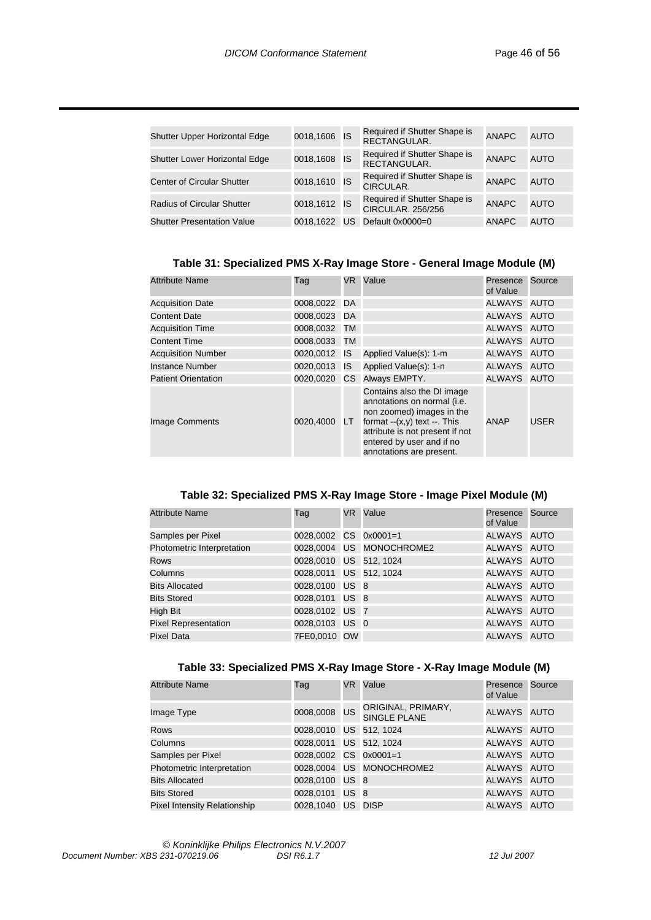| Shutter Upper Horizontal Edge | 0018,1606 | IS | Required if Shutter Shape is RECTANGULAR. | ANAPC | AUTO |
|---|---|---|---|---|---|
| Shutter Lower Horizontal Edge | 0018,1608 | IS | Required if Shutter Shape is RECTANGULAR. | ANAPC | AUTO |
| Center of Circular Shutter | 0018,1610 | IS | Required if Shutter Shape is CIRCULAR. | ANAPC | AUTO |
| Radius of Circular Shutter | 0018,1612 | IS | Required if Shutter Shape is CIRCULAR. 256/256 | ANAPC | AUTO |
| Shutter Presentation Value | 0018,1622 | US | Default 0x0000=0 | ANAPC | AUTO |

### Table 31: Specialized PMS X-Ray Image Store - General Image Module (M)

| Attribute Name | Tag | VR | Value | Presence of Value | Source |
|---|---|---|---|---|---|
| Acquisition Date | 0008,0022 | DA | | ALWAYS | AUTO |
| Content Date | 0008,0023 | DA | | ALWAYS | AUTO |
| Acquisition Time | 0008,0032 | TM | | ALWAYS | AUTO |
| Content Time | 0008,0033 | TM | | ALWAYS | AUTO |
| Acquisition Number | 0020,0012 | IS | Applied Value(s): 1-m | ALWAYS | AUTO |
| Instance Number | 0020,0013 | IS | Applied Value(s): 1-n | ALWAYS | AUTO |
| Patient Orientation | 0020,0020 | CS | Always EMPTY. | ALWAYS | AUTO |
| Image Comments | 0020,4000 | LT | Contains also the DI image annotations on normal (i.e. non zoomed) images in the format --(x,y) text --. This attribute is not present if not entered by user and if no annotations are present. | ANAP | USER |

### Table 32: Specialized PMS X-Ray Image Store - Image Pixel Module (M)

| Attribute Name | Tag | VR | Value | Presence of Value | Source |
|---|---|---|---|---|---|
| Samples per Pixel | 0028,0002 | CS | 0x0001=1 | ALWAYS | AUTO |
| Photometric Interpretation | 0028,0004 | US | MONOCHROME2 | ALWAYS | AUTO |
| Rows | 0028,0010 | US | 512, 1024 | ALWAYS | AUTO |
| Columns | 0028,0011 | US | 512, 1024 | ALWAYS | AUTO |
| Bits Allocated | 0028,0100 | US | 8 | ALWAYS | AUTO |
| Bits Stored | 0028,0101 | US | 8 | ALWAYS | AUTO |
| High Bit | 0028,0102 | US | 7 | ALWAYS | AUTO |
| Pixel Representation | 0028,0103 | US | 0 | ALWAYS | AUTO |
| Pixel Data | 7FE0,0010 | OW | | ALWAYS | AUTO |

### Table 33: Specialized PMS X-Ray Image Store - X-Ray Image Module (M)

| Attribute Name | Tag | VR | Value | Presence of Value | Source |
|---|---|---|---|---|---|
| Image Type | 0008,0008 | US | ORIGINAL, PRIMARY, SINGLE PLANE | ALWAYS | AUTO |
| Rows | 0028,0010 | US | 512, 1024 | ALWAYS | AUTO |
| Columns | 0028,0011 | US | 512, 1024 | ALWAYS | AUTO |
| Samples per Pixel | 0028,0002 | CS | 0x0001=1 | ALWAYS | AUTO |
| Photometric Interpretation | 0028,0004 | US | MONOCHROME2 | ALWAYS | AUTO |
| Bits Allocated | 0028,0100 | US | 8 | ALWAYS | AUTO |
| Bits Stored | 0028,0101 | US | 8 | ALWAYS | AUTO |
| Pixel Intensity Relationship | 0028,1040 | US | DISP | ALWAYS | AUTO |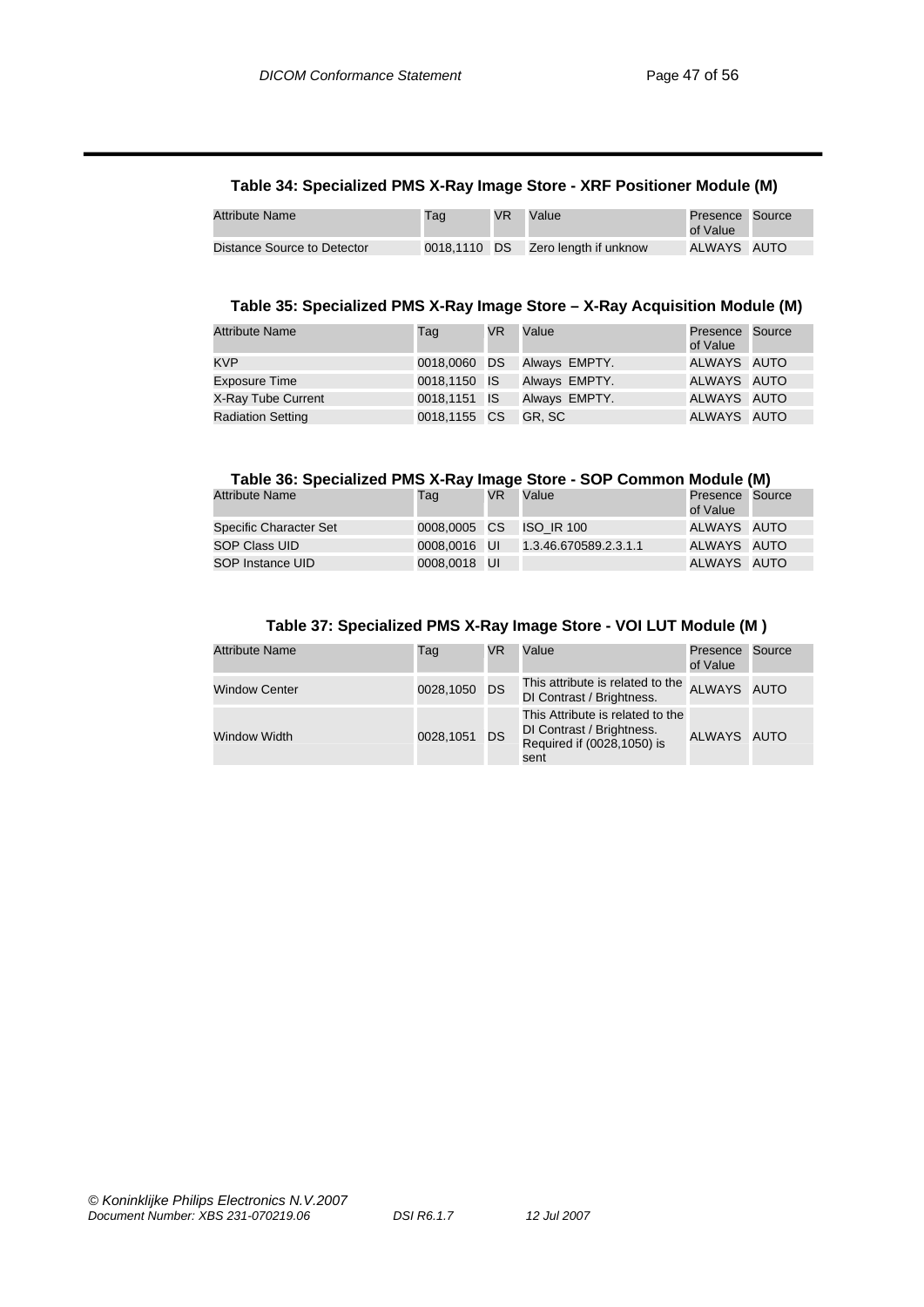### Table 34: Specialized PMS X-Ray Image Store - XRF Positioner Module (M)

| Attribute Name | Tag | VR | Value | Presence of Value | Source |
|---|---|---|---|---|---|
| Distance Source to Detector | 0018,1110 | DS | Zero length if unknow | ALWAYS | AUTO |

### Table 35: Specialized PMS X-Ray Image Store – X-Ray Acquisition Module (M)

| Attribute Name | Tag | VR | Value | Presence of Value | Source |
|---|---|---|---|---|---|
| KVP | 0018,0060 | DS | Always EMPTY. | ALWAYS | AUTO |
| Exposure Time | 0018,1150 | IS | Always EMPTY. | ALWAYS | AUTO |
| X-Ray Tube Current | 0018,1151 | IS | Always EMPTY. | ALWAYS | AUTO |
| Radiation Setting | 0018,1155 | CS | GR, SC | ALWAYS | AUTO |

### Table 36: Specialized PMS X-Ray Image Store - SOP Common Module (M)

| Attribute Name | Tag | VR | Value | Presence of Value | Source |
|---|---|---|---|---|---|
| Specific Character Set | 0008,0005 | CS | ISO_IR 100 | ALWAYS | AUTO |
| SOP Class UID | 0008,0016 | UI | 1.3.46.670589.2.3.1.1 | ALWAYS | AUTO |
| SOP Instance UID | 0008,0018 | UI | | ALWAYS | AUTO |

### Table 37: Specialized PMS X-Ray Image Store - VOI LUT Module (M )

| Attribute Name | Tag | VR | Value | Presence of Value | Source |
|---|---|---|---|---|---|
| Window Center | 0028,1050 | DS | This attribute is related to the DI Contrast / Brightness. | ALWAYS | AUTO |
| Window Width | 0028,1051 | DS | This Attribute is related to the DI Contrast / Brightness. Required if (0028,1050) is sent | ALWAYS | AUTO |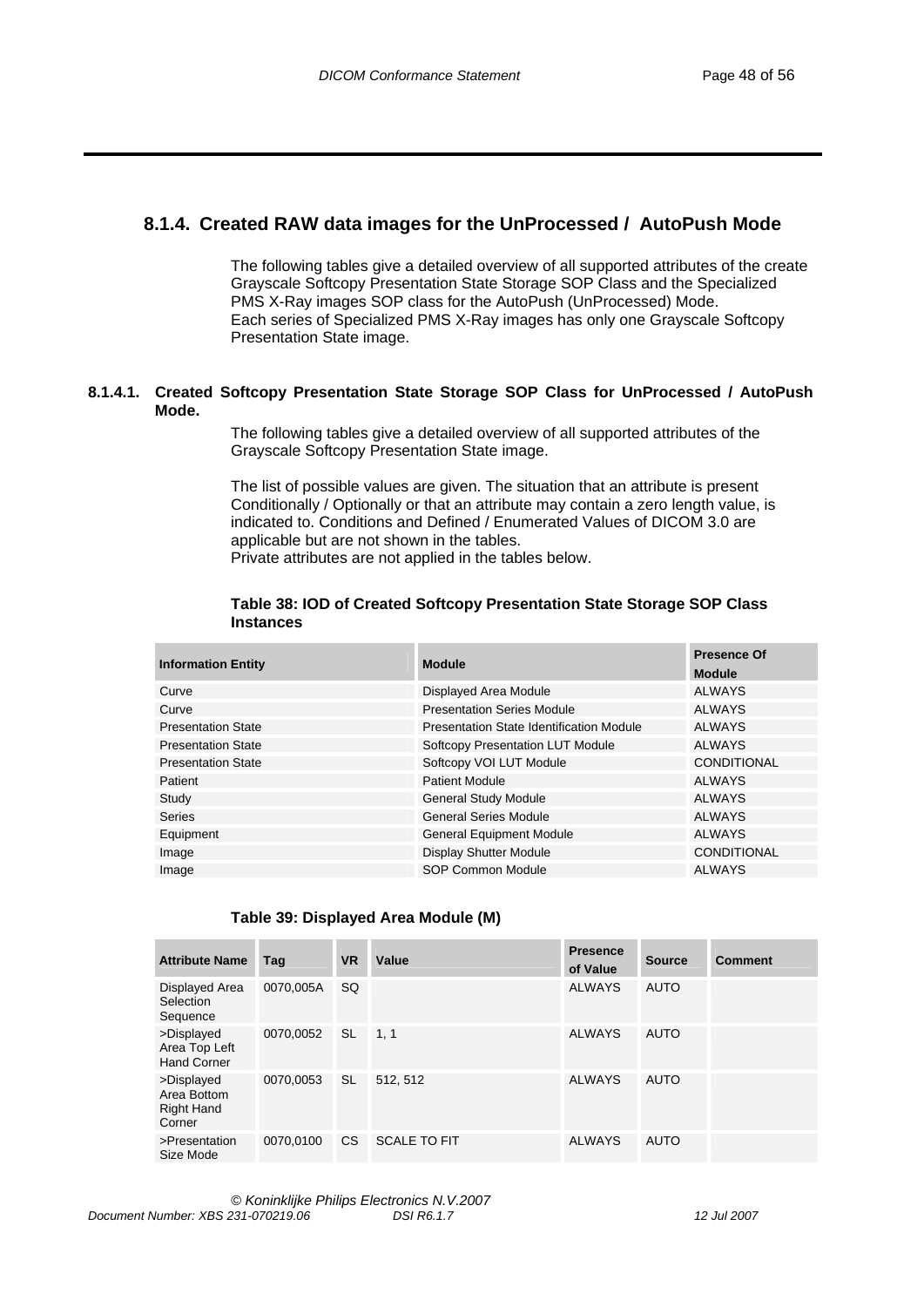## 8.1.4. Created RAW data images for the UnProcessed / AutoPush Mode

The following tables give a detailed overview of all supported attributes of the create Grayscale Softcopy Presentation State Storage SOP Class and the Specialized PMS X-Ray images SOP class for the AutoPush (UnProcessed) Mode.
Each series of Specialized PMS X-Ray images has only one Grayscale Softcopy Presentation State image.

### 8.1.4.1. Created Softcopy Presentation State Storage SOP Class for UnProcessed / AutoPush Mode.

The following tables give a detailed overview of all supported attributes of the Grayscale Softcopy Presentation State image.

The list of possible values are given. The situation that an attribute is present Conditionally / Optionally or that an attribute may contain a zero length value, is indicated to. Conditions and Defined / Enumerated Values of DICOM 3.0 are applicable but are not shown in the tables.
Private attributes are not applied in the tables below.

**Table 38: IOD of Created Softcopy Presentation State Storage SOP Class Instances**

| Information Entity | Module | Presence Of Module |
|---|---|---|
| Curve | Displayed Area Module | ALWAYS |
| Curve | Presentation Series Module | ALWAYS |
| Presentation State | Presentation State Identification Module | ALWAYS |
| Presentation State | Softcopy Presentation LUT Module | ALWAYS |
| Presentation State | Softcopy VOI LUT Module | CONDITIONAL |
| Patient | Patient Module | ALWAYS |
| Study | General Study Module | ALWAYS |
| Series | General Series Module | ALWAYS |
| Equipment | General Equipment Module | ALWAYS |
| Image | Display Shutter Module | CONDITIONAL |
| Image | SOP Common Module | ALWAYS |

**Table 39: Displayed Area Module (M)**

| Attribute Name | Tag | VR | Value | Presence of Value | Source | Comment |
|---|---|---|---|---|---|---|
| Displayed Area Selection Sequence | 0070,005A | SQ | | ALWAYS | AUTO | |
| >Displayed Area Top Left Hand Corner | 0070,0052 | SL | 1, 1 | ALWAYS | AUTO | |
| >Displayed Area Bottom Right Hand Corner | 0070,0053 | SL | 512, 512 | ALWAYS | AUTO | |
| >Presentation Size Mode | 0070,0100 | CS | SCALE TO FIT | ALWAYS | AUTO | |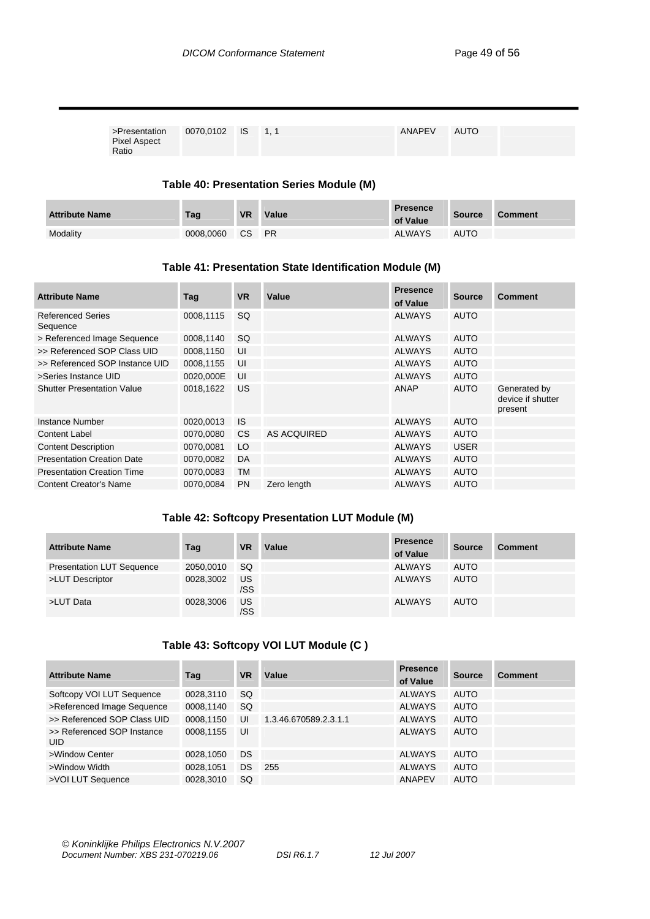| >Presentation Pixel Aspect Ratio | 0070,0102 | IS | 1, 1 | ANAPEV | AUTO | |
|---|---|---|---|---|---|---|

**Table 40: Presentation Series Module (M)**

| Attribute Name | Tag | VR | Value | Presence of Value | Source | Comment |
|---|---|---|---|---|---|---|
| Modality | 0008,0060 | CS | PR | ALWAYS | AUTO | |

**Table 41: Presentation State Identification Module (M)**

| Attribute Name | Tag | VR | Value | Presence of Value | Source | Comment |
|---|---|---|---|---|---|---|
| Referenced Series Sequence | 0008,1115 | SQ | | ALWAYS | AUTO | |
| > Referenced Image Sequence | 0008,1140 | SQ | | ALWAYS | AUTO | |
| >> Referenced SOP Class UID | 0008,1150 | UI | | ALWAYS | AUTO | |
| >> Referenced SOP Instance UID | 0008,1155 | UI | | ALWAYS | AUTO | |
| >Series Instance UID | 0020,000E | UI | | ALWAYS | AUTO | |
| Shutter Presentation Value | 0018,1622 | US | | ANAP | AUTO | Generated by device if shutter present |
| Instance Number | 0020,0013 | IS | | ALWAYS | AUTO | |
| Content Label | 0070,0080 | CS | AS ACQUIRED | ALWAYS | AUTO | |
| Content Description | 0070,0081 | LO | | ALWAYS | USER | |
| Presentation Creation Date | 0070,0082 | DA | | ALWAYS | AUTO | |
| Presentation Creation Time | 0070,0083 | TM | | ALWAYS | AUTO | |
| Content Creator's Name | 0070,0084 | PN | Zero length | ALWAYS | AUTO | |

**Table 42: Softcopy Presentation LUT Module (M)**

| Attribute Name | Tag | VR | Value | Presence of Value | Source | Comment |
|---|---|---|---|---|---|---|
| Presentation LUT Sequence | 2050,0010 | SQ | | ALWAYS | AUTO | |
| >LUT Descriptor | 0028,3002 | US /SS | | ALWAYS | AUTO | |
| >LUT Data | 0028,3006 | US /SS | | ALWAYS | AUTO | |

**Table 43: Softcopy VOI LUT Module (C )**

| Attribute Name | Tag | VR | Value | Presence of Value | Source | Comment |
|---|---|---|---|---|---|---|
| Softcopy VOI LUT Sequence | 0028,3110 | SQ | | ALWAYS | AUTO | |
| >Referenced Image Sequence | 0008,1140 | SQ | | ALWAYS | AUTO | |
| >> Referenced SOP Class UID | 0008,1150 | UI | 1.3.46.670589.2.3.1.1 | ALWAYS | AUTO | |
| >> Referenced SOP Instance UID | 0008,1155 | UI | | ALWAYS | AUTO | |
| >Window Center | 0028,1050 | DS | | ALWAYS | AUTO | |
| >Window Width | 0028,1051 | DS | 255 | ALWAYS | AUTO | |
| >VOI LUT Sequence | 0028,3010 | SQ | | ANAPEV | AUTO | |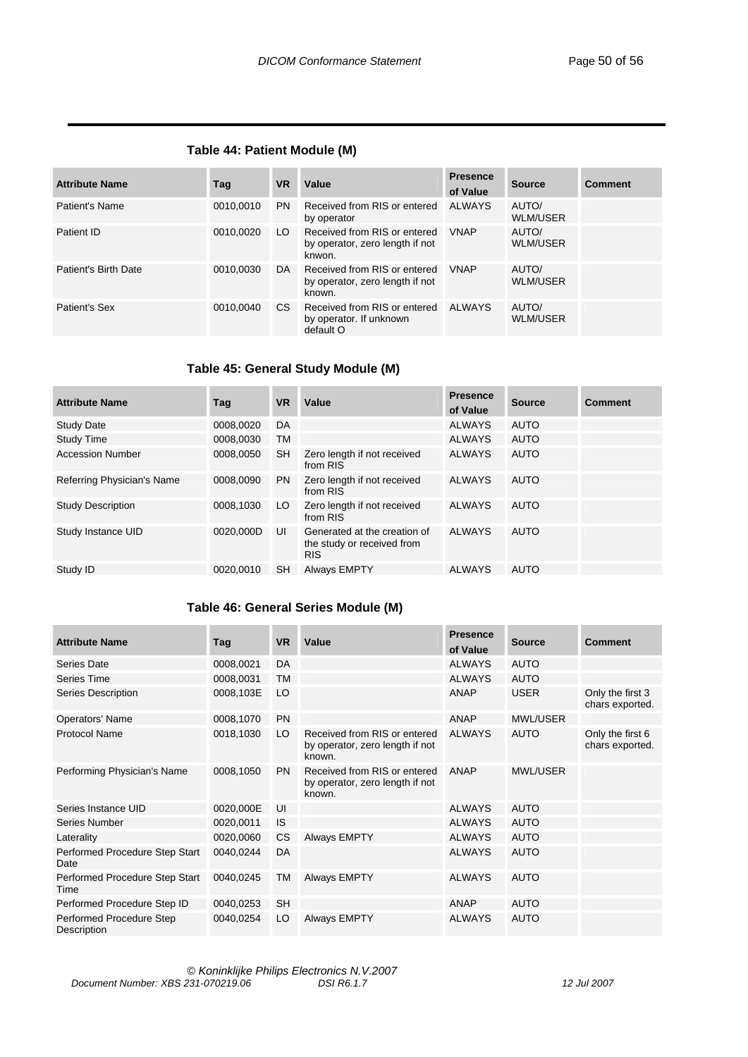**Table 44: Patient Module (M)**

| Attribute Name | Tag | VR | Value | Presence of Value | Source | Comment |
|---|---|---|---|---|---|---|
| Patient's Name | 0010,0010 | PN | Received from RIS or entered by operator | ALWAYS | AUTO/ WLM/USER | |
| Patient ID | 0010,0020 | LO | Received from RIS or entered by operator, zero length if not knwon. | VNAP | AUTO/ WLM/USER | |
| Patient's Birth Date | 0010,0030 | DA | Received from RIS or entered by operator, zero length if not known. | VNAP | AUTO/ WLM/USER | |
| Patient's Sex | 0010,0040 | CS | Received from RIS or entered by operator. If unknown default O | ALWAYS | AUTO/ WLM/USER | |

**Table 45: General Study Module (M)**

| Attribute Name | Tag | VR | Value | Presence of Value | Source | Comment |
|---|---|---|---|---|---|---|
| Study Date | 0008,0020 | DA | | ALWAYS | AUTO | |
| Study Time | 0008,0030 | TM | | ALWAYS | AUTO | |
| Accession Number | 0008,0050 | SH | Zero length if not received from RIS | ALWAYS | AUTO | |
| Referring Physician's Name | 0008,0090 | PN | Zero length if not received from RIS | ALWAYS | AUTO | |
| Study Description | 0008,1030 | LO | Zero length if not received from RIS | ALWAYS | AUTO | |
| Study Instance UID | 0020,000D | UI | Generated at the creation of the study or received from RIS | ALWAYS | AUTO | |
| Study ID | 0020,0010 | SH | Always EMPTY | ALWAYS | AUTO | |

**Table 46: General Series Module (M)**

| Attribute Name | Tag | VR | Value | Presence of Value | Source | Comment |
|---|---|---|---|---|---|---|
| Series Date | 0008,0021 | DA | | ALWAYS | AUTO | |
| Series Time | 0008,0031 | TM | | ALWAYS | AUTO | |
| Series Description | 0008,103E | LO | | ANAP | USER | Only the first 3 chars exported. |
| Operators' Name | 0008,1070 | PN | | ANAP | MWL/USER | |
| Protocol Name | 0018,1030 | LO | Received from RIS or entered by operator, zero length if not known. | ALWAYS | AUTO | Only the first 6 chars exported. |
| Performing Physician's Name | 0008,1050 | PN | Received from RIS or entered by operator, zero length if not known. | ANAP | MWL/USER | |
| Series Instance UID | 0020,000E | UI | | ALWAYS | AUTO | |
| Series Number | 0020,0011 | IS | | ALWAYS | AUTO | |
| Laterality | 0020,0060 | CS | Always EMPTY | ALWAYS | AUTO | |
| Performed Procedure Step Start Date | 0040,0244 | DA | | ALWAYS | AUTO | |
| Performed Procedure Step Start Time | 0040,0245 | TM | Always EMPTY | ALWAYS | AUTO | |
| Performed Procedure Step ID | 0040,0253 | SH | | ANAP | AUTO | |
| Performed Procedure Step Description | 0040,0254 | LO | Always EMPTY | ALWAYS | AUTO | |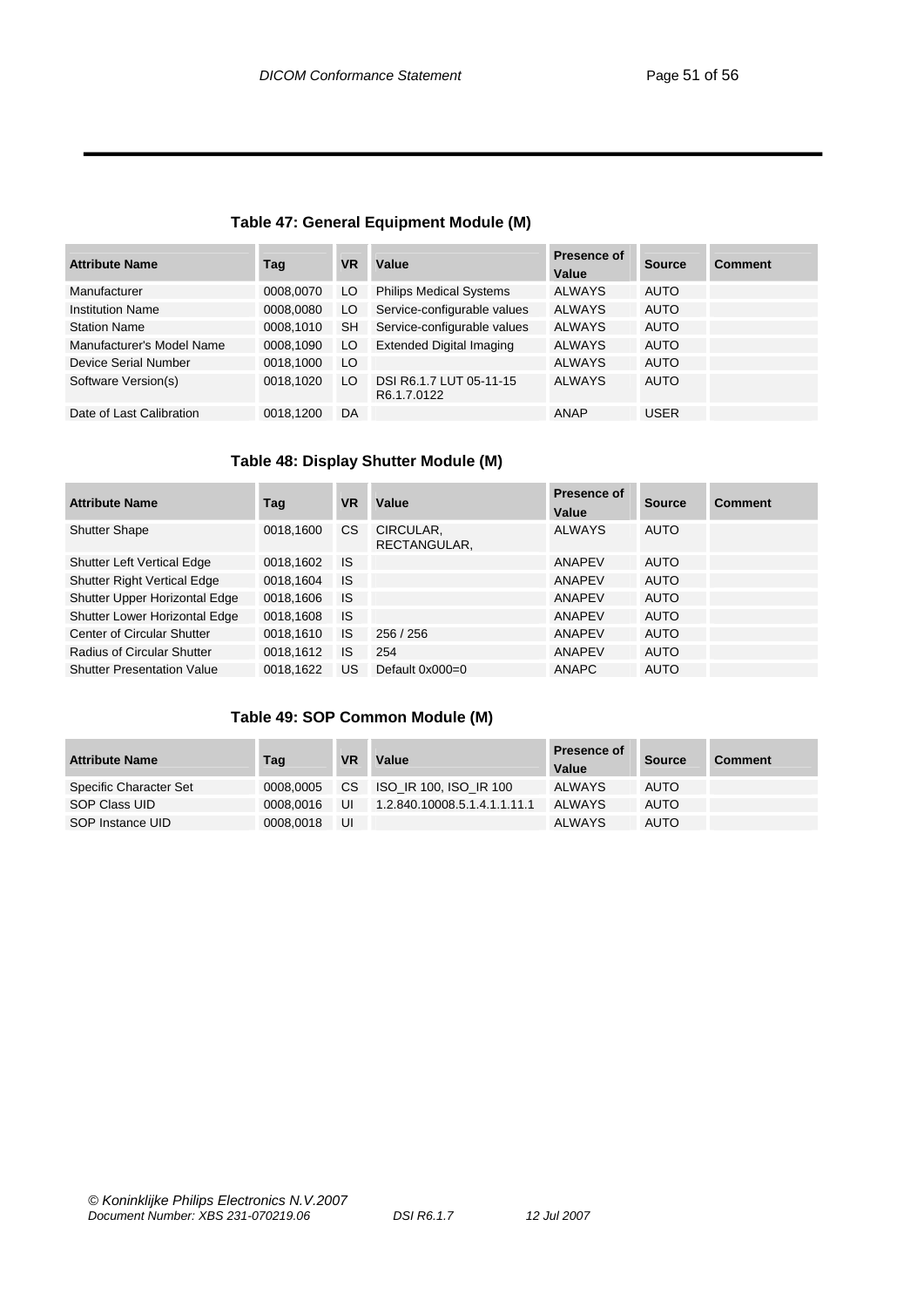### Table 47: General Equipment Module (M)

| Attribute Name | Tag | VR | Value | Presence of Value | Source | Comment |
|---|---|---|---|---|---|---|
| Manufacturer | 0008,0070 | LO | Philips Medical Systems | ALWAYS | AUTO | |
| Institution Name | 0008,0080 | LO | Service-configurable values | ALWAYS | AUTO | |
| Station Name | 0008,1010 | SH | Service-configurable values | ALWAYS | AUTO | |
| Manufacturer's Model Name | 0008,1090 | LO | Extended Digital Imaging | ALWAYS | AUTO | |
| Device Serial Number | 0018,1000 | LO | | ALWAYS | AUTO | |
| Software Version(s) | 0018,1020 | LO | DSI R6.1.7 LUT 05-11-15 R6.1.7.0122 | ALWAYS | AUTO | |
| Date of Last Calibration | 0018,1200 | DA | | ANAP | USER | |

### Table 48: Display Shutter Module (M)

| Attribute Name | Tag | VR | Value | Presence of Value | Source | Comment |
|---|---|---|---|---|---|---|
| Shutter Shape | 0018,1600 | CS | CIRCULAR, RECTANGULAR, | ALWAYS | AUTO | |
| Shutter Left Vertical Edge | 0018,1602 | IS | | ANAPEV | AUTO | |
| Shutter Right Vertical Edge | 0018,1604 | IS | | ANAPEV | AUTO | |
| Shutter Upper Horizontal Edge | 0018,1606 | IS | | ANAPEV | AUTO | |
| Shutter Lower Horizontal Edge | 0018,1608 | IS | | ANAPEV | AUTO | |
| Center of Circular Shutter | 0018,1610 | IS | 256 / 256 | ANAPEV | AUTO | |
| Radius of Circular Shutter | 0018,1612 | IS | 254 | ANAPEV | AUTO | |
| Shutter Presentation Value | 0018,1622 | US | Default 0x000=0 | ANAPC | AUTO | |

### Table 49: SOP Common Module (M)

| Attribute Name | Tag | VR | Value | Presence of Value | Source | Comment |
|---|---|---|---|---|---|---|
| Specific Character Set | 0008,0005 | CS | ISO_IR 100, ISO_IR 100 | ALWAYS | AUTO | |
| SOP Class UID | 0008,0016 | UI | 1.2.840.10008.5.1.4.1.1.11.1 | ALWAYS | AUTO | |
| SOP Instance UID | 0008,0018 | UI | | ALWAYS | AUTO | |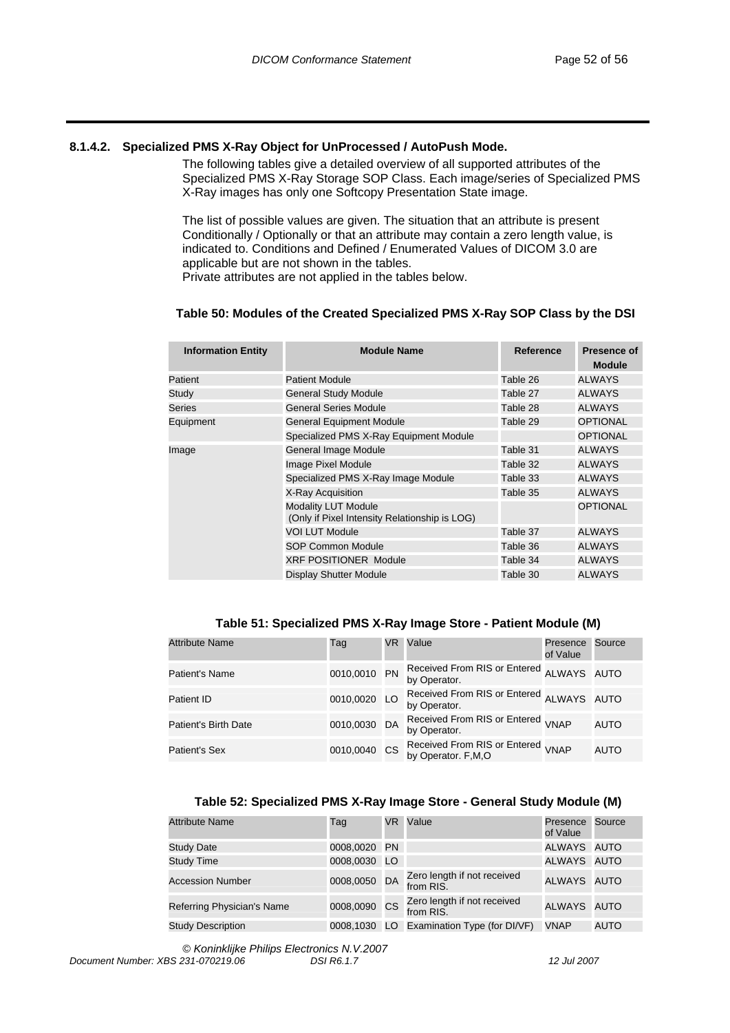### 8.1.4.2. Specialized PMS X-Ray Object for UnProcessed / AutoPush Mode.

The following tables give a detailed overview of all supported attributes of the Specialized PMS X-Ray Storage SOP Class. Each image/series of Specialized PMS X-Ray images has only one Softcopy Presentation State image.

The list of possible values are given. The situation that an attribute is present Conditionally / Optionally or that an attribute may contain a zero length value, is indicated to. Conditions and Defined / Enumerated Values of DICOM 3.0 are applicable but are not shown in the tables.
Private attributes are not applied in the tables below.

**Table 50: Modules of the Created Specialized PMS X-Ray SOP Class by the DSI**

| Information Entity | Module Name | Reference | Presence of Module |
|---|---|---|---|
| Patient | Patient Module | Table 26 | ALWAYS |
| Study | General Study Module | Table 27 | ALWAYS |
| Series | General Series Module | Table 28 | ALWAYS |
| Equipment | General Equipment Module | Table 29 | OPTIONAL |
| | Specialized PMS X-Ray Equipment Module | | OPTIONAL |
| Image | General Image Module | Table 31 | ALWAYS |
| | Image Pixel Module | Table 32 | ALWAYS |
| | Specialized PMS X-Ray Image Module | Table 33 | ALWAYS |
| | X-Ray Acquisition | Table 35 | ALWAYS |
| | Modality LUT Module (Only if Pixel Intensity Relationship is LOG) | | OPTIONAL |
| | VOI LUT Module | Table 37 | ALWAYS |
| | SOP Common Module | Table 36 | ALWAYS |
| | XRF POSITIONER Module | Table 34 | ALWAYS |
| | Display Shutter Module | Table 30 | ALWAYS |

**Table 51: Specialized PMS X-Ray Image Store - Patient Module (M)**

| Attribute Name | Tag | VR | Value | Presence of Value | Source |
|---|---|---|---|---|---|
| Patient's Name | 0010,0010 | PN | Received From RIS or Entered by Operator. | ALWAYS | AUTO |
| Patient ID | 0010,0020 | LO | Received From RIS or Entered by Operator. | ALWAYS | AUTO |
| Patient's Birth Date | 0010,0030 | DA | Received From RIS or Entered by Operator. | VNAP | AUTO |
| Patient's Sex | 0010,0040 | CS | Received From RIS or Entered by Operator. F,M,O | VNAP | AUTO |

**Table 52: Specialized PMS X-Ray Image Store - General Study Module (M)**

| Attribute Name | Tag | VR | Value | Presence of Value | Source |
|---|---|---|---|---|---|
| Study Date | 0008,0020 | PN | | ALWAYS | AUTO |
| Study Time | 0008,0030 | LO | | ALWAYS | AUTO |
| Accession Number | 0008,0050 | DA | Zero length if not received from RIS. | ALWAYS | AUTO |
| Referring Physician's Name | 0008,0090 | CS | Zero length if not received from RIS. | ALWAYS | AUTO |
| Study Description | 0008,1030 | LO | Examination Type (for DI/VF) | VNAP | AUTO |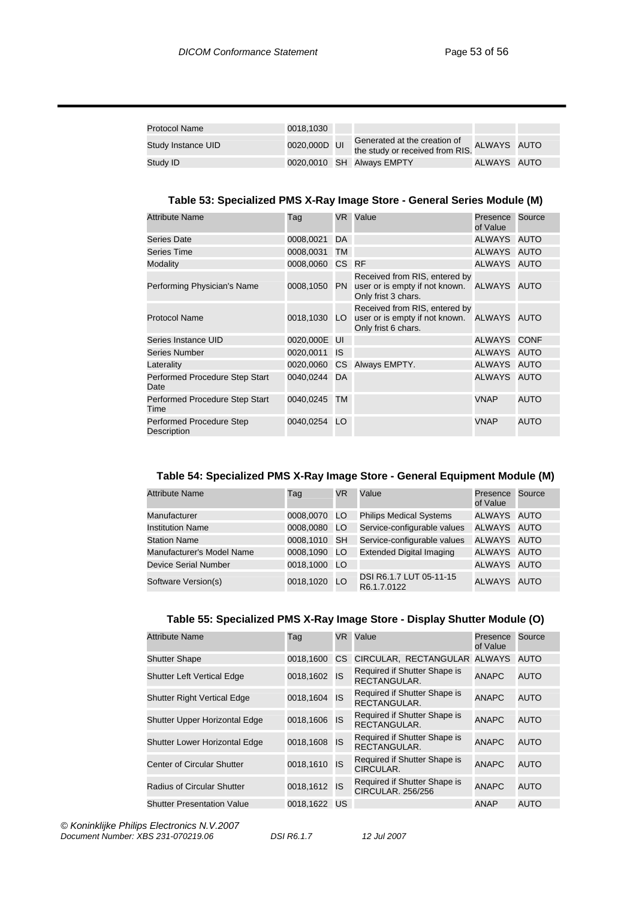| Protocol Name | 0018,1030 | | | | |
|---|---|---|---|---|---|
| Study Instance UID | 0020,000D | UI | Generated at the creation of the study or received from RIS. | ALWAYS | AUTO |
| Study ID | 0020,0010 | SH | Always EMPTY | ALWAYS | AUTO |

### Table 53: Specialized PMS X-Ray Image Store - General Series Module (M)

| Attribute Name | Tag | VR | Value | Presence of Value | Source |
|---|---|---|---|---|---|
| Series Date | 0008,0021 | DA | | ALWAYS | AUTO |
| Series Time | 0008,0031 | TM | | ALWAYS | AUTO |
| Modality | 0008,0060 | CS | RF | ALWAYS | AUTO |
| Performing Physician's Name | 0008,1050 | PN | Received from RIS, entered by user or is empty if not known. Only frist 3 chars. | ALWAYS | AUTO |
| Protocol Name | 0018,1030 | LO | Received from RIS, entered by user or is empty if not known. Only frist 6 chars. | ALWAYS | AUTO |
| Series Instance UID | 0020,000E | UI | | ALWAYS | CONF |
| Series Number | 0020,0011 | IS | | ALWAYS | AUTO |
| Laterality | 0020,0060 | CS | Always EMPTY. | ALWAYS | AUTO |
| Performed Procedure Step Start Date | 0040,0244 | DA | | ALWAYS | AUTO |
| Performed Procedure Step Start Time | 0040,0245 | TM | | VNAP | AUTO |
| Performed Procedure Step Description | 0040,0254 | LO | | VNAP | AUTO |

### Table 54: Specialized PMS X-Ray Image Store - General Equipment Module (M)

| Attribute Name | Tag | VR | Value | Presence of Value | Source |
|---|---|---|---|---|---|
| Manufacturer | 0008,0070 | LO | Philips Medical Systems | ALWAYS | AUTO |
| Institution Name | 0008,0080 | LO | Service-configurable values | ALWAYS | AUTO |
| Station Name | 0008,1010 | SH | Service-configurable values | ALWAYS | AUTO |
| Manufacturer's Model Name | 0008,1090 | LO | Extended Digital Imaging | ALWAYS | AUTO |
| Device Serial Number | 0018,1000 | LO | | ALWAYS | AUTO |
| Software Version(s) | 0018,1020 | LO | DSI R6.1.7 LUT 05-11-15 R6.1.7.0122 | ALWAYS | AUTO |

### Table 55: Specialized PMS X-Ray Image Store - Display Shutter Module (O)

| Attribute Name | Tag | VR | Value | Presence of Value | Source |
|---|---|---|---|---|---|
| Shutter Shape | 0018,1600 | CS | CIRCULAR, RECTANGULAR | ALWAYS | AUTO |
| Shutter Left Vertical Edge | 0018,1602 | IS | Required if Shutter Shape is RECTANGULAR. | ANAPC | AUTO |
| Shutter Right Vertical Edge | 0018,1604 | IS | Required if Shutter Shape is RECTANGULAR. | ANAPC | AUTO |
| Shutter Upper Horizontal Edge | 0018,1606 | IS | Required if Shutter Shape is RECTANGULAR. | ANAPC | AUTO |
| Shutter Lower Horizontal Edge | 0018,1608 | IS | Required if Shutter Shape is RECTANGULAR. | ANAPC | AUTO |
| Center of Circular Shutter | 0018,1610 | IS | Required if Shutter Shape is CIRCULAR. | ANAPC | AUTO |
| Radius of Circular Shutter | 0018,1612 | IS | Required if Shutter Shape is CIRCULAR. 256/256 | ANAPC | AUTO |
| Shutter Presentation Value | 0018,1622 | US | | ANAP | AUTO |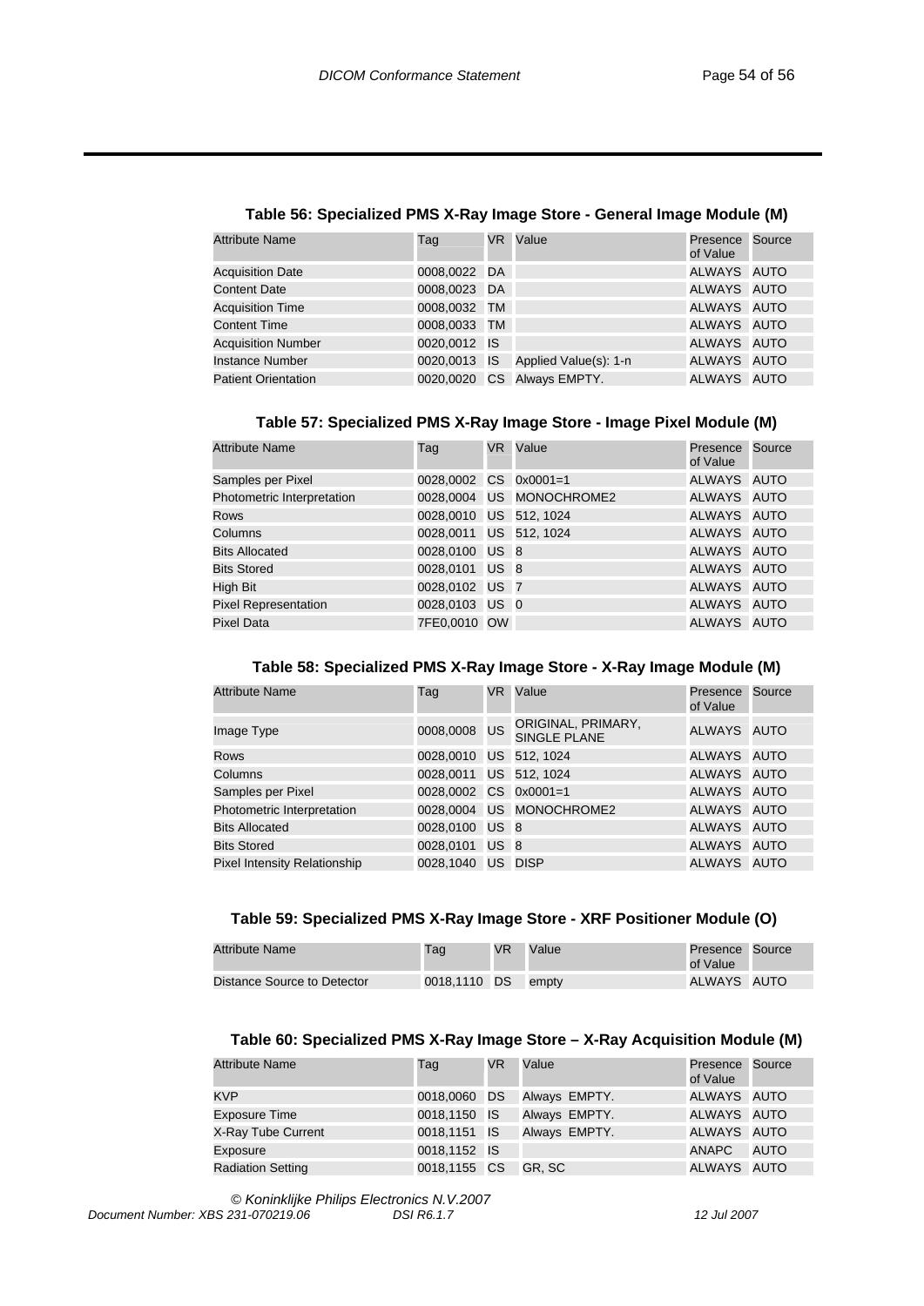**Table 56: Specialized PMS X-Ray Image Store - General Image Module (M)**

| Attribute Name | Tag | VR | Value | Presence of Value | Source |
|---|---|---|---|---|---|
| Acquisition Date | 0008,0022 | DA | | ALWAYS | AUTO |
| Content Date | 0008,0023 | DA | | ALWAYS | AUTO |
| Acquisition Time | 0008,0032 | TM | | ALWAYS | AUTO |
| Content Time | 0008,0033 | TM | | ALWAYS | AUTO |
| Acquisition Number | 0020,0012 | IS | | ALWAYS | AUTO |
| Instance Number | 0020,0013 | IS | Applied Value(s): 1-n | ALWAYS | AUTO |
| Patient Orientation | 0020,0020 | CS | Always EMPTY. | ALWAYS | AUTO |

**Table 57: Specialized PMS X-Ray Image Store - Image Pixel Module (M)**

| Attribute Name | Tag | VR | Value | Presence of Value | Source |
|---|---|---|---|---|---|
| Samples per Pixel | 0028,0002 | CS | 0x0001=1 | ALWAYS | AUTO |
| Photometric Interpretation | 0028,0004 | US | MONOCHROME2 | ALWAYS | AUTO |
| Rows | 0028,0010 | US | 512, 1024 | ALWAYS | AUTO |
| Columns | 0028,0011 | US | 512, 1024 | ALWAYS | AUTO |
| Bits Allocated | 0028,0100 | US | 8 | ALWAYS | AUTO |
| Bits Stored | 0028,0101 | US | 8 | ALWAYS | AUTO |
| High Bit | 0028,0102 | US | 7 | ALWAYS | AUTO |
| Pixel Representation | 0028,0103 | US | 0 | ALWAYS | AUTO |
| Pixel Data | 7FE0,0010 | OW | | ALWAYS | AUTO |

**Table 58: Specialized PMS X-Ray Image Store - X-Ray Image Module (M)**

| Attribute Name | Tag | VR | Value | Presence of Value | Source |
|---|---|---|---|---|---|
| Image Type | 0008,0008 | US | ORIGINAL, PRIMARY, SINGLE PLANE | ALWAYS | AUTO |
| Rows | 0028,0010 | US | 512, 1024 | ALWAYS | AUTO |
| Columns | 0028,0011 | US | 512, 1024 | ALWAYS | AUTO |
| Samples per Pixel | 0028,0002 | CS | 0x0001=1 | ALWAYS | AUTO |
| Photometric Interpretation | 0028,0004 | US | MONOCHROME2 | ALWAYS | AUTO |
| Bits Allocated | 0028,0100 | US | 8 | ALWAYS | AUTO |
| Bits Stored | 0028,0101 | US | 8 | ALWAYS | AUTO |
| Pixel Intensity Relationship | 0028,1040 | US | DISP | ALWAYS | AUTO |

**Table 59: Specialized PMS X-Ray Image Store - XRF Positioner Module (O)**

| Attribute Name | Tag | VR | Value | Presence of Value | Source |
|---|---|---|---|---|---|
| Distance Source to Detector | 0018,1110 | DS | empty | ALWAYS | AUTO |

**Table 60: Specialized PMS X-Ray Image Store – X-Ray Acquisition Module (M)**

| Attribute Name | Tag | VR | Value | Presence of Value | Source |
|---|---|---|---|---|---|
| KVP | 0018,0060 | DS | Always EMPTY. | ALWAYS | AUTO |
| Exposure Time | 0018,1150 | IS | Always EMPTY. | ALWAYS | AUTO |
| X-Ray Tube Current | 0018,1151 | IS | Always EMPTY. | ALWAYS | AUTO |
| Exposure | 0018,1152 | IS | | ANAPC | AUTO |
| Radiation Setting | 0018,1155 | CS | GR, SC | ALWAYS | AUTO |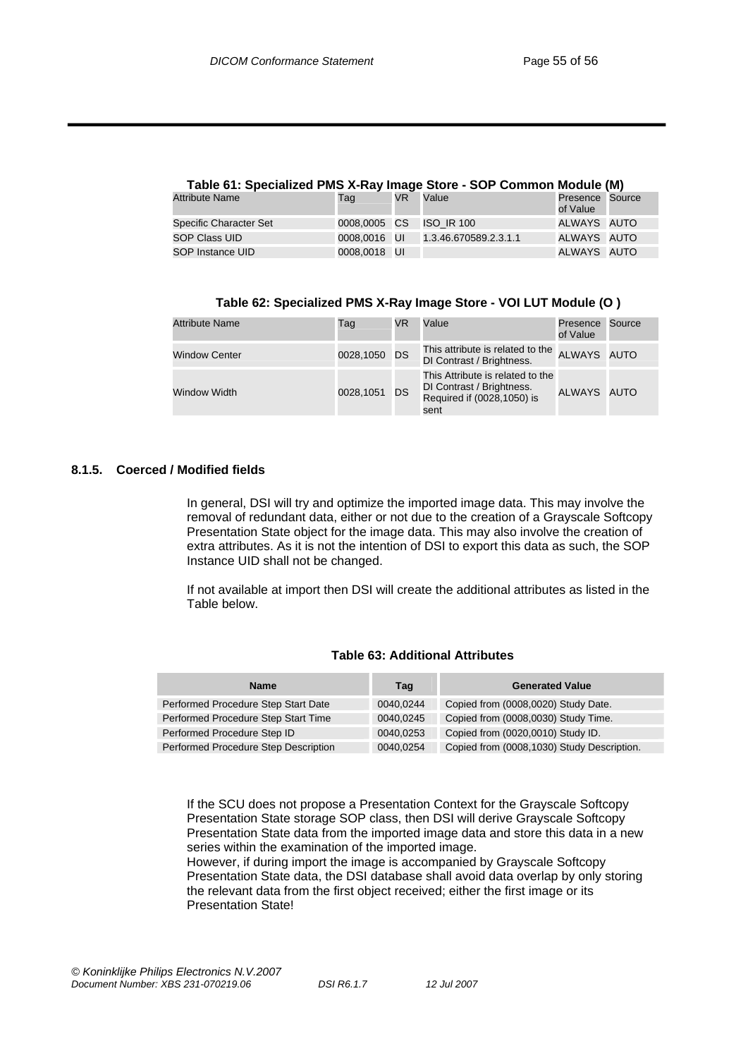**Table 61: Specialized PMS X-Ray Image Store - SOP Common Module (M)**

| Attribute Name | Tag | VR | Value | Presence of Value | Source |
|---|---|---|---|---|---|
| Specific Character Set | 0008,0005 | CS | ISO_IR 100 | ALWAYS | AUTO |
| SOP Class UID | 0008,0016 | UI | 1.3.46.670589.2.3.1.1 | ALWAYS | AUTO |
| SOP Instance UID | 0008,0018 | UI | | ALWAYS | AUTO |

**Table 62: Specialized PMS X-Ray Image Store - VOI LUT Module (O )**

| Attribute Name | Tag | VR | Value | Presence of Value | Source |
|---|---|---|---|---|---|
| Window Center | 0028,1050 | DS | This attribute is related to the DI Contrast / Brightness. | ALWAYS | AUTO |
| Window Width | 0028,1051 | DS | This Attribute is related to the DI Contrast / Brightness. Required if (0028,1050) is sent | ALWAYS | AUTO |

### 8.1.5. Coerced / Modified fields

In general, DSI will try and optimize the imported image data. This may involve the removal of redundant data, either or not due to the creation of a Grayscale Softcopy Presentation State object for the image data. This may also involve the creation of extra attributes. As it is not the intention of DSI to export this data as such, the SOP Instance UID shall not be changed.

If not available at import then DSI will create the additional attributes as listed in the Table below.

**Table 63: Additional Attributes**

| Name | Tag | Generated Value |
|---|---|---|
| Performed Procedure Step Start Date | 0040,0244 | Copied from (0008,0020) Study Date. |
| Performed Procedure Step Start Time | 0040,0245 | Copied from (0008,0030) Study Time. |
| Performed Procedure Step ID | 0040,0253 | Copied from (0020,0010) Study ID. |
| Performed Procedure Step Description | 0040,0254 | Copied from (0008,1030) Study Description. |

If the SCU does not propose a Presentation Context for the Grayscale Softcopy Presentation State storage SOP class, then DSI will derive Grayscale Softcopy Presentation State data from the imported image data and store this data in a new series within the examination of the imported image.
However, if during import the image is accompanied by Grayscale Softcopy Presentation State data, the DSI database shall avoid data overlap by only storing the relevant data from the first object received; either the first image or its Presentation State!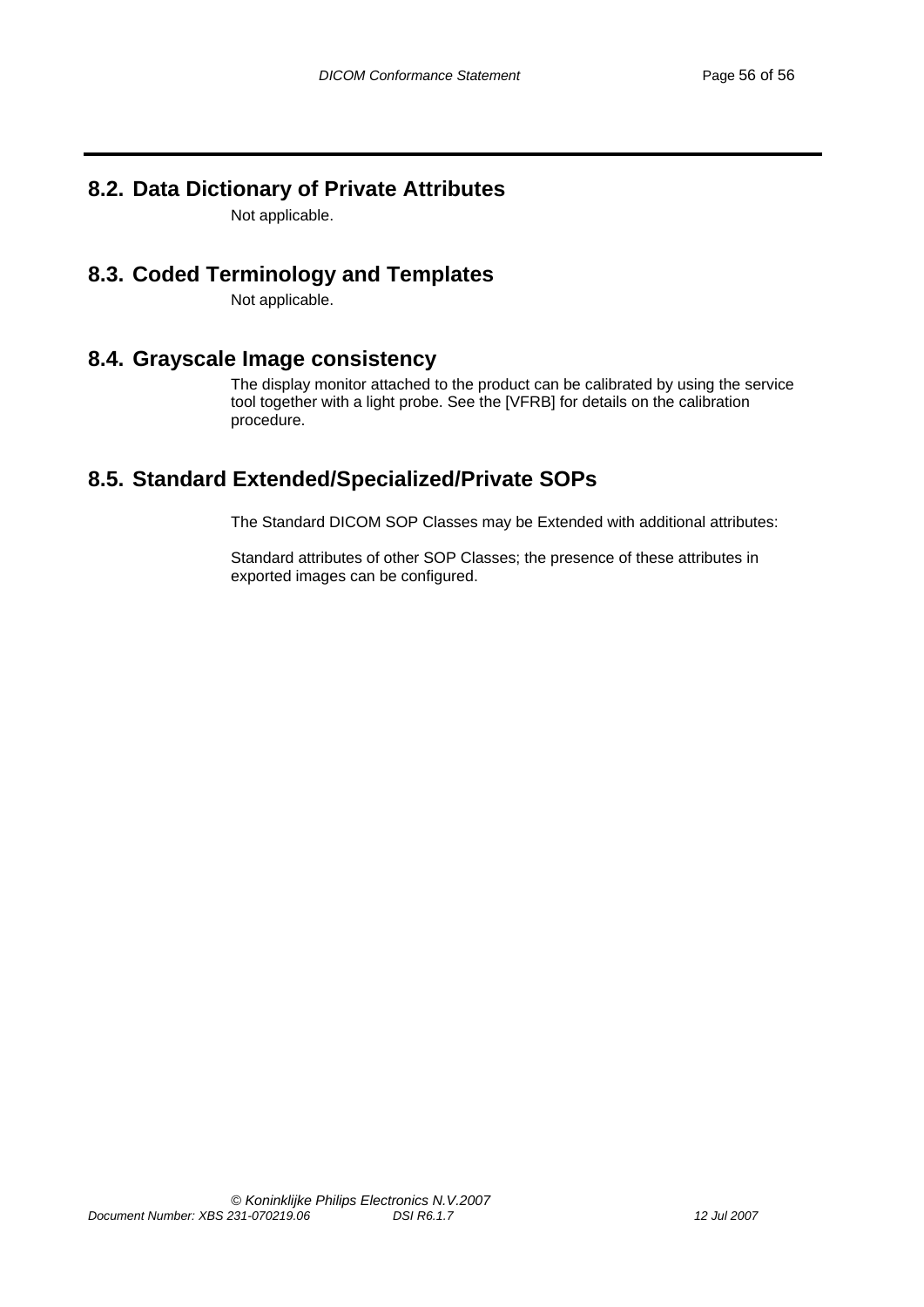## 8.2. Data Dictionary of Private Attributes

Not applicable.

## 8.3. Coded Terminology and Templates

Not applicable.

## 8.4. Grayscale Image consistency

The display monitor attached to the product can be calibrated by using the service tool together with a light probe. See the [VFRB] for details on the calibration procedure.

## 8.5. Standard Extended/Specialized/Private SOPs

The Standard DICOM SOP Classes may be Extended with additional attributes:

Standard attributes of other SOP Classes; the presence of these attributes in exported images can be configured.